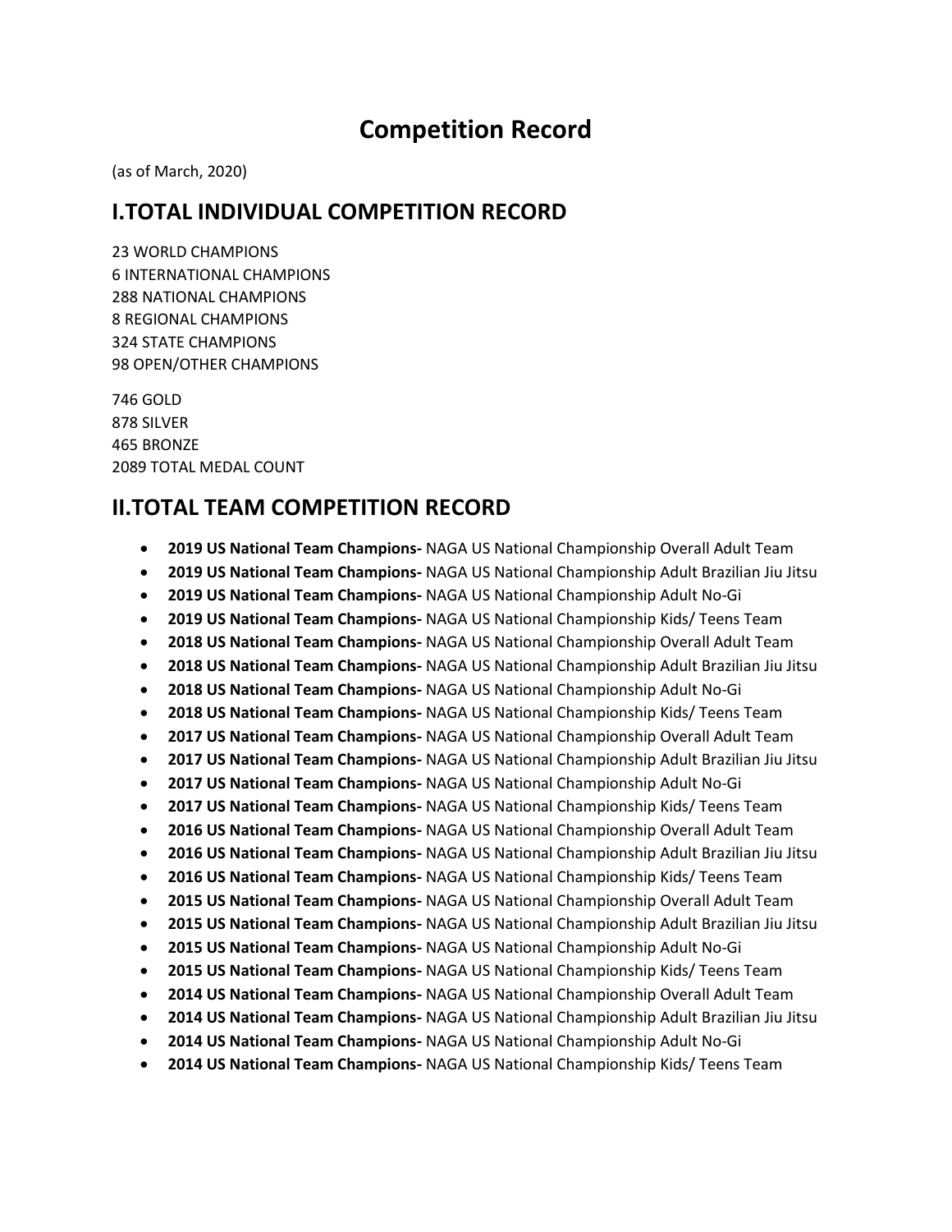# Competition Record

(as of March, 2020)

## I.TOTAL INDIVIDUAL COMPETITION RECORD

23 WORLD CHAMPIONS
6 INTERNATIONAL CHAMPIONS
288 NATIONAL CHAMPIONS
8 REGIONAL CHAMPIONS
324 STATE CHAMPIONS
98 OPEN/OTHER CHAMPIONS

746 GOLD
878 SILVER
465 BRONZE
2089 TOTAL MEDAL COUNT

## II.TOTAL TEAM COMPETITION RECORD

- **2019 US National Team Champions-** NAGA US National Championship Overall Adult Team
- **2019 US National Team Champions-** NAGA US National Championship Adult Brazilian Jiu Jitsu
- **2019 US National Team Champions-** NAGA US National Championship Adult No-Gi
- **2019 US National Team Champions-** NAGA US National Championship Kids/ Teens Team
- **2018 US National Team Champions-** NAGA US National Championship Overall Adult Team
- **2018 US National Team Champions-** NAGA US National Championship Adult Brazilian Jiu Jitsu
- **2018 US National Team Champions-** NAGA US National Championship Adult No-Gi
- **2018 US National Team Champions-** NAGA US National Championship Kids/ Teens Team
- **2017 US National Team Champions-** NAGA US National Championship Overall Adult Team
- **2017 US National Team Champions-** NAGA US National Championship Adult Brazilian Jiu Jitsu
- **2017 US National Team Champions-** NAGA US National Championship Adult No-Gi
- **2017 US National Team Champions-** NAGA US National Championship Kids/ Teens Team
- **2016 US National Team Champions-** NAGA US National Championship Overall Adult Team
- **2016 US National Team Champions-** NAGA US National Championship Adult Brazilian Jiu Jitsu
- **2016 US National Team Champions-** NAGA US National Championship Kids/ Teens Team
- **2015 US National Team Champions-** NAGA US National Championship Overall Adult Team
- **2015 US National Team Champions-** NAGA US National Championship Adult Brazilian Jiu Jitsu
- **2015 US National Team Champions-** NAGA US National Championship Adult No-Gi
- **2015 US National Team Champions-** NAGA US National Championship Kids/ Teens Team
- **2014 US National Team Champions-** NAGA US National Championship Overall Adult Team
- **2014 US National Team Champions-** NAGA US National Championship Adult Brazilian Jiu Jitsu
- **2014 US National Team Champions-** NAGA US National Championship Adult No-Gi
- **2014 US National Team Champions-** NAGA US National Championship Kids/ Teens Team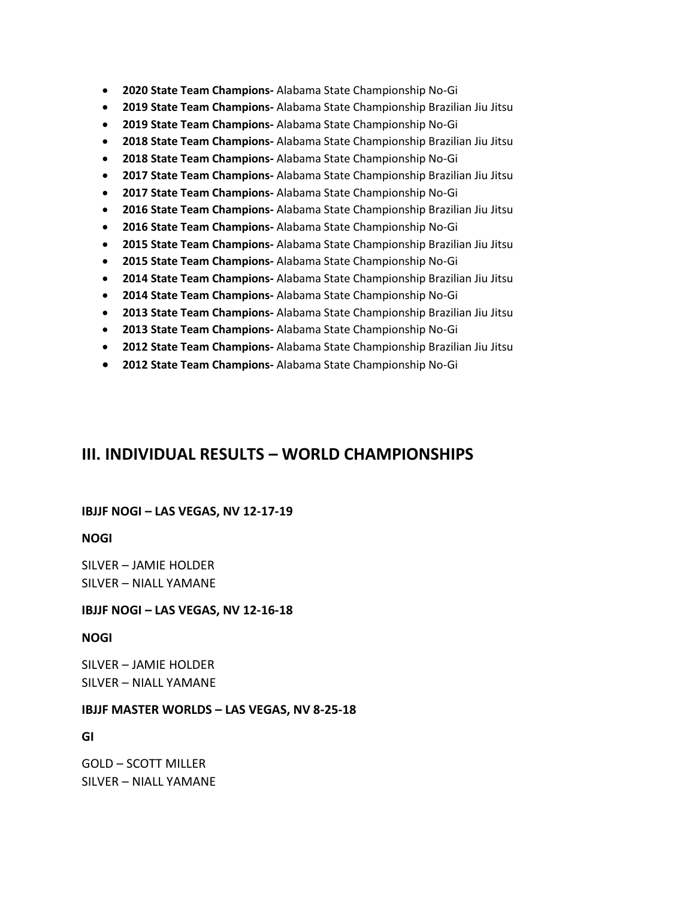- **2020 State Team Champions-** Alabama State Championship No-Gi
- **2019 State Team Champions-** Alabama State Championship Brazilian Jiu Jitsu
- **2019 State Team Champions-** Alabama State Championship No-Gi
- **2018 State Team Champions-** Alabama State Championship Brazilian Jiu Jitsu
- **2018 State Team Champions-** Alabama State Championship No-Gi
- **2017 State Team Champions-** Alabama State Championship Brazilian Jiu Jitsu
- **2017 State Team Champions-** Alabama State Championship No-Gi
- **2016 State Team Champions-** Alabama State Championship Brazilian Jiu Jitsu
- **2016 State Team Champions-** Alabama State Championship No-Gi
- **2015 State Team Champions-** Alabama State Championship Brazilian Jiu Jitsu
- **2015 State Team Champions-** Alabama State Championship No-Gi
- **2014 State Team Champions-** Alabama State Championship Brazilian Jiu Jitsu
- **2014 State Team Champions-** Alabama State Championship No-Gi
- **2013 State Team Champions-** Alabama State Championship Brazilian Jiu Jitsu
- **2013 State Team Champions-** Alabama State Championship No-Gi
- **2012 State Team Champions-** Alabama State Championship Brazilian Jiu Jitsu
- **2012 State Team Champions-** Alabama State Championship No-Gi

## III. INDIVIDUAL RESULTS – WORLD CHAMPIONSHIPS

**IBJJF NOGI – LAS VEGAS, NV 12-17-19**

**NOGI**

SILVER – JAMIE HOLDER
SILVER – NIALL YAMANE

**IBJJF NOGI – LAS VEGAS, NV 12-16-18**

**NOGI**

SILVER – JAMIE HOLDER
SILVER – NIALL YAMANE

**IBJJF MASTER WORLDS – LAS VEGAS, NV 8-25-18**

**GI**

GOLD – SCOTT MILLER
SILVER – NIALL YAMANE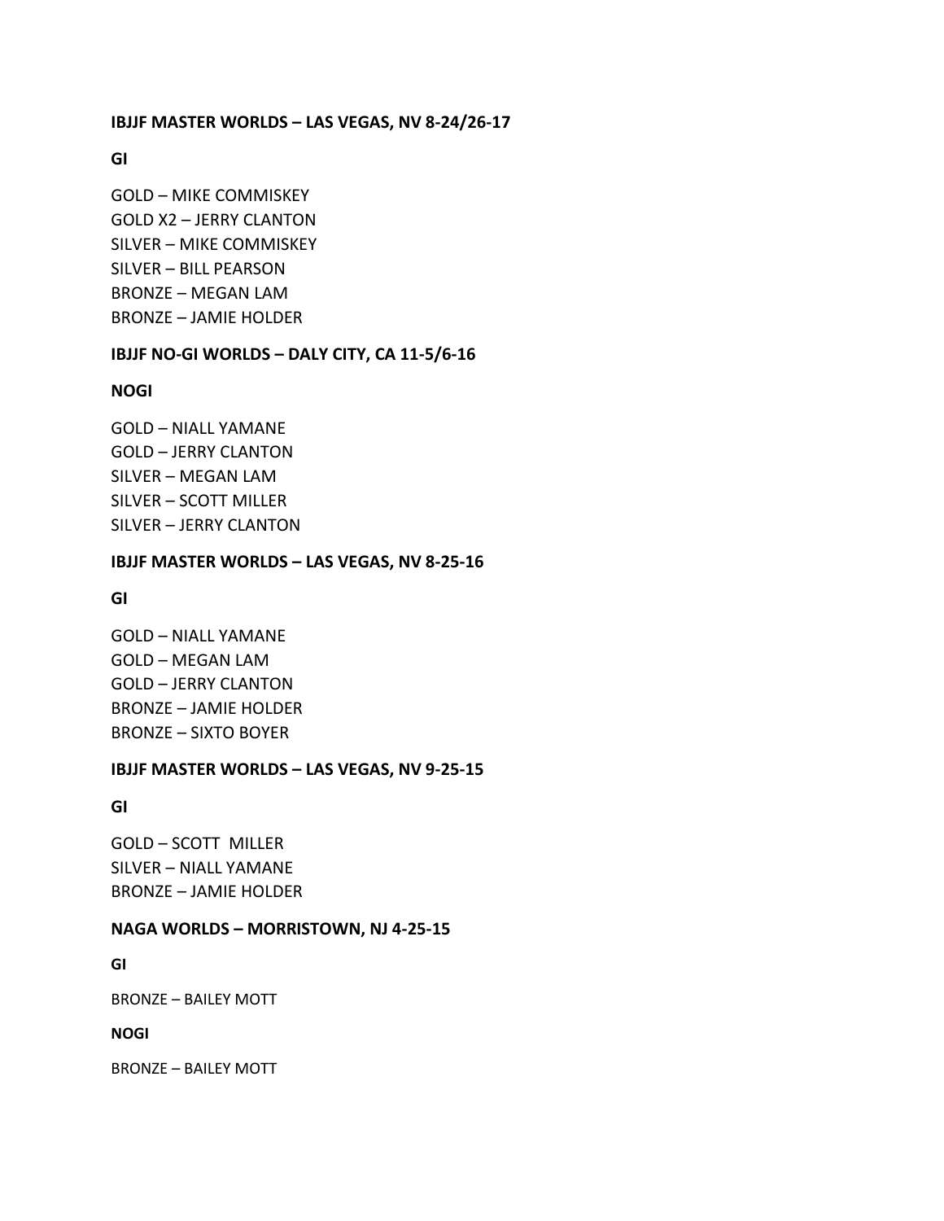**IBJJF MASTER WORLDS – LAS VEGAS, NV 8-24/26-17**

**GI**

GOLD – MIKE COMMISKEY
GOLD X2 – JERRY CLANTON
SILVER – MIKE COMMISKEY
SILVER – BILL PEARSON
BRONZE – MEGAN LAM
BRONZE – JAMIE HOLDER

**IBJJF NO-GI WORLDS – DALY CITY, CA 11-5/6-16**

**NOGI**

GOLD – NIALL YAMANE
GOLD – JERRY CLANTON
SILVER – MEGAN LAM
SILVER – SCOTT MILLER
SILVER – JERRY CLANTON

**IBJJF MASTER WORLDS – LAS VEGAS, NV 8-25-16**

**GI**

GOLD – NIALL YAMANE
GOLD – MEGAN LAM
GOLD – JERRY CLANTON
BRONZE – JAMIE HOLDER
BRONZE – SIXTO BOYER

**IBJJF MASTER WORLDS – LAS VEGAS, NV 9-25-15**

**GI**

GOLD – SCOTT MILLER
SILVER – NIALL YAMANE
BRONZE – JAMIE HOLDER

**NAGA WORLDS – MORRISTOWN, NJ 4-25-15**

**GI**

BRONZE – BAILEY MOTT

**NOGI**

BRONZE – BAILEY MOTT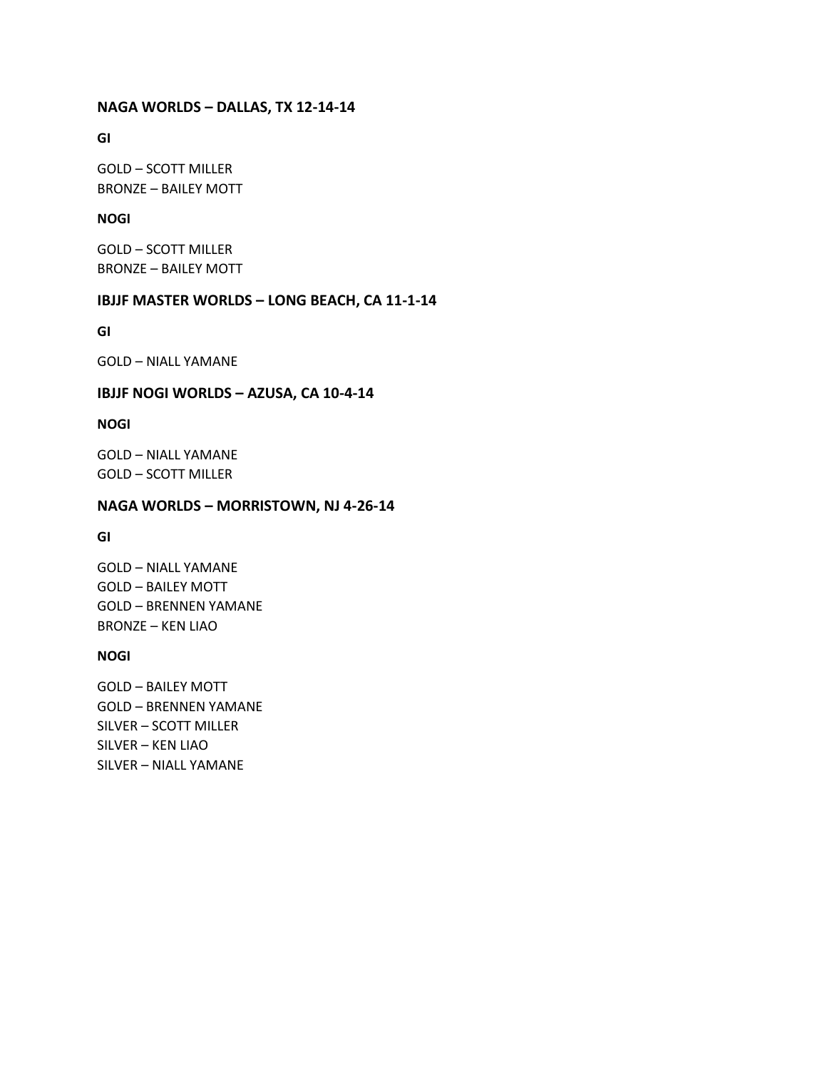## NAGA WORLDS – DALLAS, TX 12-14-14

**GI**

GOLD – SCOTT MILLER
BRONZE – BAILEY MOTT

**NOGI**

GOLD – SCOTT MILLER
BRONZE – BAILEY MOTT

## IBJJF MASTER WORLDS – LONG BEACH, CA 11-1-14

**GI**

GOLD – NIALL YAMANE

## IBJJF NOGI WORLDS – AZUSA, CA 10-4-14

**NOGI**

GOLD – NIALL YAMANE
GOLD – SCOTT MILLER

## NAGA WORLDS – MORRISTOWN, NJ 4-26-14

**GI**

GOLD – NIALL YAMANE
GOLD – BAILEY MOTT
GOLD – BRENNEN YAMANE
BRONZE – KEN LIAO

**NOGI**

GOLD – BAILEY MOTT
GOLD – BRENNEN YAMANE
SILVER – SCOTT MILLER
SILVER – KEN LIAO
SILVER – NIALL YAMANE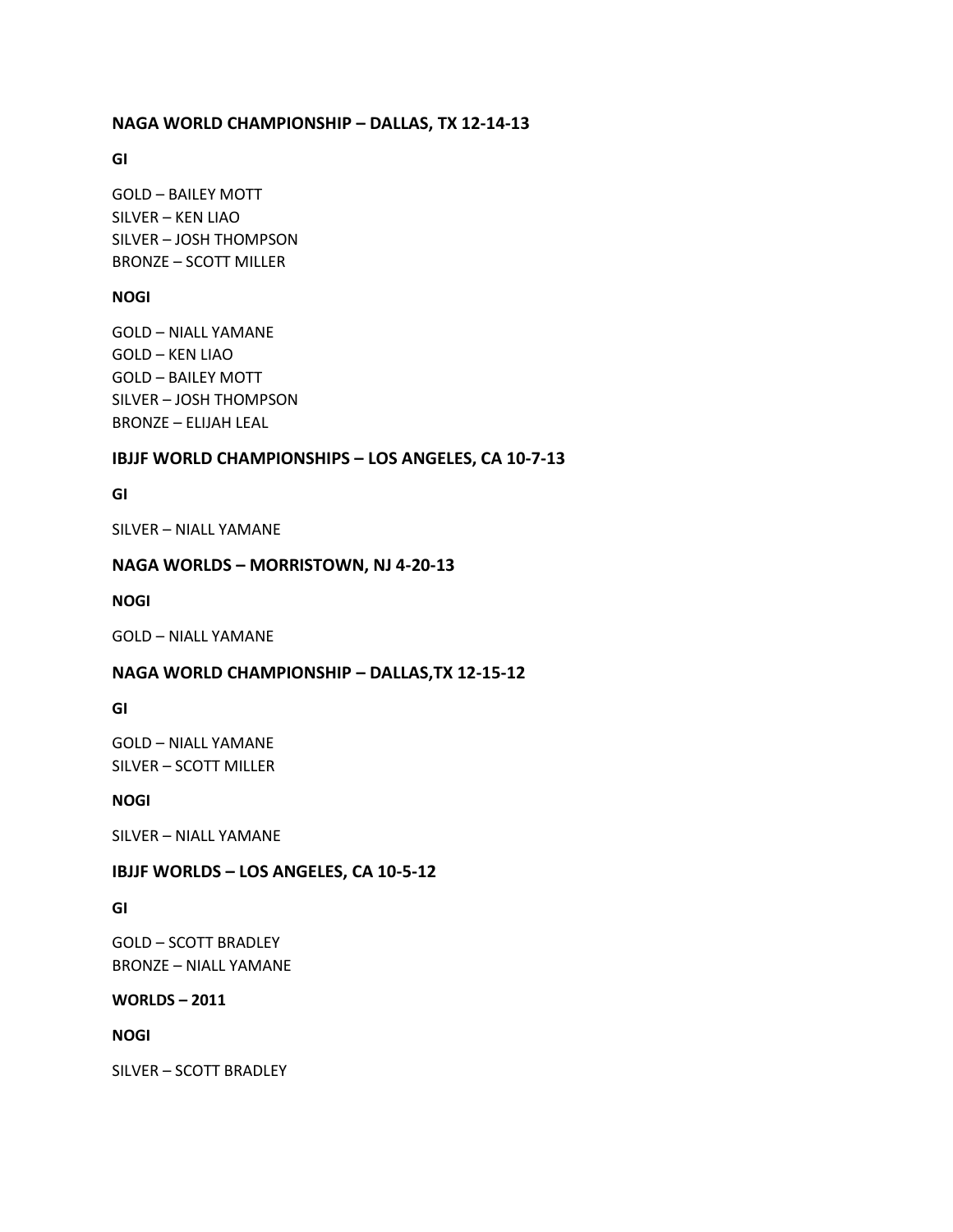### NAGA WORLD CHAMPIONSHIP – DALLAS, TX 12-14-13

**GI**

GOLD – BAILEY MOTT
SILVER – KEN LIAO
SILVER – JOSH THOMPSON
BRONZE – SCOTT MILLER

**NOGI**

GOLD – NIALL YAMANE
GOLD – KEN LIAO
GOLD – BAILEY MOTT
SILVER – JOSH THOMPSON
BRONZE – ELIJAH LEAL

### IBJJF WORLD CHAMPIONSHIPS – LOS ANGELES, CA 10-7-13

**GI**

SILVER – NIALL YAMANE

### NAGA WORLDS – MORRISTOWN, NJ 4-20-13

**NOGI**

GOLD – NIALL YAMANE

### NAGA WORLD CHAMPIONSHIP – DALLAS,TX 12-15-12

**GI**

GOLD – NIALL YAMANE
SILVER – SCOTT MILLER

**NOGI**

SILVER – NIALL YAMANE

### IBJJF WORLDS – LOS ANGELES, CA 10-5-12

**GI**

GOLD – SCOTT BRADLEY
BRONZE – NIALL YAMANE

**WORLDS – 2011**

**NOGI**

SILVER – SCOTT BRADLEY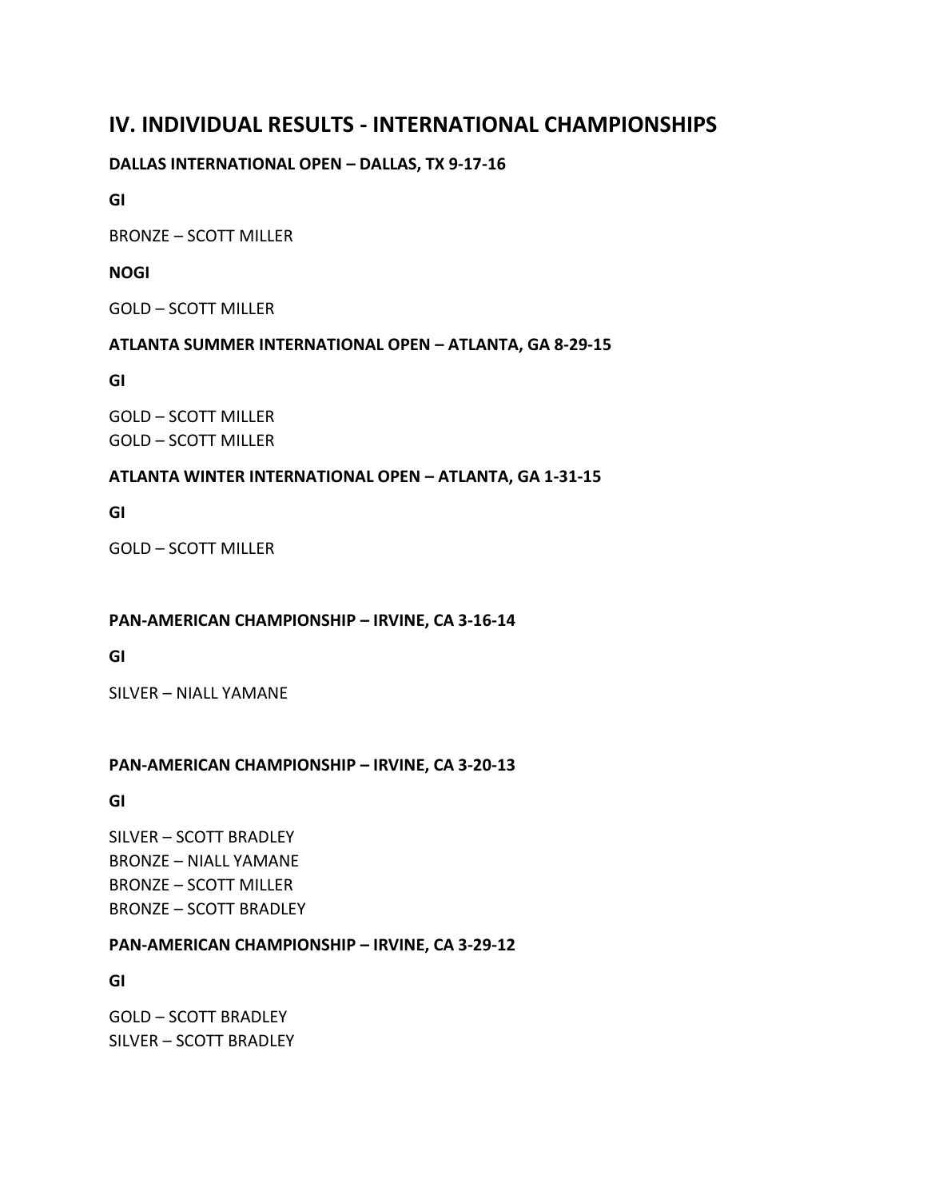## IV. INDIVIDUAL RESULTS - INTERNATIONAL CHAMPIONSHIPS

**DALLAS INTERNATIONAL OPEN – DALLAS, TX 9-17-16**

**GI**

BRONZE – SCOTT MILLER

**NOGI**

GOLD – SCOTT MILLER

**ATLANTA SUMMER INTERNATIONAL OPEN – ATLANTA, GA 8-29-15**

**GI**

GOLD – SCOTT MILLER
GOLD – SCOTT MILLER

**ATLANTA WINTER INTERNATIONAL OPEN – ATLANTA, GA 1-31-15**

**GI**

GOLD – SCOTT MILLER

**PAN-AMERICAN CHAMPIONSHIP – IRVINE, CA 3-16-14**

**GI**

SILVER – NIALL YAMANE

**PAN-AMERICAN CHAMPIONSHIP – IRVINE, CA 3-20-13**

**GI**

SILVER – SCOTT BRADLEY
BRONZE – NIALL YAMANE
BRONZE – SCOTT MILLER
BRONZE – SCOTT BRADLEY

**PAN-AMERICAN CHAMPIONSHIP – IRVINE, CA 3-29-12**

**GI**

GOLD – SCOTT BRADLEY
SILVER – SCOTT BRADLEY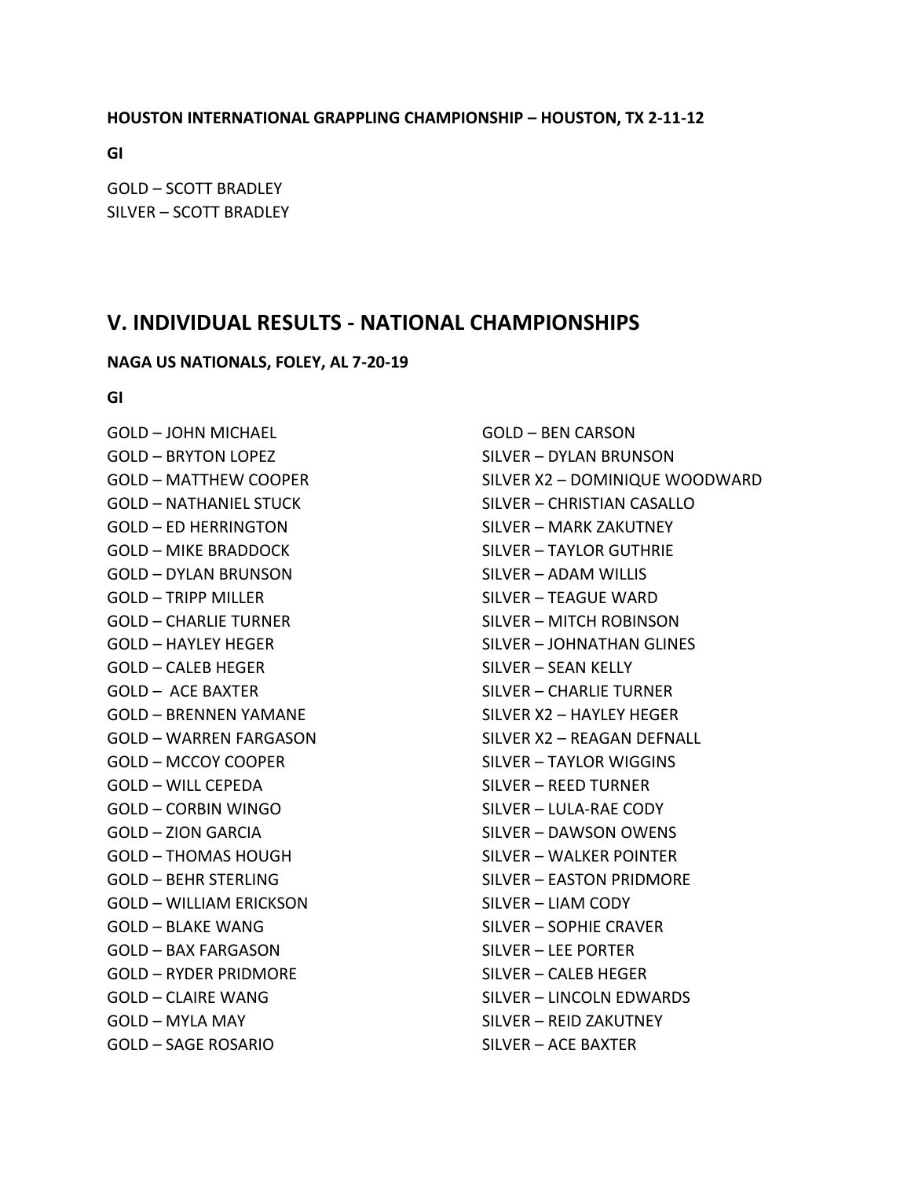**HOUSTON INTERNATIONAL GRAPPLING CHAMPIONSHIP – HOUSTON, TX 2-11-12**

**GI**

GOLD – SCOTT BRADLEY
SILVER – SCOTT BRADLEY

## V. INDIVIDUAL RESULTS - NATIONAL CHAMPIONSHIPS

**NAGA US NATIONALS, FOLEY, AL 7-20-19**

**GI**

GOLD – JOHN MICHAEL
GOLD – BRYTON LOPEZ
GOLD – MATTHEW COOPER
GOLD – NATHANIEL STUCK
GOLD – ED HERRINGTON
GOLD – MIKE BRADDOCK
GOLD – DYLAN BRUNSON
GOLD – TRIPP MILLER
GOLD – CHARLIE TURNER
GOLD – HAYLEY HEGER
GOLD – CALEB HEGER
GOLD – ACE BAXTER
GOLD – BRENNEN YAMANE
GOLD – WARREN FARGASON
GOLD – MCCOY COOPER
GOLD – WILL CEPEDA
GOLD – CORBIN WINGO
GOLD – ZION GARCIA
GOLD – THOMAS HOUGH
GOLD – BEHR STERLING
GOLD – WILLIAM ERICKSON
GOLD – BLAKE WANG
GOLD – BAX FARGASON
GOLD – RYDER PRIDMORE
GOLD – CLAIRE WANG
GOLD – MYLA MAY
GOLD – SAGE ROSARIO
GOLD – BEN CARSON
SILVER – DYLAN BRUNSON
SILVER X2 – DOMINIQUE WOODWARD
SILVER – CHRISTIAN CASALLO
SILVER – MARK ZAKUTNEY
SILVER – TAYLOR GUTHRIE
SILVER – ADAM WILLIS
SILVER – TEAGUE WARD
SILVER – MITCH ROBINSON
SILVER – JOHNATHAN GLINES
SILVER – SEAN KELLY
SILVER – CHARLIE TURNER
SILVER X2 – HAYLEY HEGER
SILVER X2 – REAGAN DEFNALL
SILVER – TAYLOR WIGGINS
SILVER – REED TURNER
SILVER – LULA-RAE CODY
SILVER – DAWSON OWENS
SILVER – WALKER POINTER
SILVER – EASTON PRIDMORE
SILVER – LIAM CODY
SILVER – SOPHIE CRAVER
SILVER – LEE PORTER
SILVER – CALEB HEGER
SILVER – LINCOLN EDWARDS
SILVER – REID ZAKUTNEY
SILVER – ACE BAXTER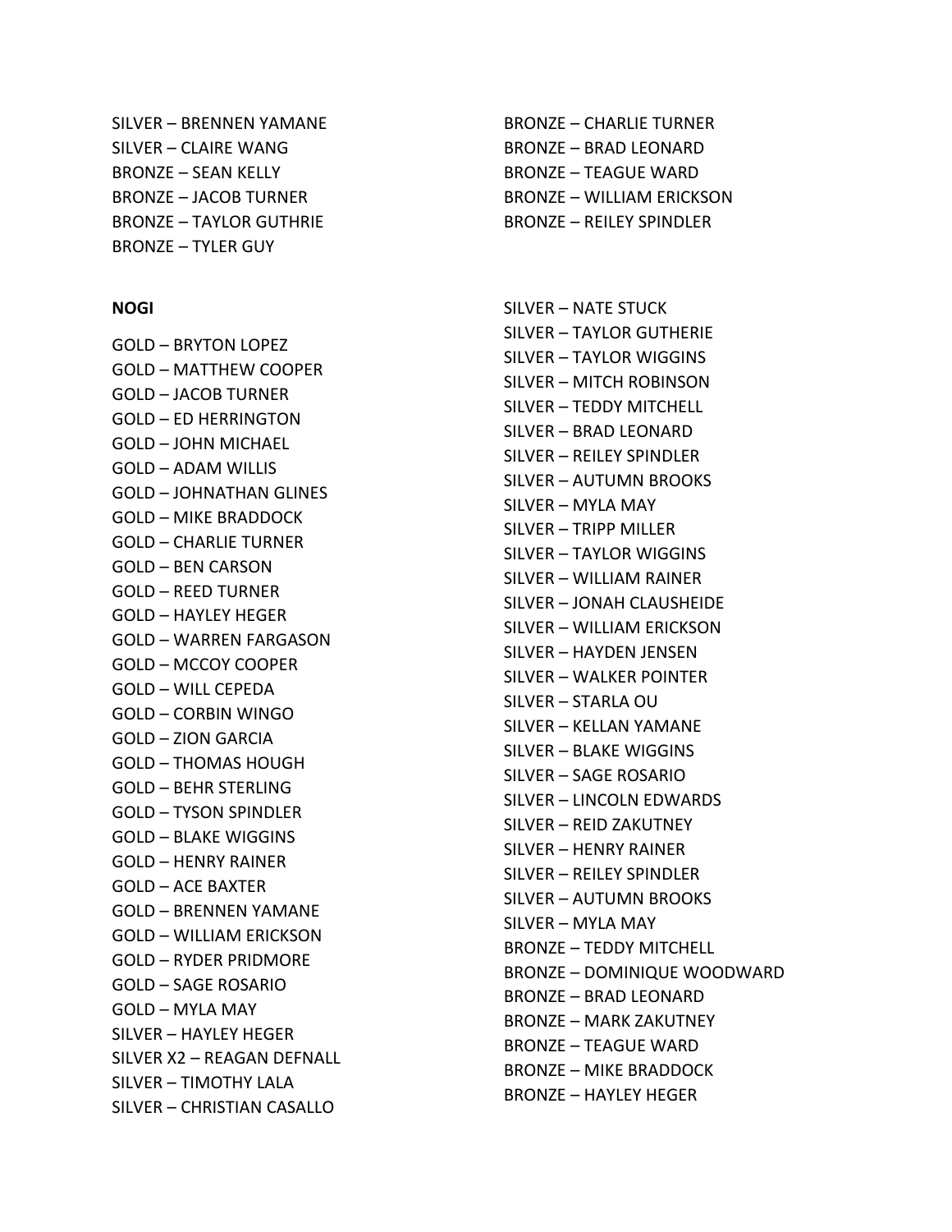SILVER – BRENNEN YAMANE
SILVER – CLAIRE WANG
BRONZE – SEAN KELLY
BRONZE – JACOB TURNER
BRONZE – TAYLOR GUTHRIE
BRONZE – TYLER GUY
BRONZE – CHARLIE TURNER
BRONZE – BRAD LEONARD
BRONZE – TEAGUE WARD
BRONZE – WILLIAM ERICKSON
BRONZE – REILEY SPINDLER

**NOGI**

GOLD – BRYTON LOPEZ
GOLD – MATTHEW COOPER
GOLD – JACOB TURNER
GOLD – ED HERRINGTON
GOLD – JOHN MICHAEL
GOLD – ADAM WILLIS
GOLD – JOHNATHAN GLINES
GOLD – MIKE BRADDOCK
GOLD – CHARLIE TURNER
GOLD – BEN CARSON
GOLD – REED TURNER
GOLD – HAYLEY HEGER
GOLD – WARREN FARGASON
GOLD – MCCOY COOPER
GOLD – WILL CEPEDA
GOLD – CORBIN WINGO
GOLD – ZION GARCIA
GOLD – THOMAS HOUGH
GOLD – BEHR STERLING
GOLD – TYSON SPINDLER
GOLD – BLAKE WIGGINS
GOLD – HENRY RAINER
GOLD – ACE BAXTER
GOLD – BRENNEN YAMANE
GOLD – WILLIAM ERICKSON
GOLD – RYDER PRIDMORE
GOLD – SAGE ROSARIO
GOLD – MYLA MAY
SILVER – HAYLEY HEGER
SILVER X2 – REAGAN DEFNALL
SILVER – TIMOTHY LALA
SILVER – CHRISTIAN CASALLO
SILVER – NATE STUCK
SILVER – TAYLOR GUTHERIE
SILVER – TAYLOR WIGGINS
SILVER – MITCH ROBINSON
SILVER – TEDDY MITCHELL
SILVER – BRAD LEONARD
SILVER – REILEY SPINDLER
SILVER – AUTUMN BROOKS
SILVER – MYLA MAY
SILVER – TRIPP MILLER
SILVER – TAYLOR WIGGINS
SILVER – WILLIAM RAINER
SILVER – JONAH CLAUSHEIDE
SILVER – WILLIAM ERICKSON
SILVER – HAYDEN JENSEN
SILVER – WALKER POINTER
SILVER – STARLA OU
SILVER – KELLAN YAMANE
SILVER – BLAKE WIGGINS
SILVER – SAGE ROSARIO
SILVER – LINCOLN EDWARDS
SILVER – REID ZAKUTNEY
SILVER – HENRY RAINER
SILVER – REILEY SPINDLER
SILVER – AUTUMN BROOKS
SILVER – MYLA MAY
BRONZE – TEDDY MITCHELL
BRONZE – DOMINIQUE WOODWARD
BRONZE – BRAD LEONARD
BRONZE – MARK ZAKUTNEY
BRONZE – TEAGUE WARD
BRONZE – MIKE BRADDOCK
BRONZE – HAYLEY HEGER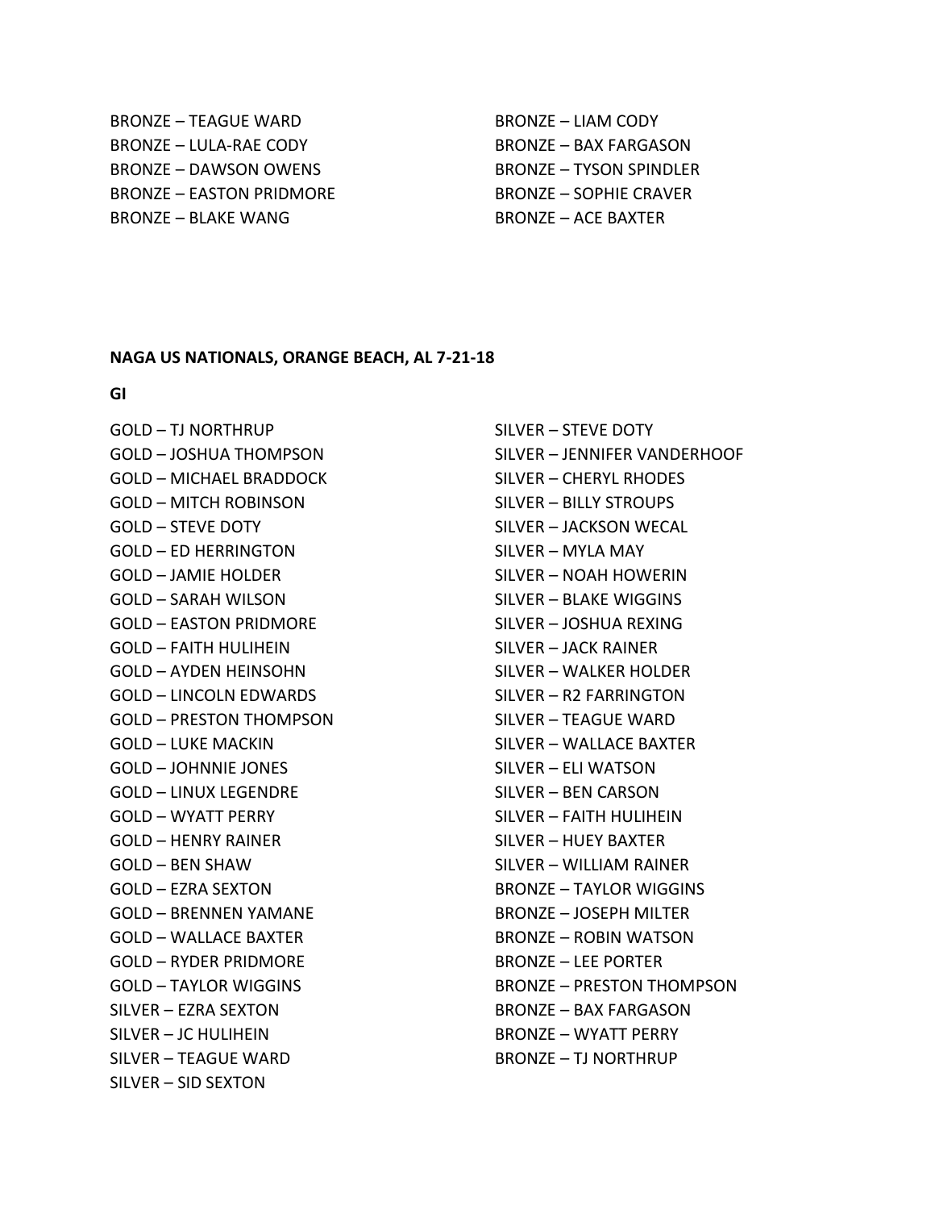BRONZE – TEAGUE WARD
BRONZE – LULA-RAE CODY
BRONZE – DAWSON OWENS
BRONZE – EASTON PRIDMORE
BRONZE – BLAKE WANG
BRONZE – LIAM CODY
BRONZE – BAX FARGASON
BRONZE – TYSON SPINDLER
BRONZE – SOPHIE CRAVER
BRONZE – ACE BAXTER

**NAGA US NATIONALS, ORANGE BEACH, AL 7-21-18**

**GI**

GOLD – TJ NORTHRUP
GOLD – JOSHUA THOMPSON
GOLD – MICHAEL BRADDOCK
GOLD – MITCH ROBINSON
GOLD – STEVE DOTY
GOLD – ED HERRINGTON
GOLD – JAMIE HOLDER
GOLD – SARAH WILSON
GOLD – EASTON PRIDMORE
GOLD – FAITH HULIHEIN
GOLD – AYDEN HEINSOHN
GOLD – LINCOLN EDWARDS
GOLD – PRESTON THOMPSON
GOLD – LUKE MACKIN
GOLD – JOHNNIE JONES
GOLD – LINUX LEGENDRE
GOLD – WYATT PERRY
GOLD – HENRY RAINER
GOLD – BEN SHAW
GOLD – EZRA SEXTON
GOLD – BRENNEN YAMANE
GOLD – WALLACE BAXTER
GOLD – RYDER PRIDMORE
GOLD – TAYLOR WIGGINS
SILVER – EZRA SEXTON
SILVER – JC HULIHEIN
SILVER – TEAGUE WARD
SILVER – SID SEXTON
SILVER – STEVE DOTY
SILVER – JENNIFER VANDERHOOF
SILVER – CHERYL RHODES
SILVER – BILLY STROUPS
SILVER – JACKSON WECAL
SILVER – MYLA MAY
SILVER – NOAH HOWERIN
SILVER – BLAKE WIGGINS
SILVER – JOSHUA REXING
SILVER – JACK RAINER
SILVER – WALKER HOLDER
SILVER – R2 FARRINGTON
SILVER – TEAGUE WARD
SILVER – WALLACE BAXTER
SILVER – ELI WATSON
SILVER – BEN CARSON
SILVER – FAITH HULIHEIN
SILVER – HUEY BAXTER
SILVER – WILLIAM RAINER
BRONZE – TAYLOR WIGGINS
BRONZE – JOSEPH MILTER
BRONZE – ROBIN WATSON
BRONZE – LEE PORTER
BRONZE – PRESTON THOMPSON
BRONZE – BAX FARGASON
BRONZE – WYATT PERRY
BRONZE – TJ NORTHRUP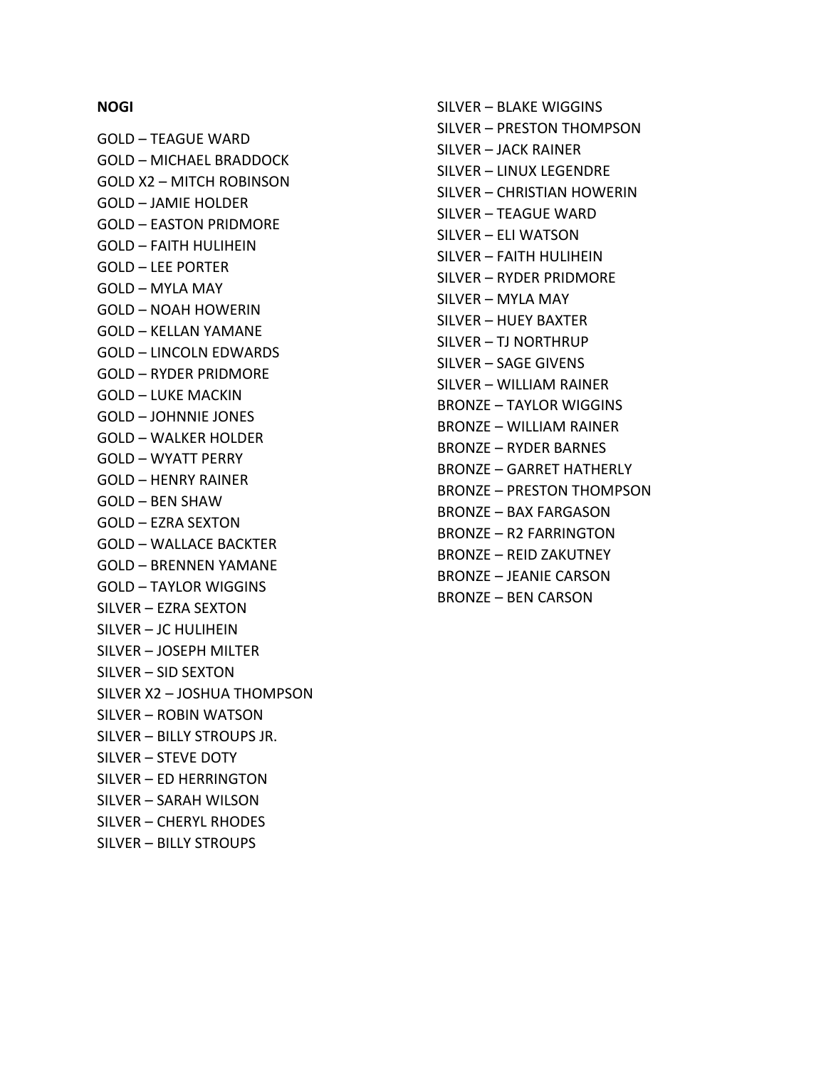**NOGI**

GOLD – TEAGUE WARD
GOLD – MICHAEL BRADDOCK
GOLD X2 – MITCH ROBINSON
GOLD – JAMIE HOLDER
GOLD – EASTON PRIDMORE
GOLD – FAITH HULIHEIN
GOLD – LEE PORTER
GOLD – MYLA MAY
GOLD – NOAH HOWERIN
GOLD – KELLAN YAMANE
GOLD – LINCOLN EDWARDS
GOLD – RYDER PRIDMORE
GOLD – LUKE MACKIN
GOLD – JOHNNIE JONES
GOLD – WALKER HOLDER
GOLD – WYATT PERRY
GOLD – HENRY RAINER
GOLD – BEN SHAW
GOLD – EZRA SEXTON
GOLD – WALLACE BACKTER
GOLD – BRENNEN YAMANE
GOLD – TAYLOR WIGGINS
SILVER – EZRA SEXTON
SILVER – JC HULIHEIN
SILVER – JOSEPH MILTER
SILVER – SID SEXTON
SILVER X2 – JOSHUA THOMPSON
SILVER – ROBIN WATSON
SILVER – BILLY STROUPS JR.
SILVER – STEVE DOTY
SILVER – ED HERRINGTON
SILVER – SARAH WILSON
SILVER – CHERYL RHODES
SILVER – BILLY STROUPS
SILVER – BLAKE WIGGINS
SILVER – PRESTON THOMPSON
SILVER – JACK RAINER
SILVER – LINUX LEGENDRE
SILVER – CHRISTIAN HOWERIN
SILVER – TEAGUE WARD
SILVER – ELI WATSON
SILVER – FAITH HULIHEIN
SILVER – RYDER PRIDMORE
SILVER – MYLA MAY
SILVER – HUEY BAXTER
SILVER – TJ NORTHRUP
SILVER – SAGE GIVENS
SILVER – WILLIAM RAINER
BRONZE – TAYLOR WIGGINS
BRONZE – WILLIAM RAINER
BRONZE – RYDER BARNES
BRONZE – GARRET HATHERLY
BRONZE – PRESTON THOMPSON
BRONZE – BAX FARGASON
BRONZE – R2 FARRINGTON
BRONZE – REID ZAKUTNEY
BRONZE – JEANIE CARSON
BRONZE – BEN CARSON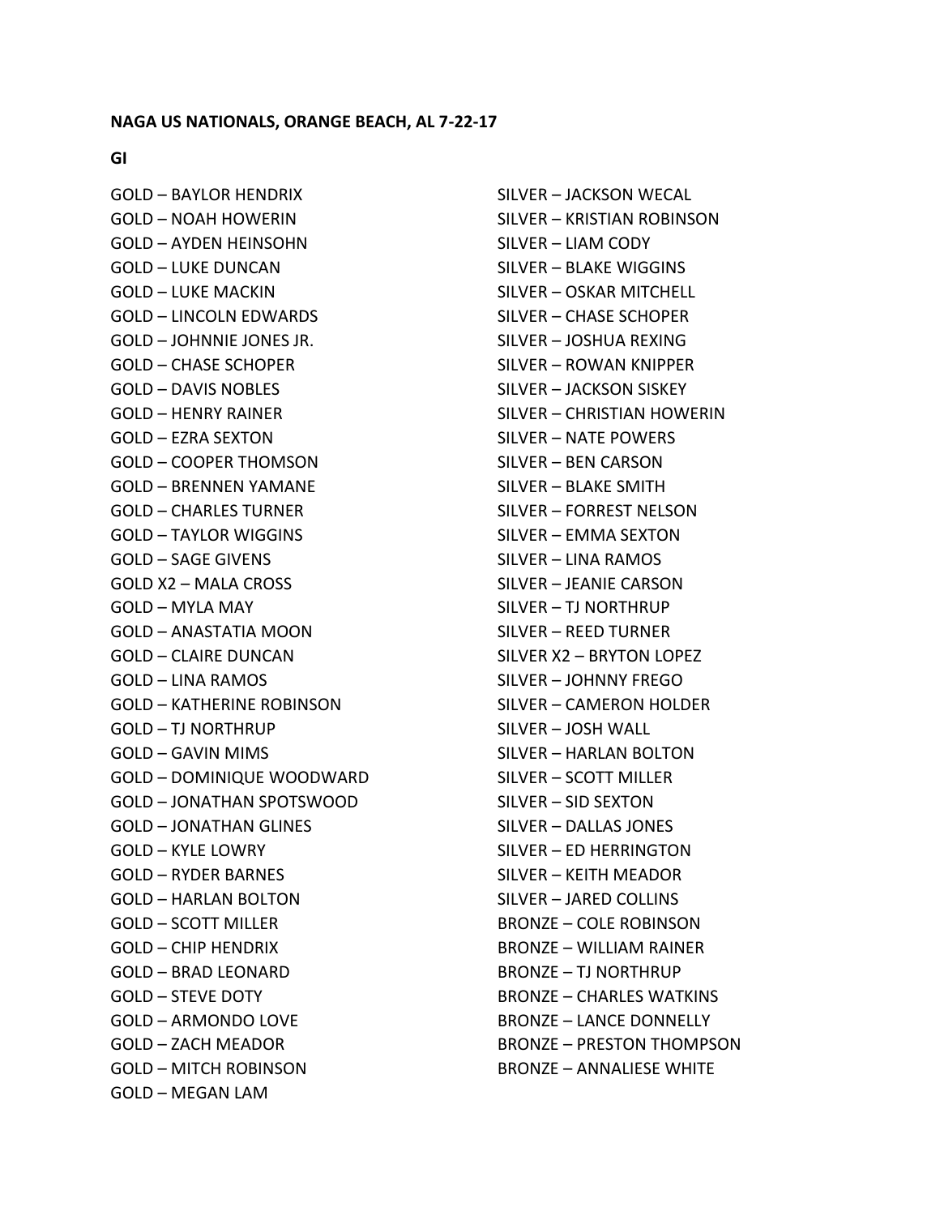**NAGA US NATIONALS, ORANGE BEACH, AL 7-22-17**

**GI**

GOLD – BAYLOR HENDRIX
GOLD – NOAH HOWERIN
GOLD – AYDEN HEINSOHN
GOLD – LUKE DUNCAN
GOLD – LUKE MACKIN
GOLD – LINCOLN EDWARDS
GOLD – JOHNNIE JONES JR.
GOLD – CHASE SCHOPER
GOLD – DAVIS NOBLES
GOLD – HENRY RAINER
GOLD – EZRA SEXTON
GOLD – COOPER THOMSON
GOLD – BRENNEN YAMANE
GOLD – CHARLES TURNER
GOLD – TAYLOR WIGGINS
GOLD – SAGE GIVENS
GOLD X2 – MALA CROSS
GOLD – MYLA MAY
GOLD – ANASTATIA MOON
GOLD – CLAIRE DUNCAN
GOLD – LINA RAMOS
GOLD – KATHERINE ROBINSON
GOLD – TJ NORTHRUP
GOLD – GAVIN MIMS
GOLD – DOMINIQUE WOODWARD
GOLD – JONATHAN SPOTSWOOD
GOLD – JONATHAN GLINES
GOLD – KYLE LOWRY
GOLD – RYDER BARNES
GOLD – HARLAN BOLTON
GOLD – SCOTT MILLER
GOLD – CHIP HENDRIX
GOLD – BRAD LEONARD
GOLD – STEVE DOTY
GOLD – ARMONDO LOVE
GOLD – ZACH MEADOR
GOLD – MITCH ROBINSON
GOLD – MEGAN LAM
SILVER – JACKSON WECAL
SILVER – KRISTIAN ROBINSON
SILVER – LIAM CODY
SILVER – BLAKE WIGGINS
SILVER – OSKAR MITCHELL
SILVER – CHASE SCHOPER
SILVER – JOSHUA REXING
SILVER – ROWAN KNIPPER
SILVER – JACKSON SISKEY
SILVER – CHRISTIAN HOWERIN
SILVER – NATE POWERS
SILVER – BEN CARSON
SILVER – BLAKE SMITH
SILVER – FORREST NELSON
SILVER – EMMA SEXTON
SILVER – LINA RAMOS
SILVER – JEANIE CARSON
SILVER – TJ NORTHRUP
SILVER – REED TURNER
SILVER X2 – BRYTON LOPEZ
SILVER – JOHNNY FREGO
SILVER – CAMERON HOLDER
SILVER – JOSH WALL
SILVER – HARLAN BOLTON
SILVER – SCOTT MILLER
SILVER – SID SEXTON
SILVER – DALLAS JONES
SILVER – ED HERRINGTON
SILVER – KEITH MEADOR
SILVER – JARED COLLINS
BRONZE – COLE ROBINSON
BRONZE – WILLIAM RAINER
BRONZE – TJ NORTHRUP
BRONZE – CHARLES WATKINS
BRONZE – LANCE DONNELLY
BRONZE – PRESTON THOMPSON
BRONZE – ANNALIESE WHITE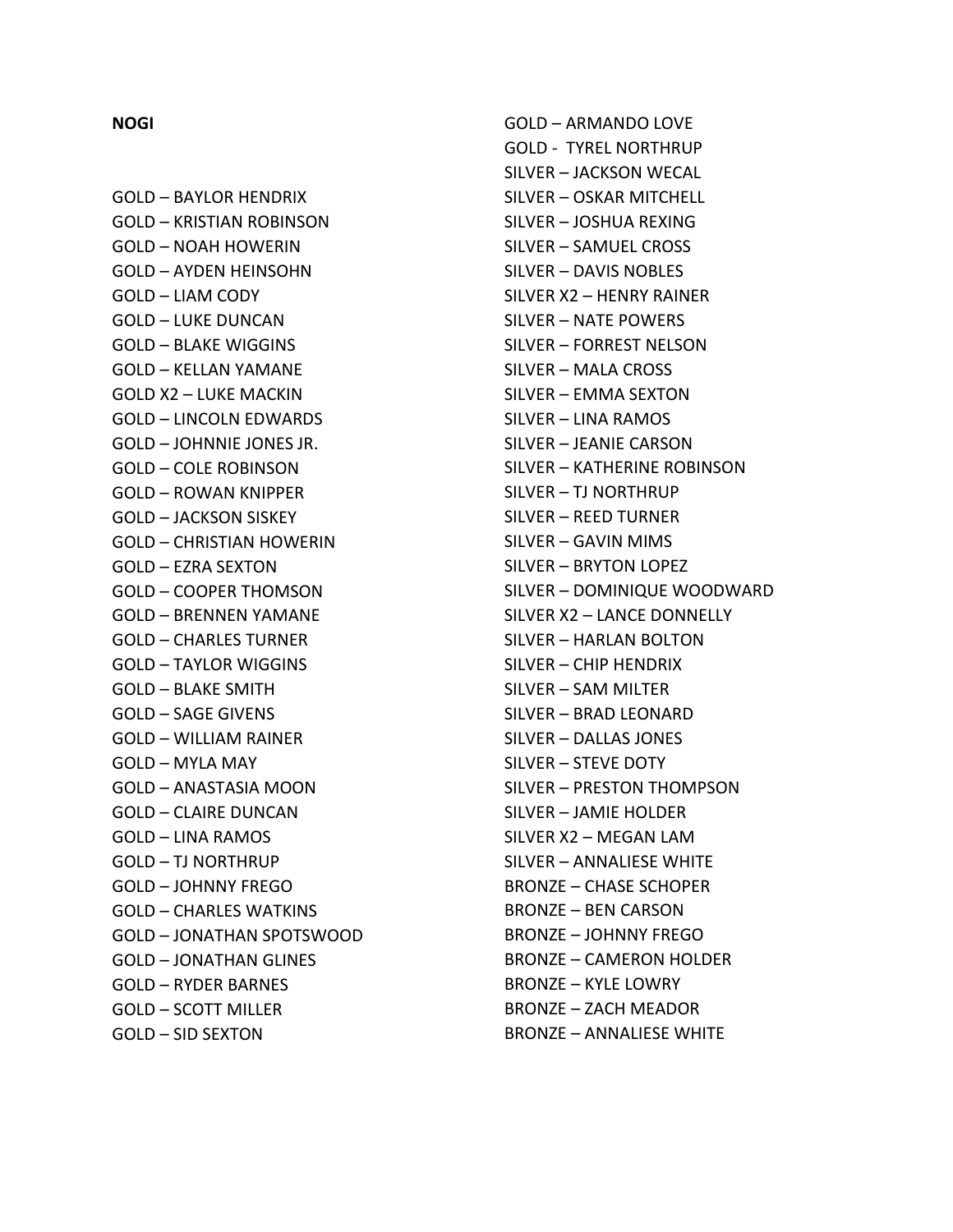**NOGI**

GOLD – BAYLOR HENDRIX
GOLD – KRISTIAN ROBINSON
GOLD – NOAH HOWERIN
GOLD – AYDEN HEINSOHN
GOLD – LIAM CODY
GOLD – LUKE DUNCAN
GOLD – BLAKE WIGGINS
GOLD – KELLAN YAMANE
GOLD X2 – LUKE MACKIN
GOLD – LINCOLN EDWARDS
GOLD – JOHNNIE JONES JR.
GOLD – COLE ROBINSON
GOLD – ROWAN KNIPPER
GOLD – JACKSON SISKEY
GOLD – CHRISTIAN HOWERIN
GOLD – EZRA SEXTON
GOLD – COOPER THOMSON
GOLD – BRENNEN YAMANE
GOLD – CHARLES TURNER
GOLD – TAYLOR WIGGINS
GOLD – BLAKE SMITH
GOLD – SAGE GIVENS
GOLD – WILLIAM RAINER
GOLD – MYLA MAY
GOLD – ANASTASIA MOON
GOLD – CLAIRE DUNCAN
GOLD – LINA RAMOS
GOLD – TJ NORTHRUP
GOLD – JOHNNY FREGO
GOLD – CHARLES WATKINS
GOLD – JONATHAN SPOTSWOOD
GOLD – JONATHAN GLINES
GOLD – RYDER BARNES
GOLD – SCOTT MILLER
GOLD – SID SEXTON
GOLD – ARMANDO LOVE
GOLD - TYREL NORTHRUP
SILVER – JACKSON WECAL
SILVER – OSKAR MITCHELL
SILVER – JOSHUA REXING
SILVER – SAMUEL CROSS
SILVER – DAVIS NOBLES
SILVER X2 – HENRY RAINER
SILVER – NATE POWERS
SILVER – FORREST NELSON
SILVER – MALA CROSS
SILVER – EMMA SEXTON
SILVER – LINA RAMOS
SILVER – JEANIE CARSON
SILVER – KATHERINE ROBINSON
SILVER – TJ NORTHRUP
SILVER – REED TURNER
SILVER – GAVIN MIMS
SILVER – BRYTON LOPEZ
SILVER – DOMINIQUE WOODWARD
SILVER X2 – LANCE DONNELLY
SILVER – HARLAN BOLTON
SILVER – CHIP HENDRIX
SILVER – SAM MILTER
SILVER – BRAD LEONARD
SILVER – DALLAS JONES
SILVER – STEVE DOTY
SILVER – PRESTON THOMPSON
SILVER – JAMIE HOLDER
SILVER X2 – MEGAN LAM
SILVER – ANNALIESE WHITE
BRONZE – CHASE SCHOPER
BRONZE – BEN CARSON
BRONZE – JOHNNY FREGO
BRONZE – CAMERON HOLDER
BRONZE – KYLE LOWRY
BRONZE – ZACH MEADOR
BRONZE – ANNALIESE WHITE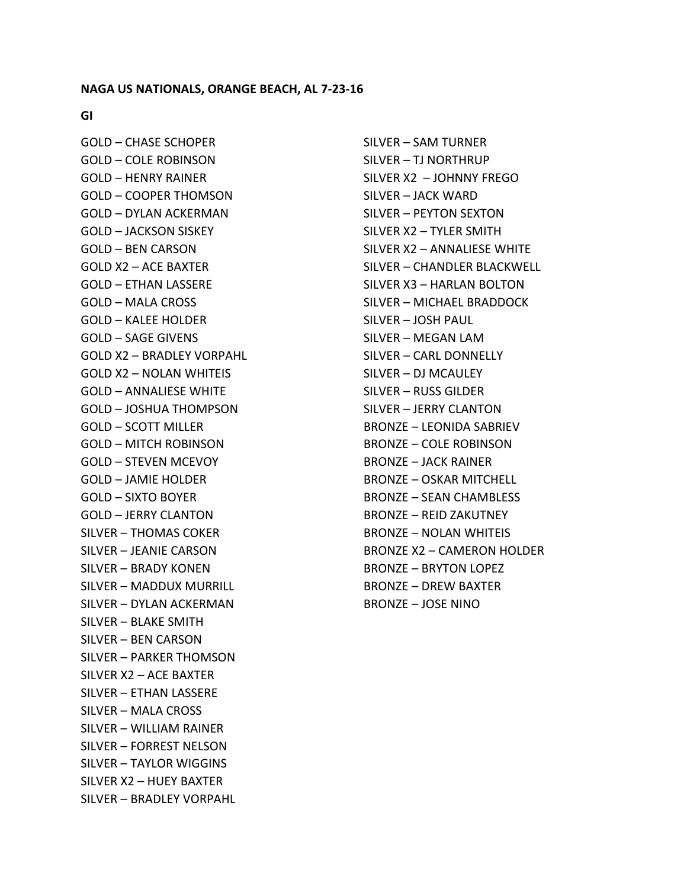**NAGA US NATIONALS, ORANGE BEACH, AL 7-23-16**

**GI**

GOLD – CHASE SCHOPER
GOLD – COLE ROBINSON
GOLD – HENRY RAINER
GOLD – COOPER THOMSON
GOLD – DYLAN ACKERMAN
GOLD – JACKSON SISKEY
GOLD – BEN CARSON
GOLD X2 – ACE BAXTER
GOLD – ETHAN LASSERE
GOLD – MALA CROSS
GOLD – KALEE HOLDER
GOLD – SAGE GIVENS
GOLD X2 – BRADLEY VORPAHL
GOLD X2 – NOLAN WHITEIS
GOLD – ANNALIESE WHITE
GOLD – JOSHUA THOMPSON
GOLD – SCOTT MILLER
GOLD – MITCH ROBINSON
GOLD – STEVEN MCEVOY
GOLD – JAMIE HOLDER
GOLD – SIXTO BOYER
GOLD – JERRY CLANTON
SILVER – THOMAS COKER
SILVER – JEANIE CARSON
SILVER – BRADY KONEN
SILVER – MADDUX MURRILL
SILVER – DYLAN ACKERMAN
SILVER – BLAKE SMITH
SILVER – BEN CARSON
SILVER – PARKER THOMSON
SILVER X2 – ACE BAXTER
SILVER – ETHAN LASSERE
SILVER – MALA CROSS
SILVER – WILLIAM RAINER
SILVER – FORREST NELSON
SILVER – TAYLOR WIGGINS
SILVER X2 – HUEY BAXTER
SILVER – BRADLEY VORPAHL
SILVER – SAM TURNER
SILVER – TJ NORTHRUP
SILVER X2 – JOHNNY FREGO
SILVER – JACK WARD
SILVER – PEYTON SEXTON
SILVER X2 – TYLER SMITH
SILVER X2 – ANNALIESE WHITE
SILVER – CHANDLER BLACKWELL
SILVER X3 – HARLAN BOLTON
SILVER – MICHAEL BRADDOCK
SILVER – JOSH PAUL
SILVER – MEGAN LAM
SILVER – CARL DONNELLY
SILVER – DJ MCAULEY
SILVER – RUSS GILDER
SILVER – JERRY CLANTON
BRONZE – LEONIDA SABRIEV
BRONZE – COLE ROBINSON
BRONZE – JACK RAINER
BRONZE – OSKAR MITCHELL
BRONZE – SEAN CHAMBLESS
BRONZE – REID ZAKUTNEY
BRONZE – NOLAN WHITEIS
BRONZE X2 – CAMERON HOLDER
BRONZE – BRYTON LOPEZ
BRONZE – DREW BAXTER
BRONZE – JOSE NINO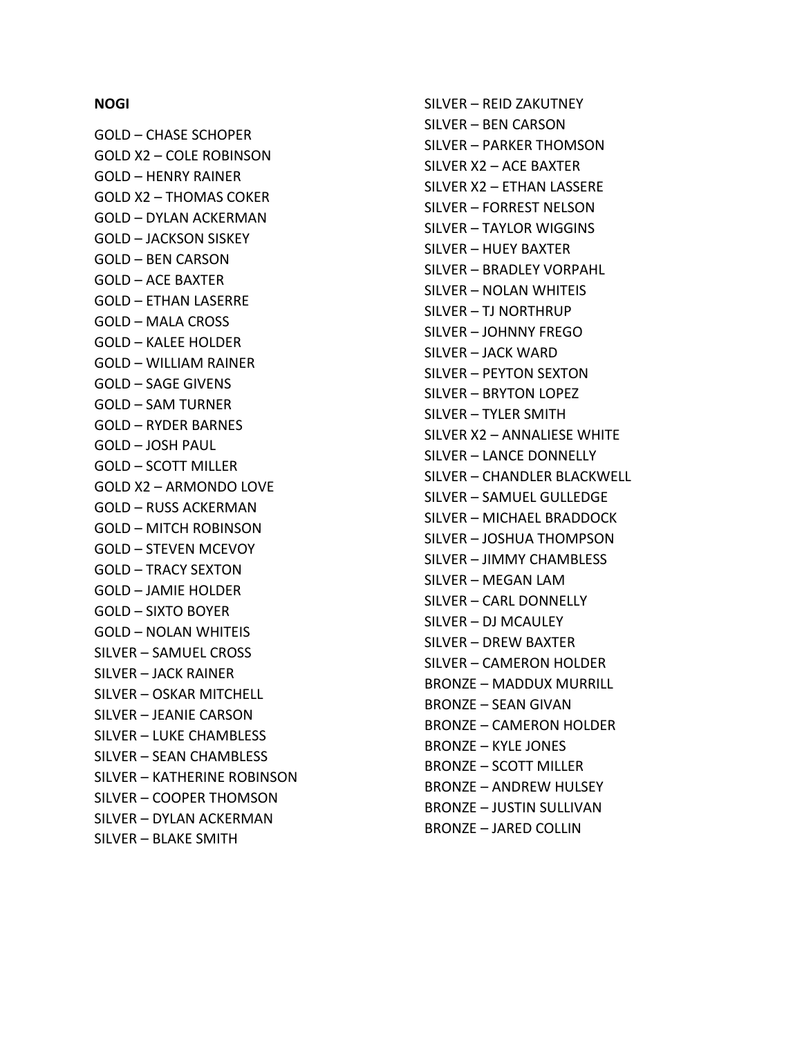**NOGI**

GOLD – CHASE SCHOPER
GOLD X2 – COLE ROBINSON
GOLD – HENRY RAINER
GOLD X2 – THOMAS COKER
GOLD – DYLAN ACKERMAN
GOLD – JACKSON SISKEY
GOLD – BEN CARSON
GOLD – ACE BAXTER
GOLD – ETHAN LASERRE
GOLD – MALA CROSS
GOLD – KALEE HOLDER
GOLD – WILLIAM RAINER
GOLD – SAGE GIVENS
GOLD – SAM TURNER
GOLD – RYDER BARNES
GOLD – JOSH PAUL
GOLD – SCOTT MILLER
GOLD X2 – ARMONDO LOVE
GOLD – RUSS ACKERMAN
GOLD – MITCH ROBINSON
GOLD – STEVEN MCEVOY
GOLD – TRACY SEXTON
GOLD – JAMIE HOLDER
GOLD – SIXTO BOYER
GOLD – NOLAN WHITEIS
SILVER – SAMUEL CROSS
SILVER – JACK RAINER
SILVER – OSKAR MITCHELL
SILVER – JEANIE CARSON
SILVER – LUKE CHAMBLESS
SILVER – SEAN CHAMBLESS
SILVER – KATHERINE ROBINSON
SILVER – COOPER THOMSON
SILVER – DYLAN ACKERMAN
SILVER – BLAKE SMITH
SILVER – REID ZAKUTNEY
SILVER – BEN CARSON
SILVER – PARKER THOMSON
SILVER X2 – ACE BAXTER
SILVER X2 – ETHAN LASSERE
SILVER – FORREST NELSON
SILVER – TAYLOR WIGGINS
SILVER – HUEY BAXTER
SILVER – BRADLEY VORPAHL
SILVER – NOLAN WHITEIS
SILVER – TJ NORTHRUP
SILVER – JOHNNY FREGO
SILVER – JACK WARD
SILVER – PEYTON SEXTON
SILVER – BRYTON LOPEZ
SILVER – TYLER SMITH
SILVER X2 – ANNALIESE WHITE
SILVER – LANCE DONNELLY
SILVER – CHANDLER BLACKWELL
SILVER – SAMUEL GULLEDGE
SILVER – MICHAEL BRADDOCK
SILVER – JOSHUA THOMPSON
SILVER – JIMMY CHAMBLESS
SILVER – MEGAN LAM
SILVER – CARL DONNELLY
SILVER – DJ MCAULEY
SILVER – DREW BAXTER
SILVER – CAMERON HOLDER
BRONZE – MADDUX MURRILL
BRONZE – SEAN GIVAN
BRONZE – CAMERON HOLDER
BRONZE – KYLE JONES
BRONZE – SCOTT MILLER
BRONZE – ANDREW HULSEY
BRONZE – JUSTIN SULLIVAN
BRONZE – JARED COLLIN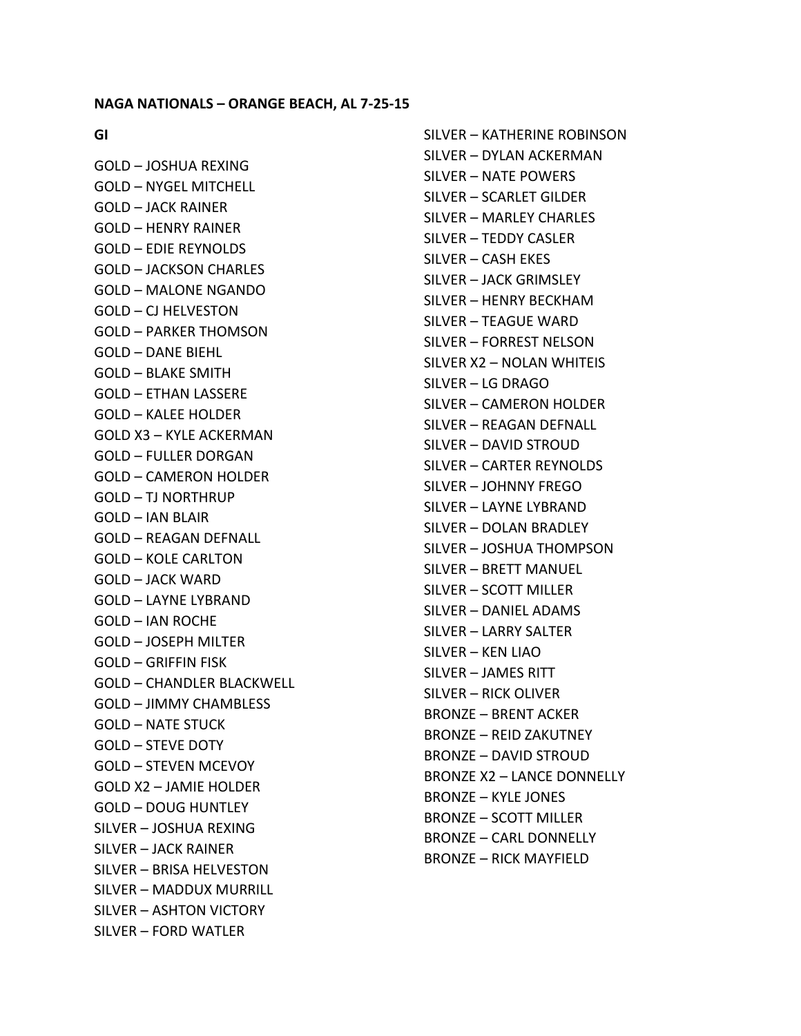**NAGA NATIONALS – ORANGE BEACH, AL 7-25-15**

**GI**

GOLD – JOSHUA REXING
GOLD – NYGEL MITCHELL
GOLD – JACK RAINER
GOLD – HENRY RAINER
GOLD – EDIE REYNOLDS
GOLD – JACKSON CHARLES
GOLD – MALONE NGANDO
GOLD – CJ HELVESTON
GOLD – PARKER THOMSON
GOLD – DANE BIEHL
GOLD – BLAKE SMITH
GOLD – ETHAN LASSERE
GOLD – KALEE HOLDER
GOLD X3 – KYLE ACKERMAN
GOLD – FULLER DORGAN
GOLD – CAMERON HOLDER
GOLD – TJ NORTHRUP
GOLD – IAN BLAIR
GOLD – REAGAN DEFNALL
GOLD – KOLE CARLTON
GOLD – JACK WARD
GOLD – LAYNE LYBRAND
GOLD – IAN ROCHE
GOLD – JOSEPH MILTER
GOLD – GRIFFIN FISK
GOLD – CHANDLER BLACKWELL
GOLD – JIMMY CHAMBLESS
GOLD – NATE STUCK
GOLD – STEVE DOTY
GOLD – STEVEN MCEVOY
GOLD X2 – JAMIE HOLDER
GOLD – DOUG HUNTLEY
SILVER – JOSHUA REXING
SILVER – JACK RAINER
SILVER – BRISA HELVESTON
SILVER – MADDUX MURRILL
SILVER – ASHTON VICTORY
SILVER – FORD WATLER
SILVER – KATHERINE ROBINSON
SILVER – DYLAN ACKERMAN
SILVER – NATE POWERS
SILVER – SCARLET GILDER
SILVER – MARLEY CHARLES
SILVER – TEDDY CASLER
SILVER – CASH EKES
SILVER – JACK GRIMSLEY
SILVER – HENRY BECKHAM
SILVER – TEAGUE WARD
SILVER – FORREST NELSON
SILVER X2 – NOLAN WHITEIS
SILVER – LG DRAGO
SILVER – CAMERON HOLDER
SILVER – REAGAN DEFNALL
SILVER – DAVID STROUD
SILVER – CARTER REYNOLDS
SILVER – JOHNNY FREGO
SILVER – LAYNE LYBRAND
SILVER – DOLAN BRADLEY
SILVER – JOSHUA THOMPSON
SILVER – BRETT MANUEL
SILVER – SCOTT MILLER
SILVER – DANIEL ADAMS
SILVER – LARRY SALTER
SILVER – KEN LIAO
SILVER – JAMES RITT
SILVER – RICK OLIVER
BRONZE – BRENT ACKER
BRONZE – REID ZAKUTNEY
BRONZE – DAVID STROUD
BRONZE X2 – LANCE DONNELLY
BRONZE – KYLE JONES
BRONZE – SCOTT MILLER
BRONZE – CARL DONNELLY
BRONZE – RICK MAYFIELD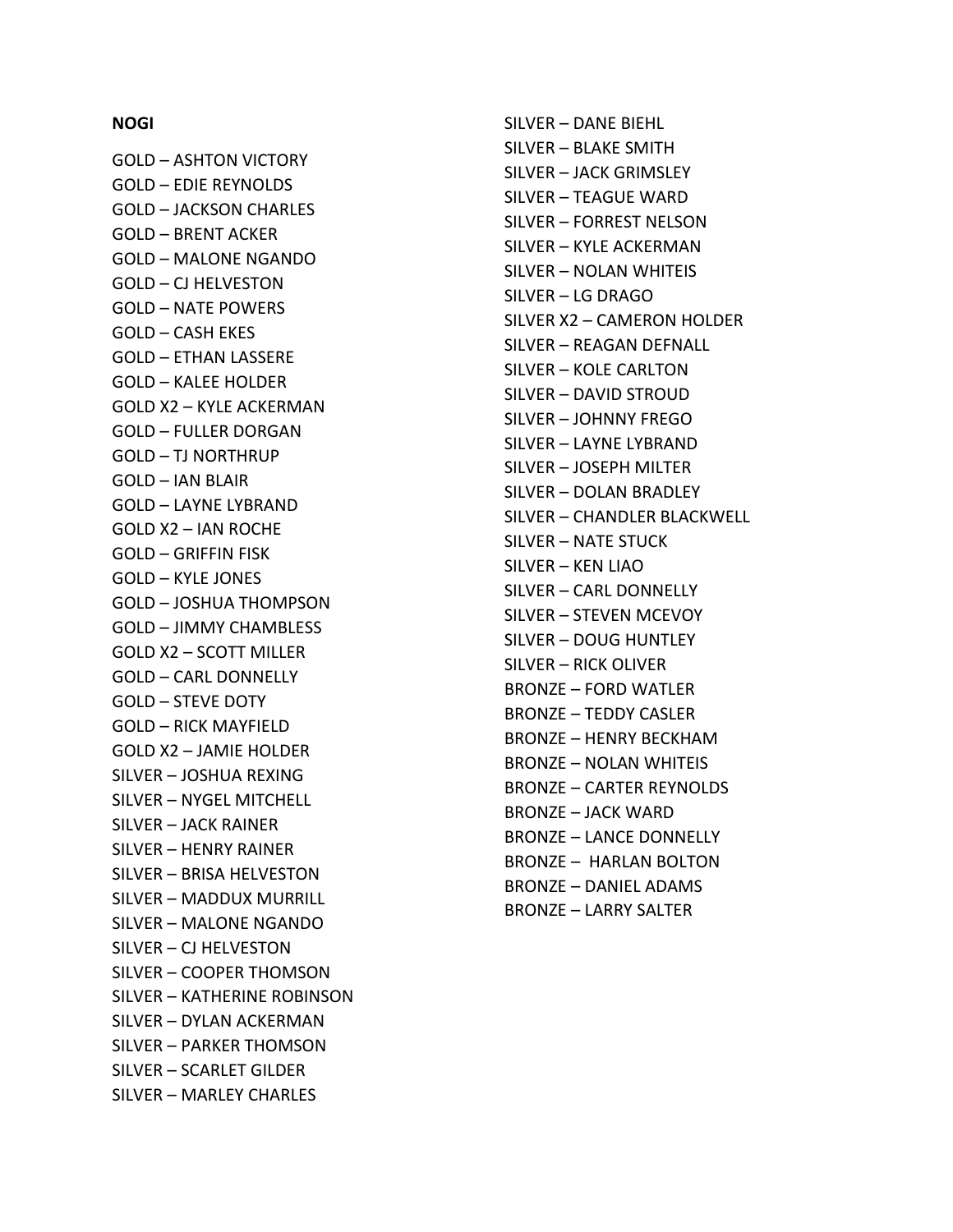**NOGI**

GOLD – ASHTON VICTORY
GOLD – EDIE REYNOLDS
GOLD – JACKSON CHARLES
GOLD – BRENT ACKER
GOLD – MALONE NGANDO
GOLD – CJ HELVESTON
GOLD – NATE POWERS
GOLD – CASH EKES
GOLD – ETHAN LASSERE
GOLD – KALEE HOLDER
GOLD X2 – KYLE ACKERMAN
GOLD – FULLER DORGAN
GOLD – TJ NORTHRUP
GOLD – IAN BLAIR
GOLD – LAYNE LYBRAND
GOLD X2 – IAN ROCHE
GOLD – GRIFFIN FISK
GOLD – KYLE JONES
GOLD – JOSHUA THOMPSON
GOLD – JIMMY CHAMBLESS
GOLD X2 – SCOTT MILLER
GOLD – CARL DONNELLY
GOLD – STEVE DOTY
GOLD – RICK MAYFIELD
GOLD X2 – JAMIE HOLDER
SILVER – JOSHUA REXING
SILVER – NYGEL MITCHELL
SILVER – JACK RAINER
SILVER – HENRY RAINER
SILVER – BRISA HELVESTON
SILVER – MADDUX MURRILL
SILVER – MALONE NGANDO
SILVER – CJ HELVESTON
SILVER – COOPER THOMSON
SILVER – KATHERINE ROBINSON
SILVER – DYLAN ACKERMAN
SILVER – PARKER THOMSON
SILVER – SCARLET GILDER
SILVER – MARLEY CHARLES
SILVER – DANE BIEHL
SILVER – BLAKE SMITH
SILVER – JACK GRIMSLEY
SILVER – TEAGUE WARD
SILVER – FORREST NELSON
SILVER – KYLE ACKERMAN
SILVER – NOLAN WHITEIS
SILVER – LG DRAGO
SILVER X2 – CAMERON HOLDER
SILVER – REAGAN DEFNALL
SILVER – KOLE CARLTON
SILVER – DAVID STROUD
SILVER – JOHNNY FREGO
SILVER – LAYNE LYBRAND
SILVER – JOSEPH MILTER
SILVER – DOLAN BRADLEY
SILVER – CHANDLER BLACKWELL
SILVER – NATE STUCK
SILVER – KEN LIAO
SILVER – CARL DONNELLY
SILVER – STEVEN MCEVOY
SILVER – DOUG HUNTLEY
SILVER – RICK OLIVER
BRONZE – FORD WATLER
BRONZE – TEDDY CASLER
BRONZE – HENRY BECKHAM
BRONZE – NOLAN WHITEIS
BRONZE – CARTER REYNOLDS
BRONZE – JACK WARD
BRONZE – LANCE DONNELLY
BRONZE – HARLAN BOLTON
BRONZE – DANIEL ADAMS
BRONZE – LARRY SALTER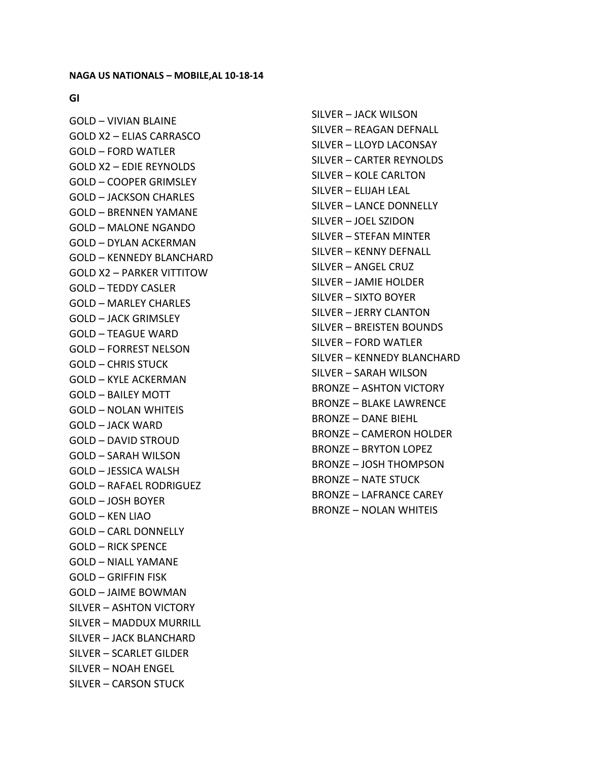**NAGA US NATIONALS – MOBILE,AL 10-18-14**

**GI**

GOLD – VIVIAN BLAINE
GOLD X2 – ELIAS CARRASCO
GOLD – FORD WATLER
GOLD X2 – EDIE REYNOLDS
GOLD – COOPER GRIMSLEY
GOLD – JACKSON CHARLES
GOLD – BRENNEN YAMANE
GOLD – MALONE NGANDO
GOLD – DYLAN ACKERMAN
GOLD – KENNEDY BLANCHARD
GOLD X2 – PARKER VITTITOW
GOLD – TEDDY CASLER
GOLD – MARLEY CHARLES
GOLD – JACK GRIMSLEY
GOLD – TEAGUE WARD
GOLD – FORREST NELSON
GOLD – CHRIS STUCK
GOLD – KYLE ACKERMAN
GOLD – BAILEY MOTT
GOLD – NOLAN WHITEIS
GOLD – JACK WARD
GOLD – DAVID STROUD
GOLD – SARAH WILSON
GOLD – JESSICA WALSH
GOLD – RAFAEL RODRIGUEZ
GOLD – JOSH BOYER
GOLD – KEN LIAO
GOLD – CARL DONNELLY
GOLD – RICK SPENCE
GOLD – NIALL YAMANE
GOLD – GRIFFIN FISK
GOLD – JAIME BOWMAN
SILVER – ASHTON VICTORY
SILVER – MADDUX MURRILL
SILVER – JACK BLANCHARD
SILVER – SCARLET GILDER
SILVER – NOAH ENGEL
SILVER – CARSON STUCK
SILVER – JACK WILSON
SILVER – REAGAN DEFNALL
SILVER – LLOYD LACONSAY
SILVER – CARTER REYNOLDS
SILVER – KOLE CARLTON
SILVER – ELIJAH LEAL
SILVER – LANCE DONNELLY
SILVER – JOEL SZIDON
SILVER – STEFAN MINTER
SILVER – KENNY DEFNALL
SILVER – ANGEL CRUZ
SILVER – JAMIE HOLDER
SILVER – SIXTO BOYER
SILVER – JERRY CLANTON
SILVER – BREISTEN BOUNDS
SILVER – FORD WATLER
SILVER – KENNEDY BLANCHARD
SILVER – SARAH WILSON
BRONZE – ASHTON VICTORY
BRONZE – BLAKE LAWRENCE
BRONZE – DANE BIEHL
BRONZE – CAMERON HOLDER
BRONZE – BRYTON LOPEZ
BRONZE – JOSH THOMPSON
BRONZE – NATE STUCK
BRONZE – LAFRANCE CAREY
BRONZE – NOLAN WHITEIS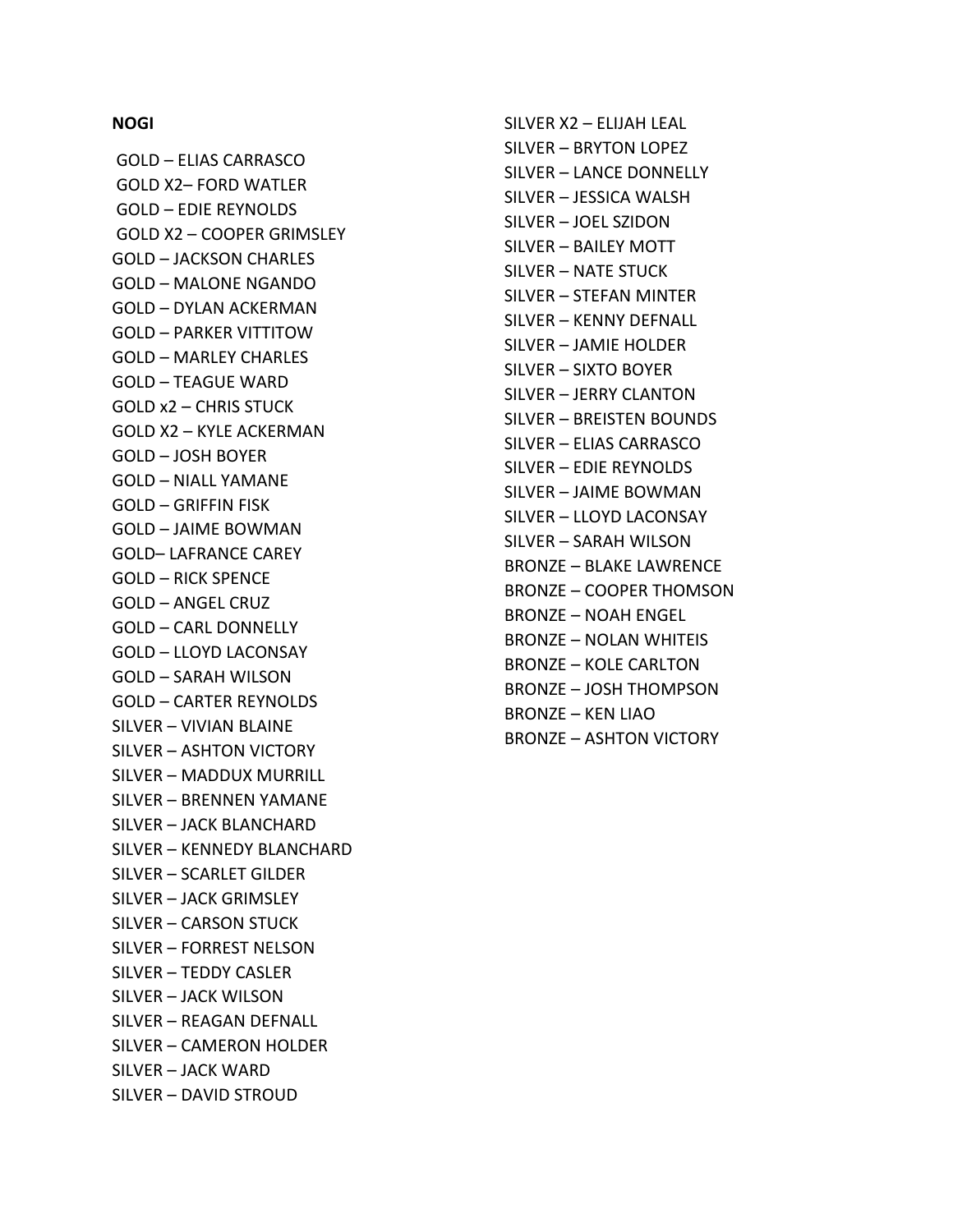**NOGI**

GOLD – ELIAS CARRASCO
GOLD X2– FORD WATLER
GOLD – EDIE REYNOLDS
GOLD X2 – COOPER GRIMSLEY
GOLD – JACKSON CHARLES
GOLD – MALONE NGANDO
GOLD – DYLAN ACKERMAN
GOLD – PARKER VITTITOW
GOLD – MARLEY CHARLES
GOLD – TEAGUE WARD
GOLD x2 – CHRIS STUCK
GOLD X2 – KYLE ACKERMAN
GOLD – JOSH BOYER
GOLD – NIALL YAMANE
GOLD – GRIFFIN FISK
GOLD – JAIME BOWMAN
GOLD– LAFRANCE CAREY
GOLD – RICK SPENCE
GOLD – ANGEL CRUZ
GOLD – CARL DONNELLY
GOLD – LLOYD LACONSAY
GOLD – SARAH WILSON
GOLD – CARTER REYNOLDS
SILVER – VIVIAN BLAINE
SILVER – ASHTON VICTORY
SILVER – MADDUX MURRILL
SILVER – BRENNEN YAMANE
SILVER – JACK BLANCHARD
SILVER – KENNEDY BLANCHARD
SILVER – SCARLET GILDER
SILVER – JACK GRIMSLEY
SILVER – CARSON STUCK
SILVER – FORREST NELSON
SILVER – TEDDY CASLER
SILVER – JACK WILSON
SILVER – REAGAN DEFNALL
SILVER – CAMERON HOLDER
SILVER – JACK WARD
SILVER – DAVID STROUD
SILVER X2 – ELIJAH LEAL
SILVER – BRYTON LOPEZ
SILVER – LANCE DONNELLY
SILVER – JESSICA WALSH
SILVER – JOEL SZIDON
SILVER – BAILEY MOTT
SILVER – NATE STUCK
SILVER – STEFAN MINTER
SILVER – KENNY DEFNALL
SILVER – JAMIE HOLDER
SILVER – SIXTO BOYER
SILVER – JERRY CLANTON
SILVER – BREISTEN BOUNDS
SILVER – ELIAS CARRASCO
SILVER – EDIE REYNOLDS
SILVER – JAIME BOWMAN
SILVER – LLOYD LACONSAY
SILVER – SARAH WILSON
BRONZE – BLAKE LAWRENCE
BRONZE – COOPER THOMSON
BRONZE – NOAH ENGEL
BRONZE – NOLAN WHITEIS
BRONZE – KOLE CARLTON
BRONZE – JOSH THOMPSON
BRONZE – KEN LIAO
BRONZE – ASHTON VICTORY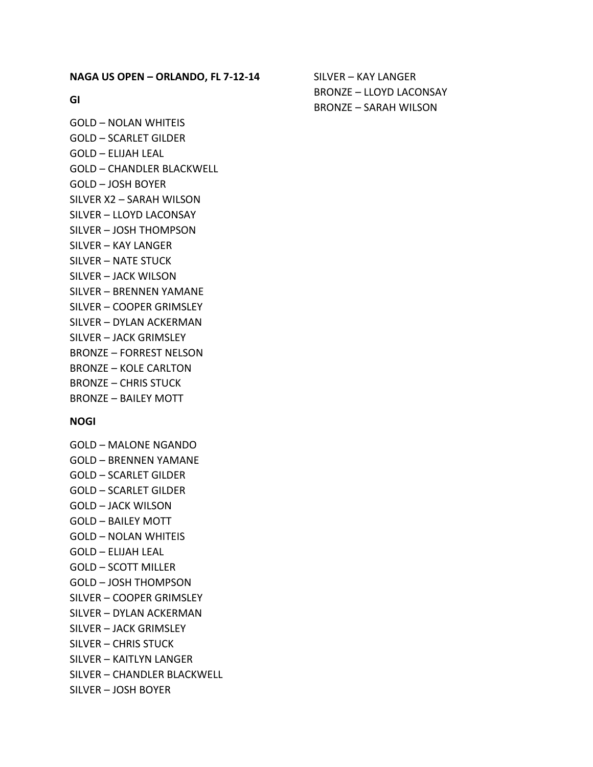**NAGA US OPEN – ORLANDO, FL 7-12-14**

**GI**

GOLD – NOLAN WHITEIS
GOLD – SCARLET GILDER
GOLD – ELIJAH LEAL
GOLD – CHANDLER BLACKWELL
GOLD – JOSH BOYER
SILVER X2 – SARAH WILSON
SILVER – LLOYD LACONSAY
SILVER – JOSH THOMPSON
SILVER – KAY LANGER
SILVER – NATE STUCK
SILVER – JACK WILSON
SILVER – BRENNEN YAMANE
SILVER – COOPER GRIMSLEY
SILVER – DYLAN ACKERMAN
SILVER – JACK GRIMSLEY
BRONZE – FORREST NELSON
BRONZE – KOLE CARLTON
BRONZE – CHRIS STUCK
BRONZE – BAILEY MOTT

**NOGI**

GOLD – MALONE NGANDO
GOLD – BRENNEN YAMANE
GOLD – SCARLET GILDER
GOLD – SCARLET GILDER
GOLD – JACK WILSON
GOLD – BAILEY MOTT
GOLD – NOLAN WHITEIS
GOLD – ELIJAH LEAL
GOLD – SCOTT MILLER
GOLD – JOSH THOMPSON
SILVER – COOPER GRIMSLEY
SILVER – DYLAN ACKERMAN
SILVER – JACK GRIMSLEY
SILVER – CHRIS STUCK
SILVER – KAITLYN LANGER
SILVER – CHANDLER BLACKWELL
SILVER – JOSH BOYER
SILVER – KAY LANGER
BRONZE – LLOYD LACONSAY
BRONZE – SARAH WILSON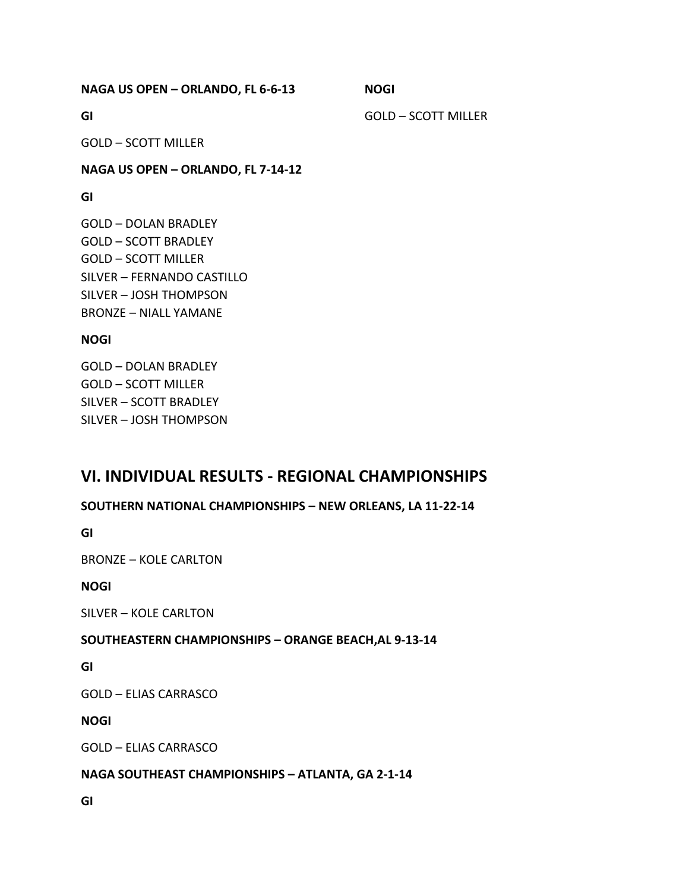**NAGA US OPEN – ORLANDO, FL 6-6-13**

**GI**

GOLD – SCOTT MILLER

**NOGI**

GOLD – SCOTT MILLER

**NAGA US OPEN – ORLANDO, FL 7-14-12**

**GI**

GOLD – DOLAN BRADLEY
GOLD – SCOTT BRADLEY
GOLD – SCOTT MILLER
SILVER – FERNANDO CASTILLO
SILVER – JOSH THOMPSON
BRONZE – NIALL YAMANE

**NOGI**

GOLD – DOLAN BRADLEY
GOLD – SCOTT MILLER
SILVER – SCOTT BRADLEY
SILVER – JOSH THOMPSON

## VI. INDIVIDUAL RESULTS - REGIONAL CHAMPIONSHIPS

**SOUTHERN NATIONAL CHAMPIONSHIPS – NEW ORLEANS, LA 11-22-14**

**GI**

BRONZE – KOLE CARLTON

**NOGI**

SILVER – KOLE CARLTON

**SOUTHEASTERN CHAMPIONSHIPS – ORANGE BEACH,AL 9-13-14**

**GI**

GOLD – ELIAS CARRASCO

**NOGI**

GOLD – ELIAS CARRASCO

**NAGA SOUTHEAST CHAMPIONSHIPS – ATLANTA, GA 2-1-14**

**GI**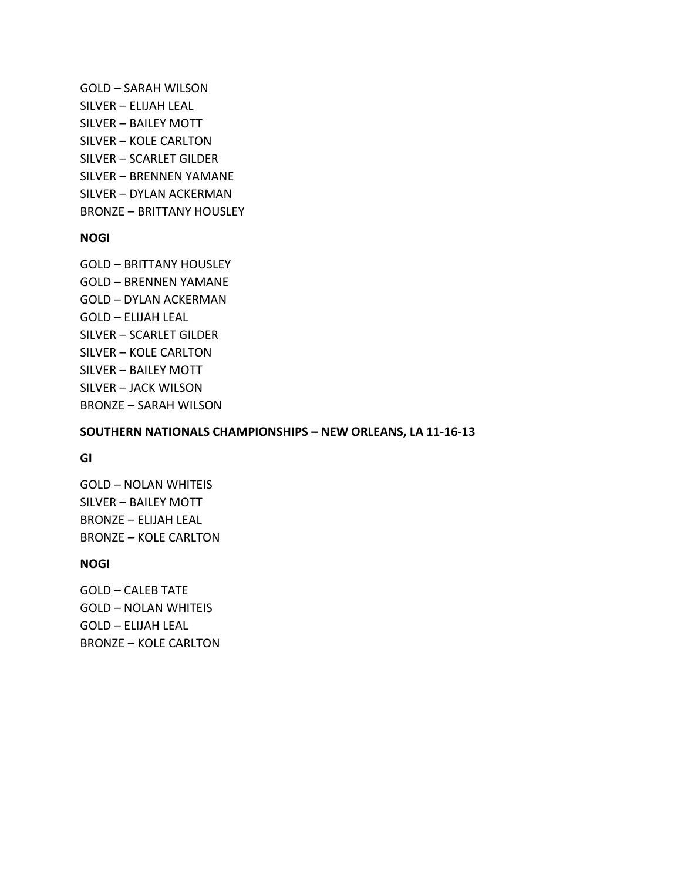GOLD – SARAH WILSON
SILVER – ELIJAH LEAL
SILVER – BAILEY MOTT
SILVER – KOLE CARLTON
SILVER – SCARLET GILDER
SILVER – BRENNEN YAMANE
SILVER – DYLAN ACKERMAN
BRONZE – BRITTANY HOUSLEY

**NOGI**

GOLD – BRITTANY HOUSLEY
GOLD – BRENNEN YAMANE
GOLD – DYLAN ACKERMAN
GOLD – ELIJAH LEAL
SILVER – SCARLET GILDER
SILVER – KOLE CARLTON
SILVER – BAILEY MOTT
SILVER – JACK WILSON
BRONZE – SARAH WILSON

**SOUTHERN NATIONALS CHAMPIONSHIPS – NEW ORLEANS, LA 11-16-13**

**GI**

GOLD – NOLAN WHITEIS
SILVER – BAILEY MOTT
BRONZE – ELIJAH LEAL
BRONZE – KOLE CARLTON

**NOGI**

GOLD – CALEB TATE
GOLD – NOLAN WHITEIS
GOLD – ELIJAH LEAL
BRONZE – KOLE CARLTON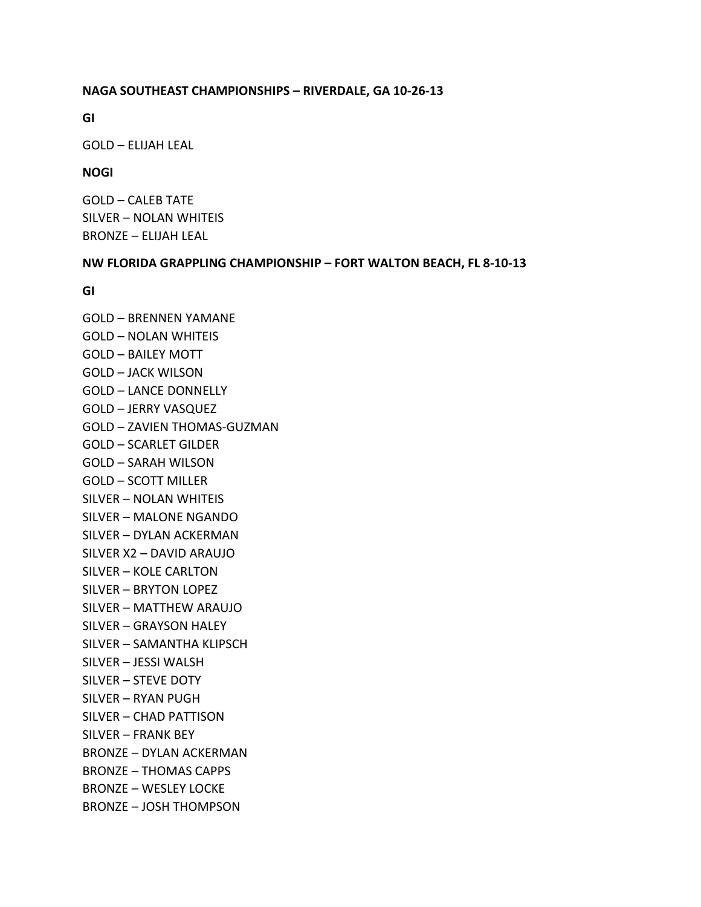**NAGA SOUTHEAST CHAMPIONSHIPS – RIVERDALE, GA 10-26-13**

**GI**

GOLD – ELIJAH LEAL

**NOGI**

GOLD – CALEB TATE
SILVER – NOLAN WHITEIS
BRONZE – ELIJAH LEAL

**NW FLORIDA GRAPPLING CHAMPIONSHIP – FORT WALTON BEACH, FL 8-10-13**

**GI**

GOLD – BRENNEN YAMANE
GOLD – NOLAN WHITEIS
GOLD – BAILEY MOTT
GOLD – JACK WILSON
GOLD – LANCE DONNELLY
GOLD – JERRY VASQUEZ
GOLD – ZAVIEN THOMAS-GUZMAN
GOLD – SCARLET GILDER
GOLD – SARAH WILSON
GOLD – SCOTT MILLER
SILVER – NOLAN WHITEIS
SILVER – MALONE NGANDO
SILVER – DYLAN ACKERMAN
SILVER X2 – DAVID ARAUJO
SILVER – KOLE CARLTON
SILVER – BRYTON LOPEZ
SILVER – MATTHEW ARAUJO
SILVER – GRAYSON HALEY
SILVER – SAMANTHA KLIPSCH
SILVER – JESSI WALSH
SILVER – STEVE DOTY
SILVER – RYAN PUGH
SILVER – CHAD PATTISON
SILVER – FRANK BEY
BRONZE – DYLAN ACKERMAN
BRONZE – THOMAS CAPPS
BRONZE – WESLEY LOCKE
BRONZE – JOSH THOMPSON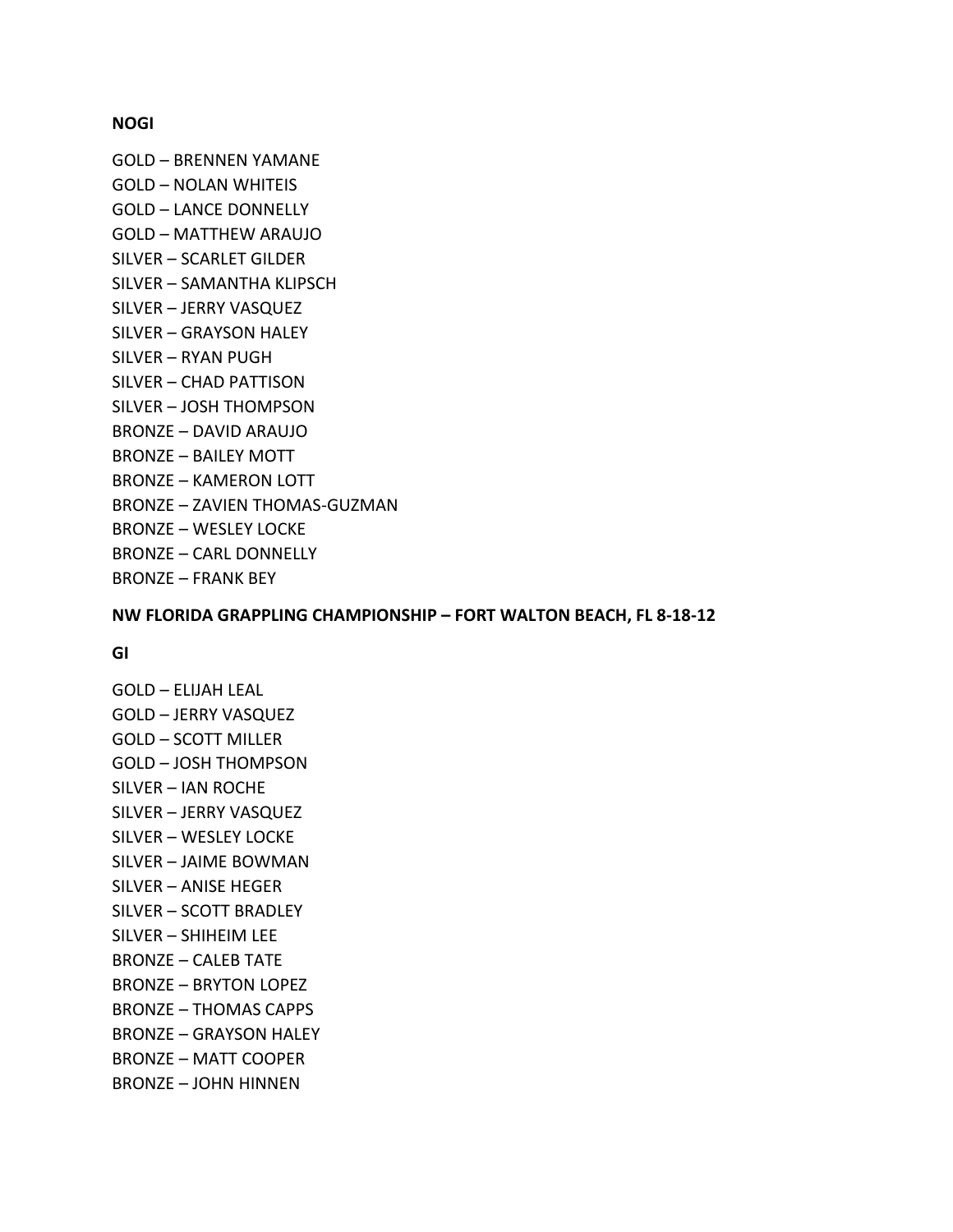**NOGI**

GOLD – BRENNEN YAMANE
GOLD – NOLAN WHITEIS
GOLD – LANCE DONNELLY
GOLD – MATTHEW ARAUJO
SILVER – SCARLET GILDER
SILVER – SAMANTHA KLIPSCH
SILVER – JERRY VASQUEZ
SILVER – GRAYSON HALEY
SILVER – RYAN PUGH
SILVER – CHAD PATTISON
SILVER – JOSH THOMPSON
BRONZE – DAVID ARAUJO
BRONZE – BAILEY MOTT
BRONZE – KAMERON LOTT
BRONZE – ZAVIEN THOMAS-GUZMAN
BRONZE – WESLEY LOCKE
BRONZE – CARL DONNELLY
BRONZE – FRANK BEY

**NW FLORIDA GRAPPLING CHAMPIONSHIP – FORT WALTON BEACH, FL 8-18-12**

**GI**

GOLD – ELIJAH LEAL
GOLD – JERRY VASQUEZ
GOLD – SCOTT MILLER
GOLD – JOSH THOMPSON
SILVER – IAN ROCHE
SILVER – JERRY VASQUEZ
SILVER – WESLEY LOCKE
SILVER – JAIME BOWMAN
SILVER – ANISE HEGER
SILVER – SCOTT BRADLEY
SILVER – SHIHEIM LEE
BRONZE – CALEB TATE
BRONZE – BRYTON LOPEZ
BRONZE – THOMAS CAPPS
BRONZE – GRAYSON HALEY
BRONZE – MATT COOPER
BRONZE – JOHN HINNEN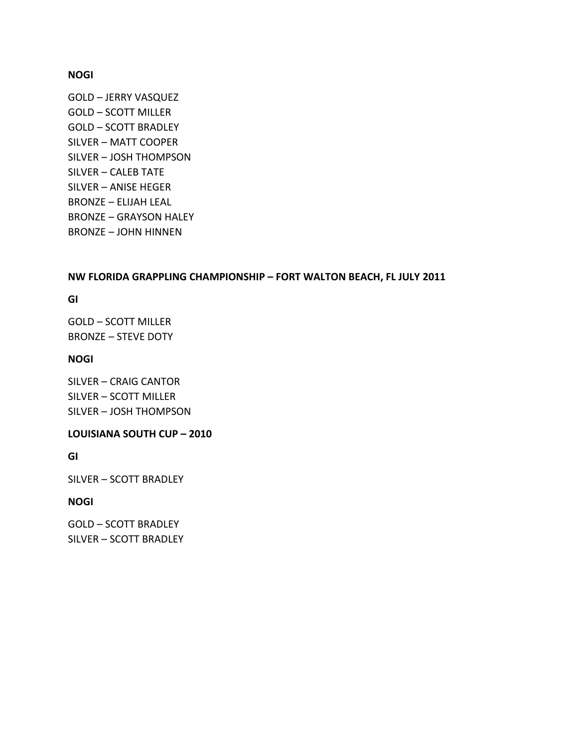**NOGI**

GOLD – JERRY VASQUEZ
GOLD – SCOTT MILLER
GOLD – SCOTT BRADLEY
SILVER – MATT COOPER
SILVER – JOSH THOMPSON
SILVER – CALEB TATE
SILVER – ANISE HEGER
BRONZE – ELIJAH LEAL
BRONZE – GRAYSON HALEY
BRONZE – JOHN HINNEN

**NW FLORIDA GRAPPLING CHAMPIONSHIP – FORT WALTON BEACH, FL JULY 2011**

**GI**

GOLD – SCOTT MILLER
BRONZE – STEVE DOTY

**NOGI**

SILVER – CRAIG CANTOR
SILVER – SCOTT MILLER
SILVER – JOSH THOMPSON

**LOUISIANA SOUTH CUP – 2010**

**GI**

SILVER – SCOTT BRADLEY

**NOGI**

GOLD – SCOTT BRADLEY
SILVER – SCOTT BRADLEY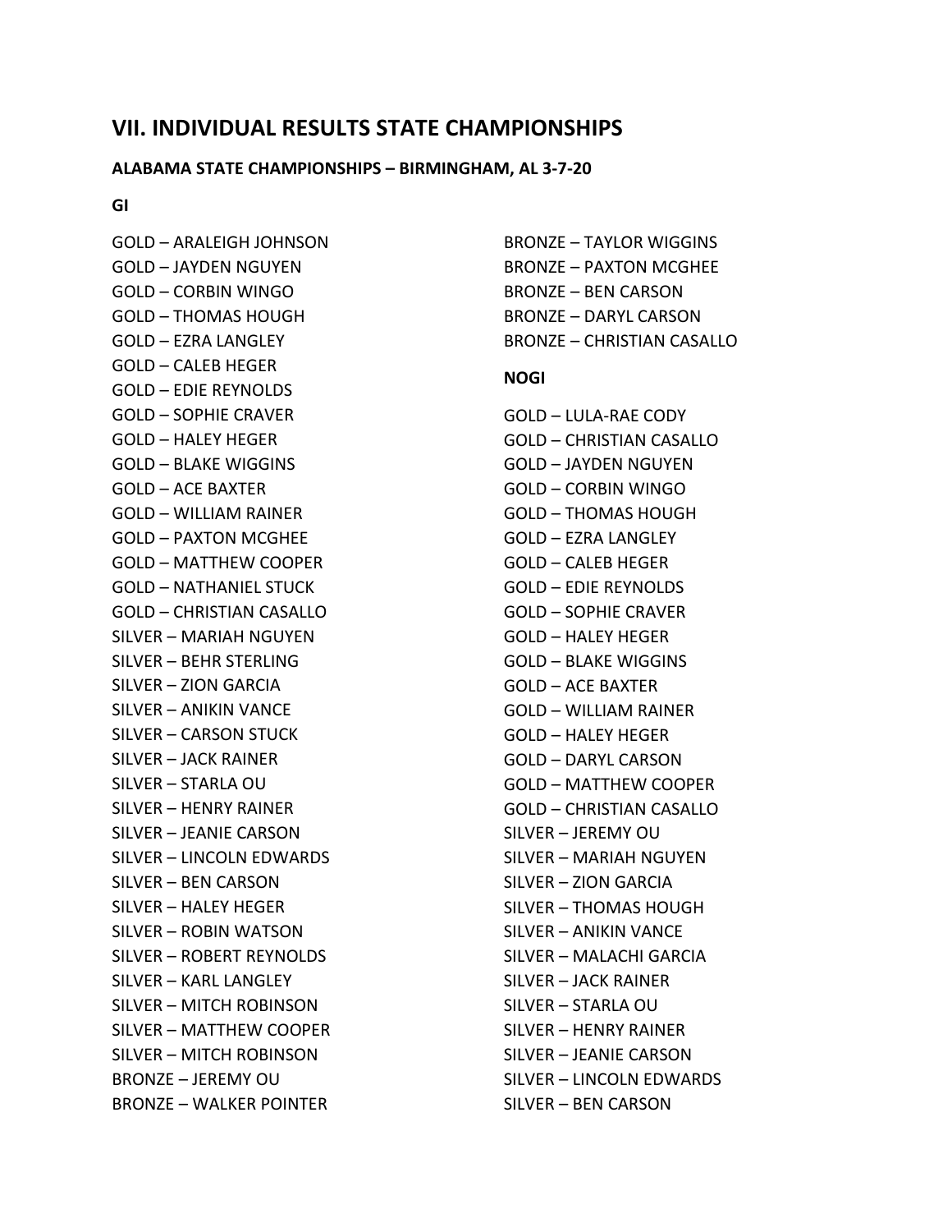## VII. INDIVIDUAL RESULTS STATE CHAMPIONSHIPS

### ALABAMA STATE CHAMPIONSHIPS – BIRMINGHAM, AL 3-7-20

#### GI

GOLD – ARALEIGH JOHNSON
GOLD – JAYDEN NGUYEN
GOLD – CORBIN WINGO
GOLD – THOMAS HOUGH
GOLD – EZRA LANGLEY
GOLD – CALEB HEGER
GOLD – EDIE REYNOLDS
GOLD – SOPHIE CRAVER
GOLD – HALEY HEGER
GOLD – BLAKE WIGGINS
GOLD – ACE BAXTER
GOLD – WILLIAM RAINER
GOLD – PAXTON MCGHEE
GOLD – MATTHEW COOPER
GOLD – NATHANIEL STUCK
GOLD – CHRISTIAN CASALLO
SILVER – MARIAH NGUYEN
SILVER – BEHR STERLING
SILVER – ZION GARCIA
SILVER – ANIKIN VANCE
SILVER – CARSON STUCK
SILVER – JACK RAINER
SILVER – STARLA OU
SILVER – HENRY RAINER
SILVER – JEANIE CARSON
SILVER – LINCOLN EDWARDS
SILVER – BEN CARSON
SILVER – HALEY HEGER
SILVER – ROBIN WATSON
SILVER – ROBERT REYNOLDS
SILVER – KARL LANGLEY
SILVER – MITCH ROBINSON
SILVER – MATTHEW COOPER
SILVER – MITCH ROBINSON
BRONZE – JEREMY OU
BRONZE – WALKER POINTER
BRONZE – TAYLOR WIGGINS
BRONZE – PAXTON MCGHEE
BRONZE – BEN CARSON
BRONZE – DARYL CARSON
BRONZE – CHRISTIAN CASALLO

#### NOGI

GOLD – LULA-RAE CODY
GOLD – CHRISTIAN CASALLO
GOLD – JAYDEN NGUYEN
GOLD – CORBIN WINGO
GOLD – THOMAS HOUGH
GOLD – EZRA LANGLEY
GOLD – CALEB HEGER
GOLD – EDIE REYNOLDS
GOLD – SOPHIE CRAVER
GOLD – HALEY HEGER
GOLD – BLAKE WIGGINS
GOLD – ACE BAXTER
GOLD – WILLIAM RAINER
GOLD – HALEY HEGER
GOLD – DARYL CARSON
GOLD – MATTHEW COOPER
GOLD – CHRISTIAN CASALLO
SILVER – JEREMY OU
SILVER – MARIAH NGUYEN
SILVER – ZION GARCIA
SILVER – THOMAS HOUGH
SILVER – ANIKIN VANCE
SILVER – MALACHI GARCIA
SILVER – JACK RAINER
SILVER – STARLA OU
SILVER – HENRY RAINER
SILVER – JEANIE CARSON
SILVER – LINCOLN EDWARDS
SILVER – BEN CARSON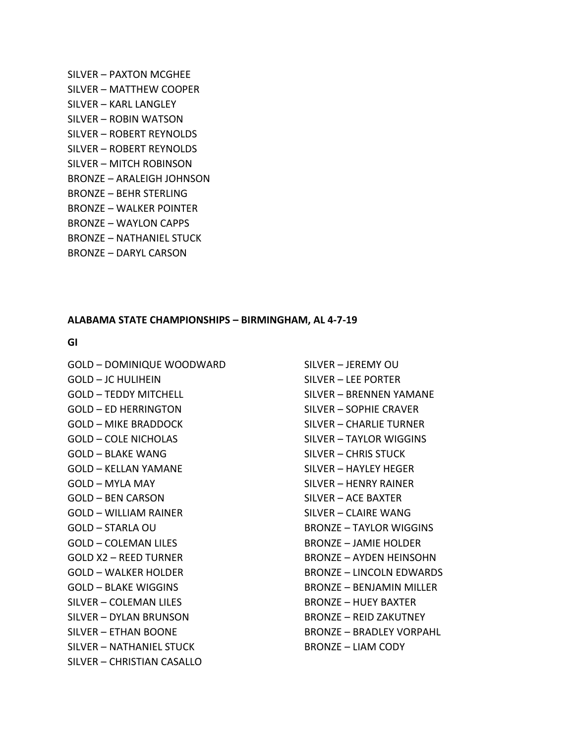SILVER – PAXTON MCGHEE
SILVER – MATTHEW COOPER
SILVER – KARL LANGLEY
SILVER – ROBIN WATSON
SILVER – ROBERT REYNOLDS
SILVER – ROBERT REYNOLDS
SILVER – MITCH ROBINSON
BRONZE – ARALEIGH JOHNSON
BRONZE – BEHR STERLING
BRONZE – WALKER POINTER
BRONZE – WAYLON CAPPS
BRONZE – NATHANIEL STUCK
BRONZE – DARYL CARSON

**ALABAMA STATE CHAMPIONSHIPS – BIRMINGHAM, AL 4-7-19**

**GI**

GOLD – DOMINIQUE WOODWARD
GOLD – JC HULIHEIN
GOLD – TEDDY MITCHELL
GOLD – ED HERRINGTON
GOLD – MIKE BRADDOCK
GOLD – COLE NICHOLAS
GOLD – BLAKE WANG
GOLD – KELLAN YAMANE
GOLD – MYLA MAY
GOLD – BEN CARSON
GOLD – WILLIAM RAINER
GOLD – STARLA OU
GOLD – COLEMAN LILES
GOLD X2 – REED TURNER
GOLD – WALKER HOLDER
GOLD – BLAKE WIGGINS
SILVER – COLEMAN LILES
SILVER – DYLAN BRUNSON
SILVER – ETHAN BOONE
SILVER – NATHANIEL STUCK
SILVER – CHRISTIAN CASALLO
SILVER – JEREMY OU
SILVER – LEE PORTER
SILVER – BRENNEN YAMANE
SILVER – SOPHIE CRAVER
SILVER – CHARLIE TURNER
SILVER – TAYLOR WIGGINS
SILVER – CHRIS STUCK
SILVER – HAYLEY HEGER
SILVER – HENRY RAINER
SILVER – ACE BAXTER
SILVER – CLAIRE WANG
BRONZE – TAYLOR WIGGINS
BRONZE – JAMIE HOLDER
BRONZE – AYDEN HEINSOHN
BRONZE – LINCOLN EDWARDS
BRONZE – BENJAMIN MILLER
BRONZE – HUEY BAXTER
BRONZE – REID ZAKUTNEY
BRONZE – BRADLEY VORPAHL
BRONZE – LIAM CODY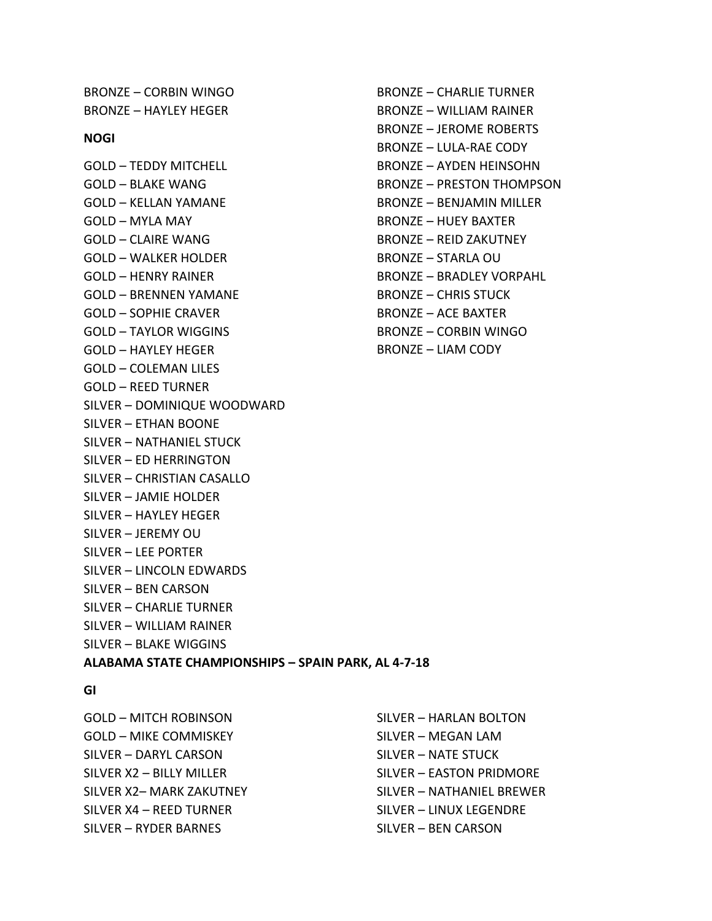BRONZE – CORBIN WINGO
BRONZE – HAYLEY HEGER

**NOGI**

GOLD – TEDDY MITCHELL
GOLD – BLAKE WANG
GOLD – KELLAN YAMANE
GOLD – MYLA MAY
GOLD – CLAIRE WANG
GOLD – WALKER HOLDER
GOLD – HENRY RAINER
GOLD – BRENNEN YAMANE
GOLD – SOPHIE CRAVER
GOLD – TAYLOR WIGGINS
GOLD – HAYLEY HEGER
GOLD – COLEMAN LILES
GOLD – REED TURNER
SILVER – DOMINIQUE WOODWARD
SILVER – ETHAN BOONE
SILVER – NATHANIEL STUCK
SILVER – ED HERRINGTON
SILVER – CHRISTIAN CASALLO
SILVER – JAMIE HOLDER
SILVER – HAYLEY HEGER
SILVER – JEREMY OU
SILVER – LEE PORTER
SILVER – LINCOLN EDWARDS
SILVER – BEN CARSON
SILVER – CHARLIE TURNER
SILVER – WILLIAM RAINER
SILVER – BLAKE WIGGINS
BRONZE – CHARLIE TURNER
BRONZE – WILLIAM RAINER
BRONZE – JEROME ROBERTS
BRONZE – LULA-RAE CODY
BRONZE – AYDEN HEINSOHN
BRONZE – PRESTON THOMPSON
BRONZE – BENJAMIN MILLER
BRONZE – HUEY BAXTER
BRONZE – REID ZAKUTNEY
BRONZE – STARLA OU
BRONZE – BRADLEY VORPAHL
BRONZE – CHRIS STUCK
BRONZE – ACE BAXTER
BRONZE – CORBIN WINGO
BRONZE – LIAM CODY

**ALABAMA STATE CHAMPIONSHIPS – SPAIN PARK, AL 4-7-18**

**GI**

GOLD – MITCH ROBINSON
GOLD – MIKE COMMISKEY
SILVER – DARYL CARSON
SILVER X2 – BILLY MILLER
SILVER X2– MARK ZAKUTNEY
SILVER X4 – REED TURNER
SILVER – RYDER BARNES
SILVER – HARLAN BOLTON
SILVER – MEGAN LAM
SILVER – NATE STUCK
SILVER – EASTON PRIDMORE
SILVER – NATHANIEL BREWER
SILVER – LINUX LEGENDRE
SILVER – BEN CARSON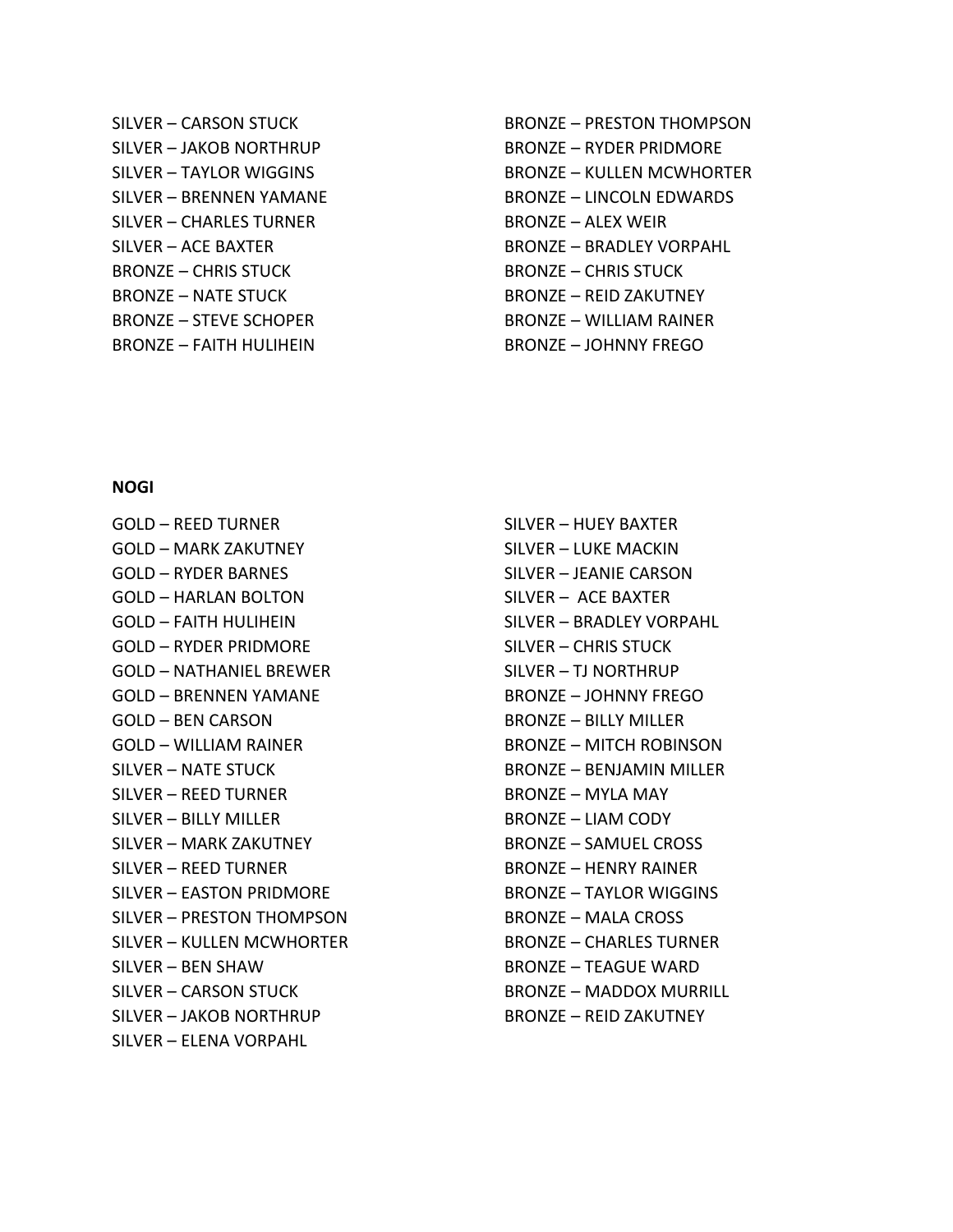SILVER – CARSON STUCK
SILVER – JAKOB NORTHRUP
SILVER – TAYLOR WIGGINS
SILVER – BRENNEN YAMANE
SILVER – CHARLES TURNER
SILVER – ACE BAXTER
BRONZE – CHRIS STUCK
BRONZE – NATE STUCK
BRONZE – STEVE SCHOPER
BRONZE – FAITH HULIHEIN
BRONZE – PRESTON THOMPSON
BRONZE – RYDER PRIDMORE
BRONZE – KULLEN MCWHORTER
BRONZE – LINCOLN EDWARDS
BRONZE – ALEX WEIR
BRONZE – BRADLEY VORPAHL
BRONZE – CHRIS STUCK
BRONZE – REID ZAKUTNEY
BRONZE – WILLIAM RAINER
BRONZE – JOHNNY FREGO

**NOGI**

GOLD – REED TURNER
GOLD – MARK ZAKUTNEY
GOLD – RYDER BARNES
GOLD – HARLAN BOLTON
GOLD – FAITH HULIHEIN
GOLD – RYDER PRIDMORE
GOLD – NATHANIEL BREWER
GOLD – BRENNEN YAMANE
GOLD – BEN CARSON
GOLD – WILLIAM RAINER
SILVER – NATE STUCK
SILVER – REED TURNER
SILVER – BILLY MILLER
SILVER – MARK ZAKUTNEY
SILVER – REED TURNER
SILVER – EASTON PRIDMORE
SILVER – PRESTON THOMPSON
SILVER – KULLEN MCWHORTER
SILVER – BEN SHAW
SILVER – CARSON STUCK
SILVER – JAKOB NORTHRUP
SILVER – ELENA VORPAHL
SILVER – HUEY BAXTER
SILVER – LUKE MACKIN
SILVER – JEANIE CARSON
SILVER – ACE BAXTER
SILVER – BRADLEY VORPAHL
SILVER – CHRIS STUCK
SILVER – TJ NORTHRUP
BRONZE – JOHNNY FREGO
BRONZE – BILLY MILLER
BRONZE – MITCH ROBINSON
BRONZE – BENJAMIN MILLER
BRONZE – MYLA MAY
BRONZE – LIAM CODY
BRONZE – SAMUEL CROSS
BRONZE – HENRY RAINER
BRONZE – TAYLOR WIGGINS
BRONZE – MALA CROSS
BRONZE – CHARLES TURNER
BRONZE – TEAGUE WARD
BRONZE – MADDOX MURRILL
BRONZE – REID ZAKUTNEY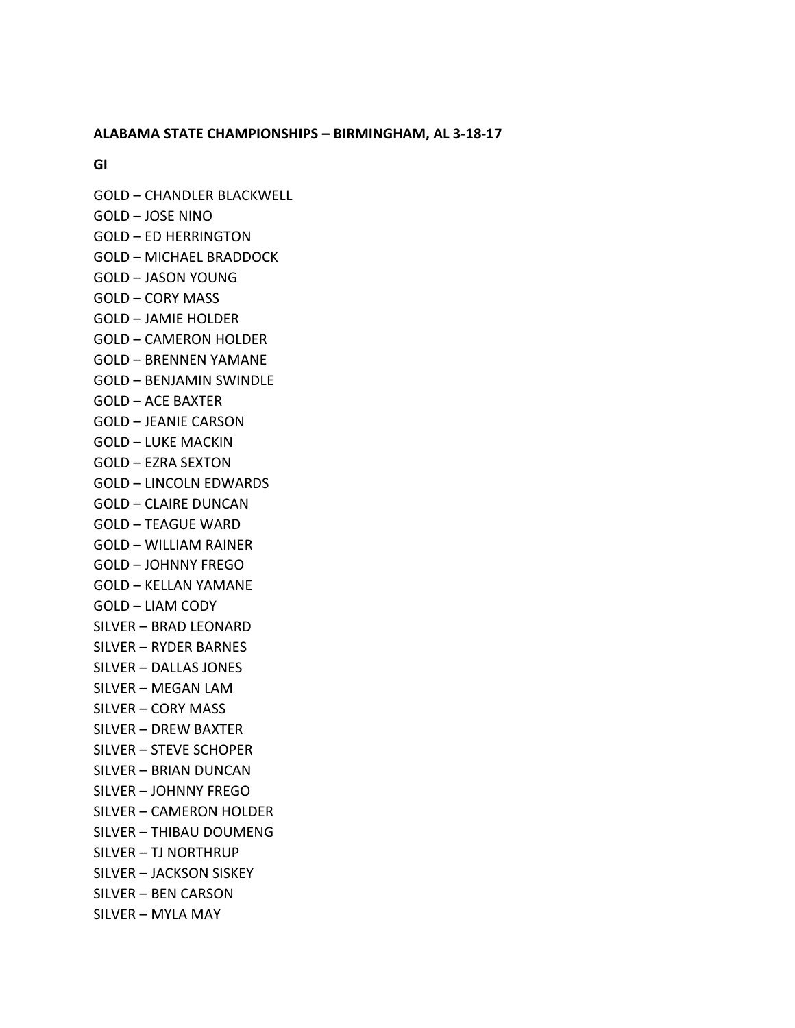**ALABAMA STATE CHAMPIONSHIPS – BIRMINGHAM, AL 3-18-17**

**GI**

GOLD – CHANDLER BLACKWELL
GOLD – JOSE NINO
GOLD – ED HERRINGTON
GOLD – MICHAEL BRADDOCK
GOLD – JASON YOUNG
GOLD – CORY MASS
GOLD – JAMIE HOLDER
GOLD – CAMERON HOLDER
GOLD – BRENNEN YAMANE
GOLD – BENJAMIN SWINDLE
GOLD – ACE BAXTER
GOLD – JEANIE CARSON
GOLD – LUKE MACKIN
GOLD – EZRA SEXTON
GOLD – LINCOLN EDWARDS
GOLD – CLAIRE DUNCAN
GOLD – TEAGUE WARD
GOLD – WILLIAM RAINER
GOLD – JOHNNY FREGO
GOLD – KELLAN YAMANE
GOLD – LIAM CODY
SILVER – BRAD LEONARD
SILVER – RYDER BARNES
SILVER – DALLAS JONES
SILVER – MEGAN LAM
SILVER – CORY MASS
SILVER – DREW BAXTER
SILVER – STEVE SCHOPER
SILVER – BRIAN DUNCAN
SILVER – JOHNNY FREGO
SILVER – CAMERON HOLDER
SILVER – THIBAU DOUMENG
SILVER – TJ NORTHRUP
SILVER – JACKSON SISKEY
SILVER – BEN CARSON
SILVER – MYLA MAY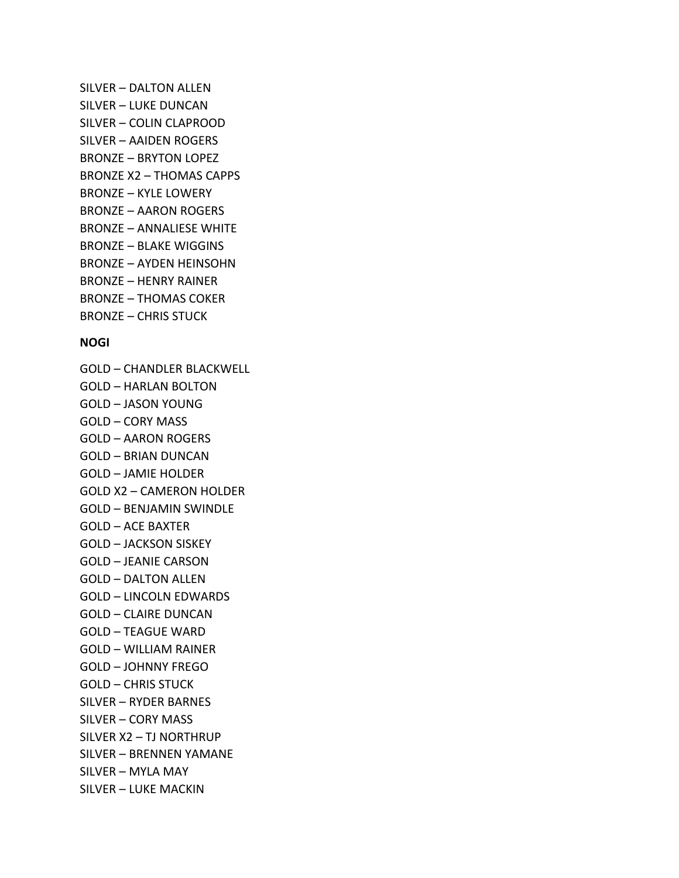SILVER – DALTON ALLEN
SILVER – LUKE DUNCAN
SILVER – COLIN CLAPROOD
SILVER – AAIDEN ROGERS
BRONZE – BRYTON LOPEZ
BRONZE X2 – THOMAS CAPPS
BRONZE – KYLE LOWERY
BRONZE – AARON ROGERS
BRONZE – ANNALIESE WHITE
BRONZE – BLAKE WIGGINS
BRONZE – AYDEN HEINSOHN
BRONZE – HENRY RAINER
BRONZE – THOMAS COKER
BRONZE – CHRIS STUCK

**NOGI**

GOLD – CHANDLER BLACKWELL
GOLD – HARLAN BOLTON
GOLD – JASON YOUNG
GOLD – CORY MASS
GOLD – AARON ROGERS
GOLD – BRIAN DUNCAN
GOLD – JAMIE HOLDER
GOLD X2 – CAMERON HOLDER
GOLD – BENJAMIN SWINDLE
GOLD – ACE BAXTER
GOLD – JACKSON SISKEY
GOLD – JEANIE CARSON
GOLD – DALTON ALLEN
GOLD – LINCOLN EDWARDS
GOLD – CLAIRE DUNCAN
GOLD – TEAGUE WARD
GOLD – WILLIAM RAINER
GOLD – JOHNNY FREGO
GOLD – CHRIS STUCK
SILVER – RYDER BARNES
SILVER – CORY MASS
SILVER X2 – TJ NORTHRUP
SILVER – BRENNEN YAMANE
SILVER – MYLA MAY
SILVER – LUKE MACKIN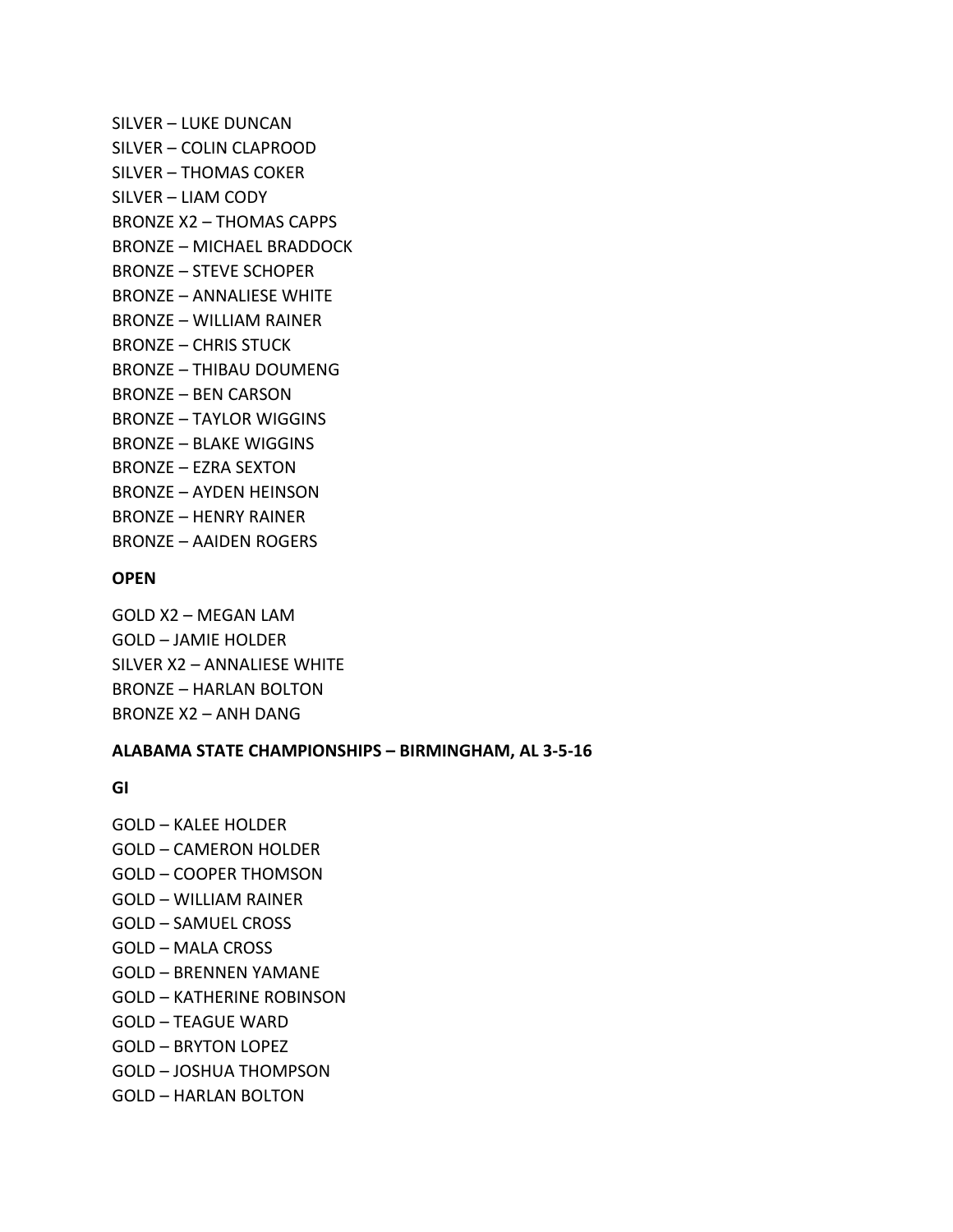SILVER – LUKE DUNCAN
SILVER – COLIN CLAPROOD
SILVER – THOMAS COKER
SILVER – LIAM CODY
BRONZE X2 – THOMAS CAPPS
BRONZE – MICHAEL BRADDOCK
BRONZE – STEVE SCHOPER
BRONZE – ANNALIESE WHITE
BRONZE – WILLIAM RAINER
BRONZE – CHRIS STUCK
BRONZE – THIBAU DOUMENG
BRONZE – BEN CARSON
BRONZE – TAYLOR WIGGINS
BRONZE – BLAKE WIGGINS
BRONZE – EZRA SEXTON
BRONZE – AYDEN HEINSON
BRONZE – HENRY RAINER
BRONZE – AAIDEN ROGERS

**OPEN**

GOLD X2 – MEGAN LAM
GOLD – JAMIE HOLDER
SILVER X2 – ANNALIESE WHITE
BRONZE – HARLAN BOLTON
BRONZE X2 – ANH DANG

**ALABAMA STATE CHAMPIONSHIPS – BIRMINGHAM, AL 3-5-16**

**GI**

GOLD – KALEE HOLDER
GOLD – CAMERON HOLDER
GOLD – COOPER THOMSON
GOLD – WILLIAM RAINER
GOLD – SAMUEL CROSS
GOLD – MALA CROSS
GOLD – BRENNEN YAMANE
GOLD – KATHERINE ROBINSON
GOLD – TEAGUE WARD
GOLD – BRYTON LOPEZ
GOLD – JOSHUA THOMPSON
GOLD – HARLAN BOLTON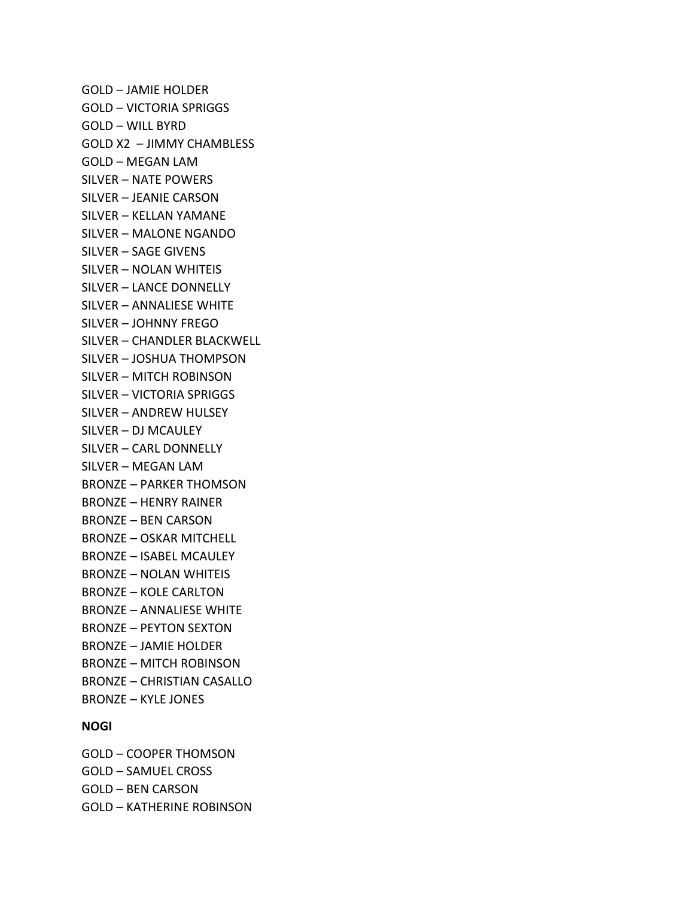GOLD – JAMIE HOLDER  
GOLD – VICTORIA SPRIGGS  
GOLD – WILL BYRD  
GOLD X2 – JIMMY CHAMBLESS  
GOLD – MEGAN LAM  
SILVER – NATE POWERS  
SILVER – JEANIE CARSON  
SILVER – KELLAN YAMANE  
SILVER – MALONE NGANDO  
SILVER – SAGE GIVENS  
SILVER – NOLAN WHITEIS  
SILVER – LANCE DONNELLY  
SILVER – ANNALIESE WHITE  
SILVER – JOHNNY FREGO  
SILVER – CHANDLER BLACKWELL  
SILVER – JOSHUA THOMPSON  
SILVER – MITCH ROBINSON  
SILVER – VICTORIA SPRIGGS  
SILVER – ANDREW HULSEY  
SILVER – DJ MCAULEY  
SILVER – CARL DONNELLY  
SILVER – MEGAN LAM  
BRONZE – PARKER THOMSON  
BRONZE – HENRY RAINER  
BRONZE – BEN CARSON  
BRONZE – OSKAR MITCHELL  
BRONZE – ISABEL MCAULEY  
BRONZE – NOLAN WHITEIS  
BRONZE – KOLE CARLTON  
BRONZE – ANNALIESE WHITE  
BRONZE – PEYTON SEXTON  
BRONZE – JAMIE HOLDER  
BRONZE – MITCH ROBINSON  
BRONZE – CHRISTIAN CASALLO  
BRONZE – KYLE JONES

**NOGI**

GOLD – COOPER THOMSON  
GOLD – SAMUEL CROSS  
GOLD – BEN CARSON  
GOLD – KATHERINE ROBINSON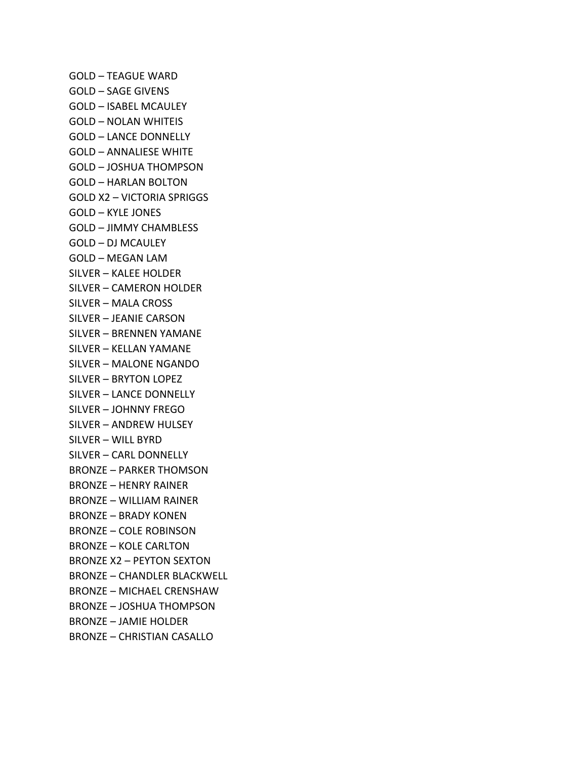GOLD – TEAGUE WARD
GOLD – SAGE GIVENS
GOLD – ISABEL MCAULEY
GOLD – NOLAN WHITEIS
GOLD – LANCE DONNELLY
GOLD – ANNALIESE WHITE
GOLD – JOSHUA THOMPSON
GOLD – HARLAN BOLTON
GOLD X2 – VICTORIA SPRIGGS
GOLD – KYLE JONES
GOLD – JIMMY CHAMBLESS
GOLD – DJ MCAULEY
GOLD – MEGAN LAM
SILVER – KALEE HOLDER
SILVER – CAMERON HOLDER
SILVER – MALA CROSS
SILVER – JEANIE CARSON
SILVER – BRENNEN YAMANE
SILVER – KELLAN YAMANE
SILVER – MALONE NGANDO
SILVER – BRYTON LOPEZ
SILVER – LANCE DONNELLY
SILVER – JOHNNY FREGO
SILVER – ANDREW HULSEY
SILVER – WILL BYRD
SILVER – CARL DONNELLY
BRONZE – PARKER THOMSON
BRONZE – HENRY RAINER
BRONZE – WILLIAM RAINER
BRONZE – BRADY KONEN
BRONZE – COLE ROBINSON
BRONZE – KOLE CARLTON
BRONZE X2 – PEYTON SEXTON
BRONZE – CHANDLER BLACKWELL
BRONZE – MICHAEL CRENSHAW
BRONZE – JOSHUA THOMPSON
BRONZE – JAMIE HOLDER
BRONZE – CHRISTIAN CASALLO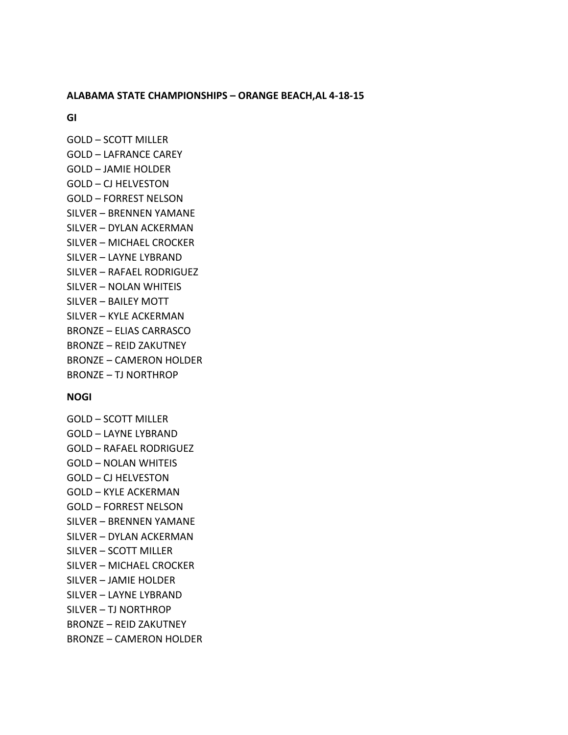**ALABAMA STATE CHAMPIONSHIPS – ORANGE BEACH,AL 4-18-15**

**GI**

GOLD – SCOTT MILLER
GOLD – LAFRANCE CAREY
GOLD – JAMIE HOLDER
GOLD – CJ HELVESTON
GOLD – FORREST NELSON
SILVER – BRENNEN YAMANE
SILVER – DYLAN ACKERMAN
SILVER – MICHAEL CROCKER
SILVER – LAYNE LYBRAND
SILVER – RAFAEL RODRIGUEZ
SILVER – NOLAN WHITEIS
SILVER – BAILEY MOTT
SILVER – KYLE ACKERMAN
BRONZE – ELIAS CARRASCO
BRONZE – REID ZAKUTNEY
BRONZE – CAMERON HOLDER
BRONZE – TJ NORTHROP

**NOGI**

GOLD – SCOTT MILLER
GOLD – LAYNE LYBRAND
GOLD – RAFAEL RODRIGUEZ
GOLD – NOLAN WHITEIS
GOLD – CJ HELVESTON
GOLD – KYLE ACKERMAN
GOLD – FORREST NELSON
SILVER – BRENNEN YAMANE
SILVER – DYLAN ACKERMAN
SILVER – SCOTT MILLER
SILVER – MICHAEL CROCKER
SILVER – JAMIE HOLDER
SILVER – LAYNE LYBRAND
SILVER – TJ NORTHROP
BRONZE – REID ZAKUTNEY
BRONZE – CAMERON HOLDER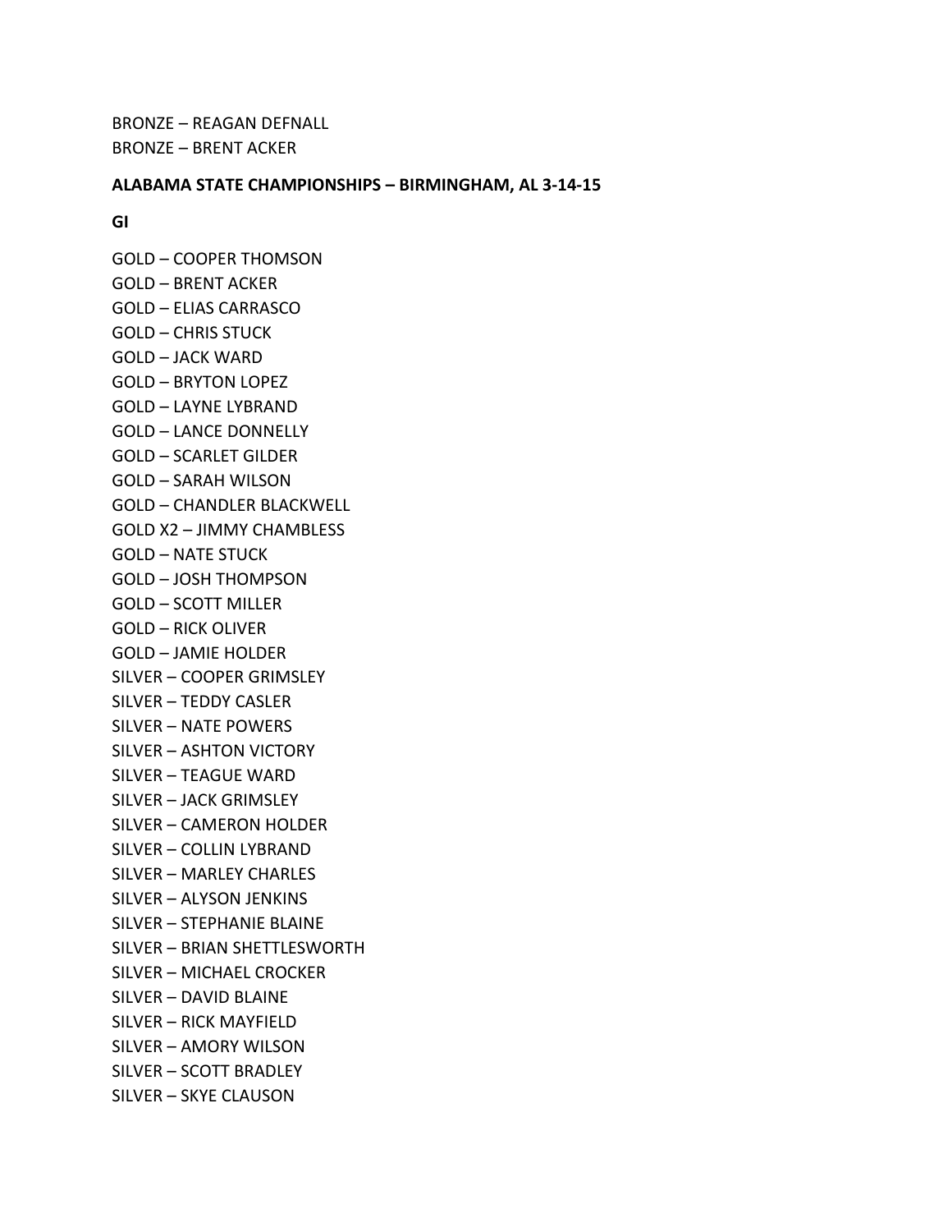BRONZE – REAGAN DEFNALL
BRONZE – BRENT ACKER

**ALABAMA STATE CHAMPIONSHIPS – BIRMINGHAM, AL 3-14-15**

**GI**

GOLD – COOPER THOMSON
GOLD – BRENT ACKER
GOLD – ELIAS CARRASCO
GOLD – CHRIS STUCK
GOLD – JACK WARD
GOLD – BRYTON LOPEZ
GOLD – LAYNE LYBRAND
GOLD – LANCE DONNELLY
GOLD – SCARLET GILDER
GOLD – SARAH WILSON
GOLD – CHANDLER BLACKWELL
GOLD X2 – JIMMY CHAMBLESS
GOLD – NATE STUCK
GOLD – JOSH THOMPSON
GOLD – SCOTT MILLER
GOLD – RICK OLIVER
GOLD – JAMIE HOLDER
SILVER – COOPER GRIMSLEY
SILVER – TEDDY CASLER
SILVER – NATE POWERS
SILVER – ASHTON VICTORY
SILVER – TEAGUE WARD
SILVER – JACK GRIMSLEY
SILVER – CAMERON HOLDER
SILVER – COLLIN LYBRAND
SILVER – MARLEY CHARLES
SILVER – ALYSON JENKINS
SILVER – STEPHANIE BLAINE
SILVER – BRIAN SHETTLESWORTH
SILVER – MICHAEL CROCKER
SILVER – DAVID BLAINE
SILVER – RICK MAYFIELD
SILVER – AMORY WILSON
SILVER – SCOTT BRADLEY
SILVER – SKYE CLAUSON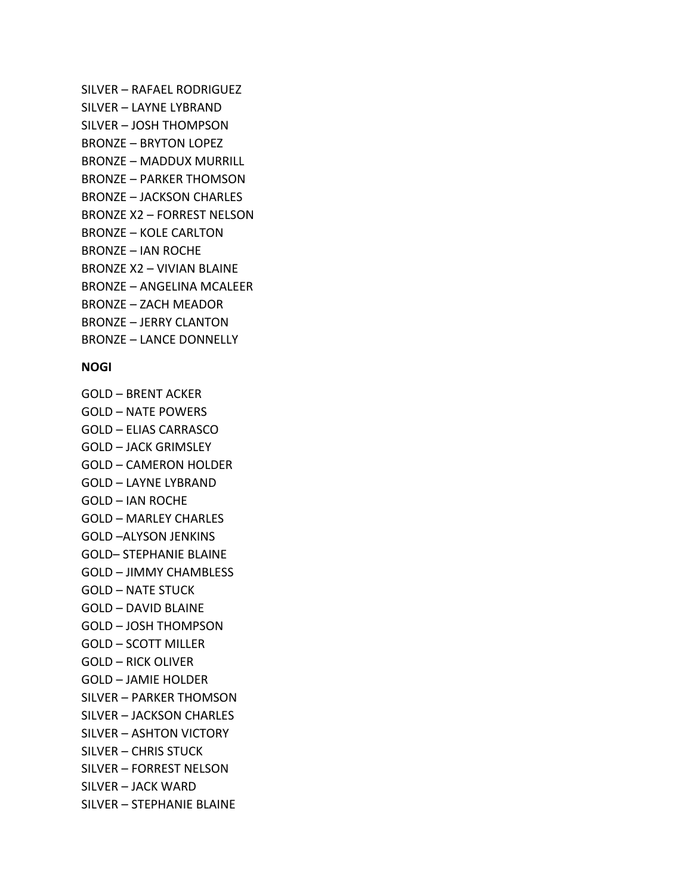SILVER – RAFAEL RODRIGUEZ
SILVER – LAYNE LYBRAND
SILVER – JOSH THOMPSON
BRONZE – BRYTON LOPEZ
BRONZE – MADDUX MURRILL
BRONZE – PARKER THOMSON
BRONZE – JACKSON CHARLES
BRONZE X2 – FORREST NELSON
BRONZE – KOLE CARLTON
BRONZE – IAN ROCHE
BRONZE X2 – VIVIAN BLAINE
BRONZE – ANGELINA MCALEER
BRONZE – ZACH MEADOR
BRONZE – JERRY CLANTON
BRONZE – LANCE DONNELLY

**NOGI**

GOLD – BRENT ACKER
GOLD – NATE POWERS
GOLD – ELIAS CARRASCO
GOLD – JACK GRIMSLEY
GOLD – CAMERON HOLDER
GOLD – LAYNE LYBRAND
GOLD – IAN ROCHE
GOLD – MARLEY CHARLES
GOLD –ALYSON JENKINS
GOLD– STEPHANIE BLAINE
GOLD – JIMMY CHAMBLESS
GOLD – NATE STUCK
GOLD – DAVID BLAINE
GOLD – JOSH THOMPSON
GOLD – SCOTT MILLER
GOLD – RICK OLIVER
GOLD – JAMIE HOLDER
SILVER – PARKER THOMSON
SILVER – JACKSON CHARLES
SILVER – ASHTON VICTORY
SILVER – CHRIS STUCK
SILVER – FORREST NELSON
SILVER – JACK WARD
SILVER – STEPHANIE BLAINE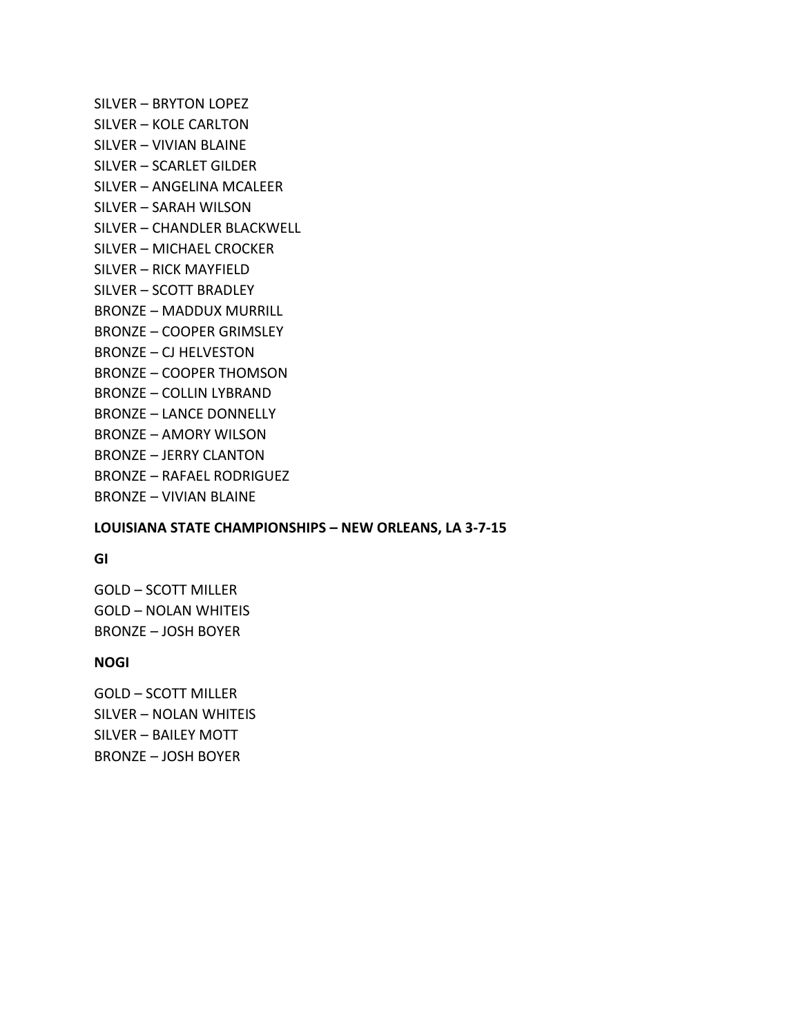SILVER – BRYTON LOPEZ  
SILVER – KOLE CARLTON  
SILVER – VIVIAN BLAINE  
SILVER – SCARLET GILDER  
SILVER – ANGELINA MCALEER  
SILVER – SARAH WILSON  
SILVER – CHANDLER BLACKWELL  
SILVER – MICHAEL CROCKER  
SILVER – RICK MAYFIELD  
SILVER – SCOTT BRADLEY  
BRONZE – MADDUX MURRILL  
BRONZE – COOPER GRIMSLEY  
BRONZE – CJ HELVESTON  
BRONZE – COOPER THOMSON  
BRONZE – COLLIN LYBRAND  
BRONZE – LANCE DONNELLY  
BRONZE – AMORY WILSON  
BRONZE – JERRY CLANTON  
BRONZE – RAFAEL RODRIGUEZ  
BRONZE – VIVIAN BLAINE

**LOUISIANA STATE CHAMPIONSHIPS – NEW ORLEANS, LA 3-7-15**

**GI**

GOLD – SCOTT MILLER  
GOLD – NOLAN WHITEIS  
BRONZE – JOSH BOYER

**NOGI**

GOLD – SCOTT MILLER  
SILVER – NOLAN WHITEIS  
SILVER – BAILEY MOTT  
BRONZE – JOSH BOYER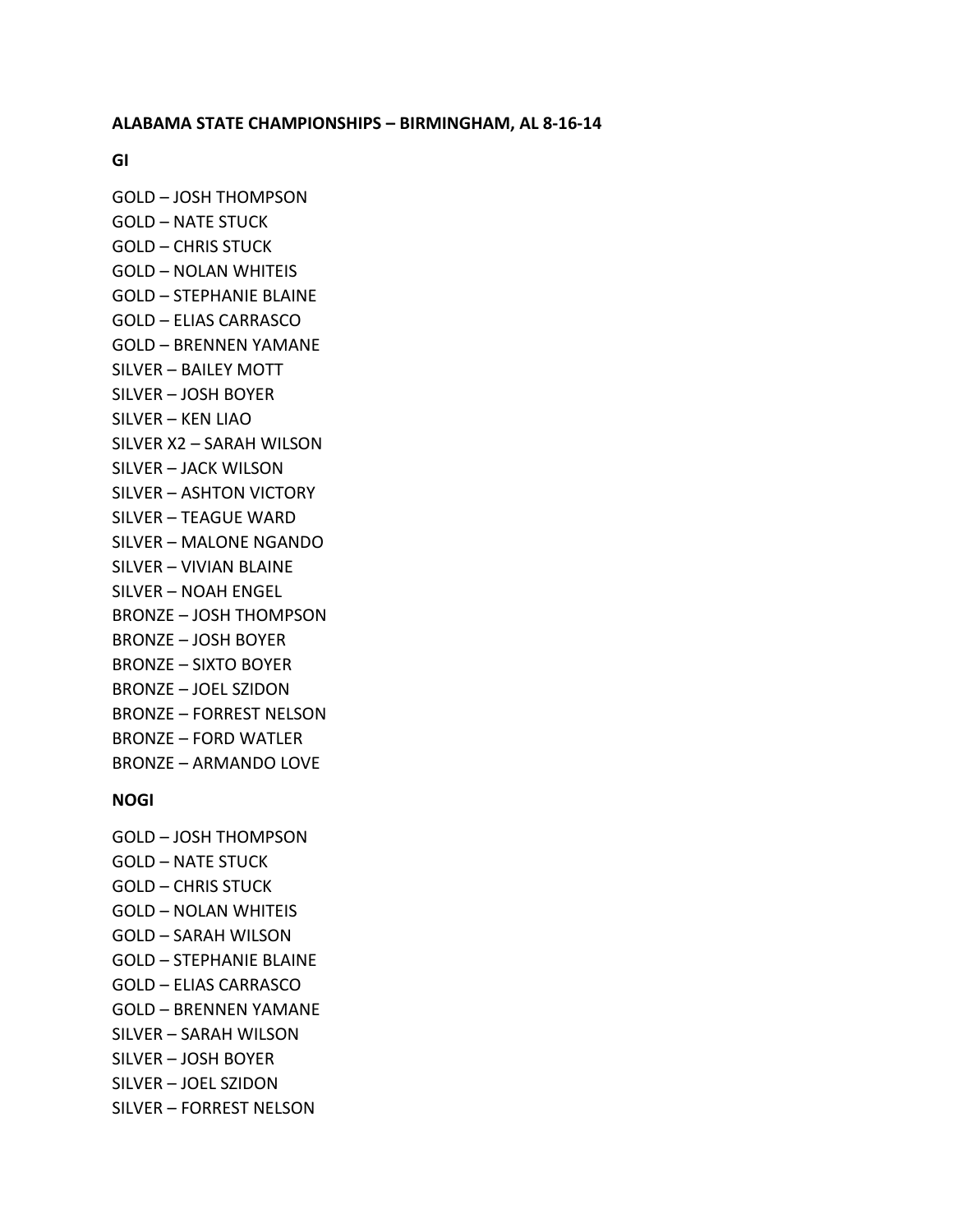**ALABAMA STATE CHAMPIONSHIPS – BIRMINGHAM, AL 8-16-14**

**GI**

GOLD – JOSH THOMPSON
GOLD – NATE STUCK
GOLD – CHRIS STUCK
GOLD – NOLAN WHITEIS
GOLD – STEPHANIE BLAINE
GOLD – ELIAS CARRASCO
GOLD – BRENNEN YAMANE
SILVER – BAILEY MOTT
SILVER – JOSH BOYER
SILVER – KEN LIAO
SILVER X2 – SARAH WILSON
SILVER – JACK WILSON
SILVER – ASHTON VICTORY
SILVER – TEAGUE WARD
SILVER – MALONE NGANDO
SILVER – VIVIAN BLAINE
SILVER – NOAH ENGEL
BRONZE – JOSH THOMPSON
BRONZE – JOSH BOYER
BRONZE – SIXTO BOYER
BRONZE – JOEL SZIDON
BRONZE – FORREST NELSON
BRONZE – FORD WATLER
BRONZE – ARMANDO LOVE

**NOGI**

GOLD – JOSH THOMPSON
GOLD – NATE STUCK
GOLD – CHRIS STUCK
GOLD – NOLAN WHITEIS
GOLD – SARAH WILSON
GOLD – STEPHANIE BLAINE
GOLD – ELIAS CARRASCO
GOLD – BRENNEN YAMANE
SILVER – SARAH WILSON
SILVER – JOSH BOYER
SILVER – JOEL SZIDON
SILVER – FORREST NELSON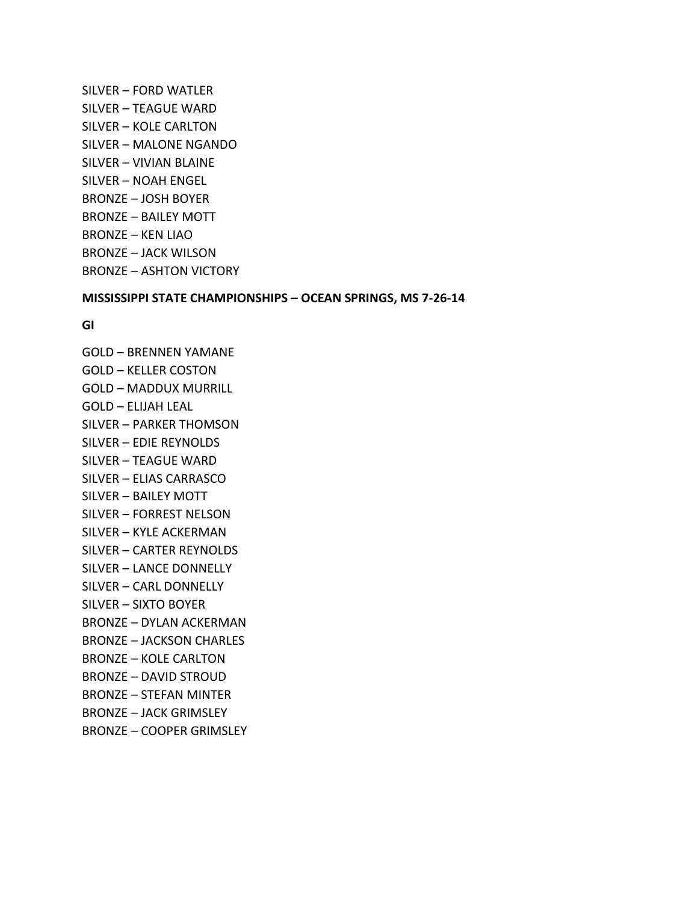SILVER – FORD WATLER
SILVER – TEAGUE WARD
SILVER – KOLE CARLTON
SILVER – MALONE NGANDO
SILVER – VIVIAN BLAINE
SILVER – NOAH ENGEL
BRONZE – JOSH BOYER
BRONZE – BAILEY MOTT
BRONZE – KEN LIAO
BRONZE – JACK WILSON
BRONZE – ASHTON VICTORY

**MISSISSIPPI STATE CHAMPIONSHIPS – OCEAN SPRINGS, MS 7-26-14**

**GI**

GOLD – BRENNEN YAMANE
GOLD – KELLER COSTON
GOLD – MADDUX MURRILL
GOLD – ELIJAH LEAL
SILVER – PARKER THOMSON
SILVER – EDIE REYNOLDS
SILVER – TEAGUE WARD
SILVER – ELIAS CARRASCO
SILVER – BAILEY MOTT
SILVER – FORREST NELSON
SILVER – KYLE ACKERMAN
SILVER – CARTER REYNOLDS
SILVER – LANCE DONNELLY
SILVER – CARL DONNELLY
SILVER – SIXTO BOYER
BRONZE – DYLAN ACKERMAN
BRONZE – JACKSON CHARLES
BRONZE – KOLE CARLTON
BRONZE – DAVID STROUD
BRONZE – STEFAN MINTER
BRONZE – JACK GRIMSLEY
BRONZE – COOPER GRIMSLEY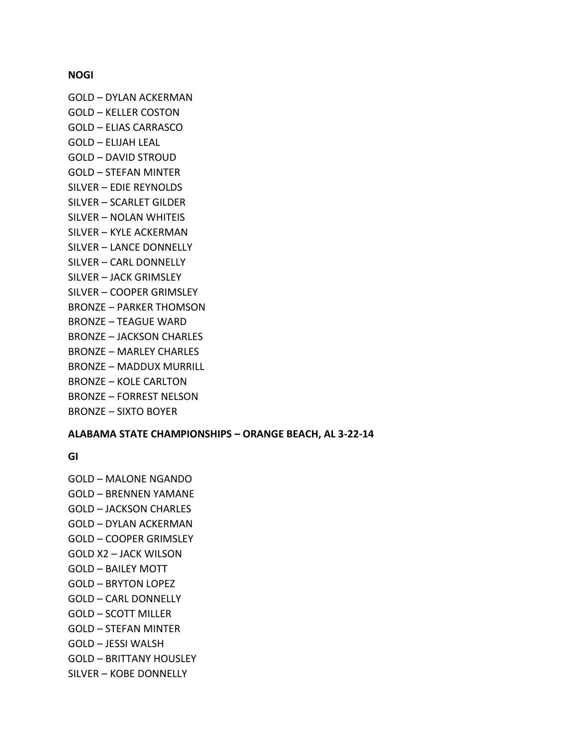**NOGI**

GOLD – DYLAN ACKERMAN
GOLD – KELLER COSTON
GOLD – ELIAS CARRASCO
GOLD – ELIJAH LEAL
GOLD – DAVID STROUD
GOLD – STEFAN MINTER
SILVER – EDIE REYNOLDS
SILVER – SCARLET GILDER
SILVER – NOLAN WHITEIS
SILVER – KYLE ACKERMAN
SILVER – LANCE DONNELLY
SILVER – CARL DONNELLY
SILVER – JACK GRIMSLEY
SILVER – COOPER GRIMSLEY
BRONZE – PARKER THOMSON
BRONZE – TEAGUE WARD
BRONZE – JACKSON CHARLES
BRONZE – MARLEY CHARLES
BRONZE – MADDUX MURRILL
BRONZE – KOLE CARLTON
BRONZE – FORREST NELSON
BRONZE – SIXTO BOYER

**ALABAMA STATE CHAMPIONSHIPS – ORANGE BEACH, AL 3-22-14**

**GI**

GOLD – MALONE NGANDO
GOLD – BRENNEN YAMANE
GOLD – JACKSON CHARLES
GOLD – DYLAN ACKERMAN
GOLD – COOPER GRIMSLEY
GOLD X2 – JACK WILSON
GOLD – BAILEY MOTT
GOLD – BRYTON LOPEZ
GOLD – CARL DONNELLY
GOLD – SCOTT MILLER
GOLD – STEFAN MINTER
GOLD – JESSI WALSH
GOLD – BRITTANY HOUSLEY
SILVER – KOBE DONNELLY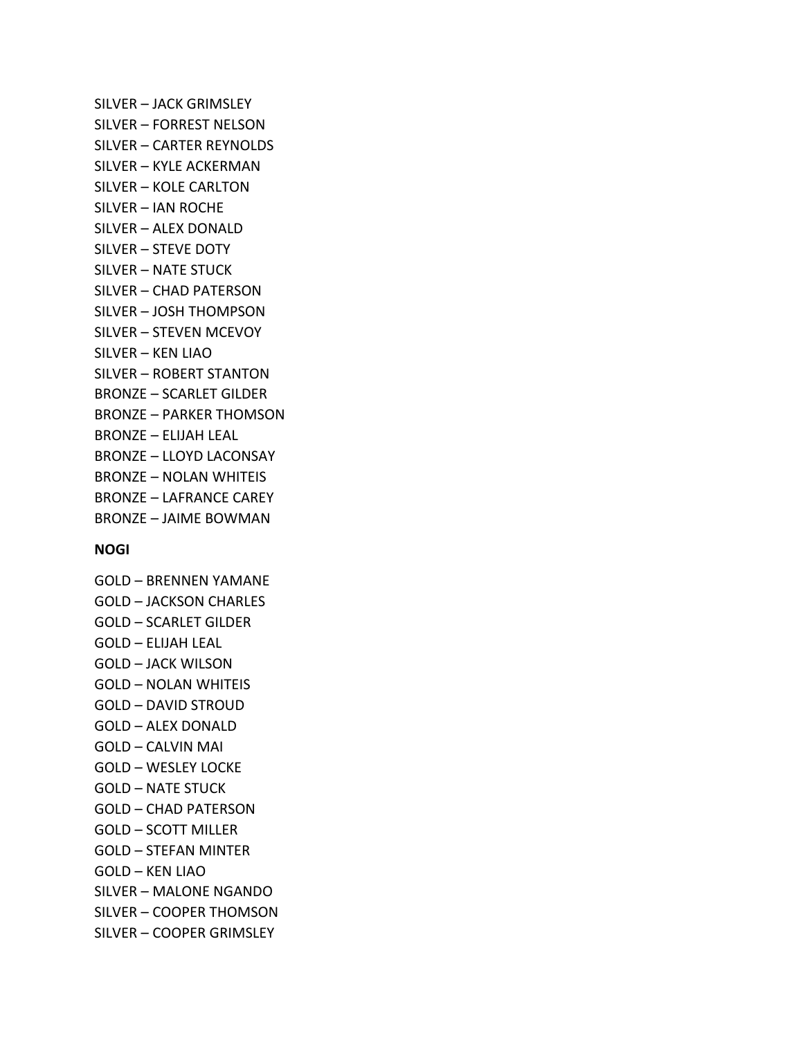SILVER – JACK GRIMSLEY
SILVER – FORREST NELSON
SILVER – CARTER REYNOLDS
SILVER – KYLE ACKERMAN
SILVER – KOLE CARLTON
SILVER – IAN ROCHE
SILVER – ALEX DONALD
SILVER – STEVE DOTY
SILVER – NATE STUCK
SILVER – CHAD PATERSON
SILVER – JOSH THOMPSON
SILVER – STEVEN MCEVOY
SILVER – KEN LIAO
SILVER – ROBERT STANTON
BRONZE – SCARLET GILDER
BRONZE – PARKER THOMSON
BRONZE – ELIJAH LEAL
BRONZE – LLOYD LACONSAY
BRONZE – NOLAN WHITEIS
BRONZE – LAFRANCE CAREY
BRONZE – JAIME BOWMAN

**NOGI**

GOLD – BRENNEN YAMANE
GOLD – JACKSON CHARLES
GOLD – SCARLET GILDER
GOLD – ELIJAH LEAL
GOLD – JACK WILSON
GOLD – NOLAN WHITEIS
GOLD – DAVID STROUD
GOLD – ALEX DONALD
GOLD – CALVIN MAI
GOLD – WESLEY LOCKE
GOLD – NATE STUCK
GOLD – CHAD PATERSON
GOLD – SCOTT MILLER
GOLD – STEFAN MINTER
GOLD – KEN LIAO
SILVER – MALONE NGANDO
SILVER – COOPER THOMSON
SILVER – COOPER GRIMSLEY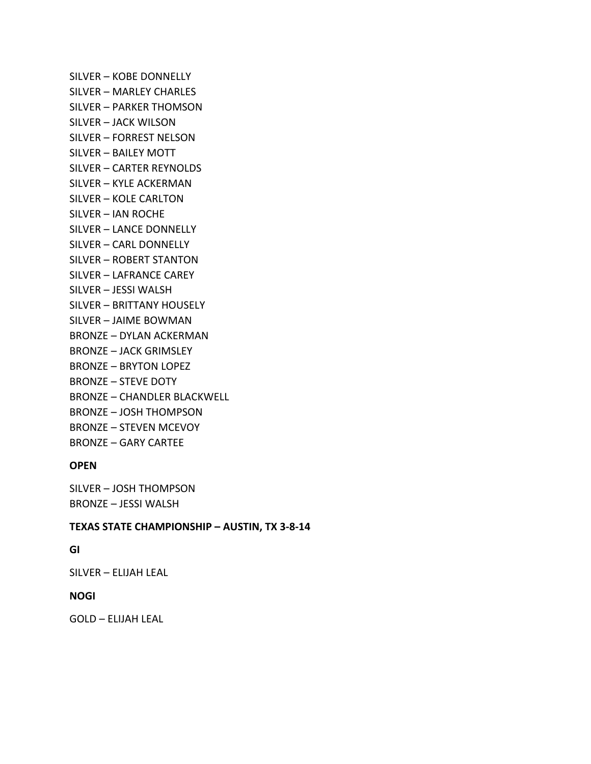SILVER – KOBE DONNELLY
SILVER – MARLEY CHARLES
SILVER – PARKER THOMSON
SILVER – JACK WILSON
SILVER – FORREST NELSON
SILVER – BAILEY MOTT
SILVER – CARTER REYNOLDS
SILVER – KYLE ACKERMAN
SILVER – KOLE CARLTON
SILVER – IAN ROCHE
SILVER – LANCE DONNELLY
SILVER – CARL DONNELLY
SILVER – ROBERT STANTON
SILVER – LAFRANCE CAREY
SILVER – JESSI WALSH
SILVER – BRITTANY HOUSELY
SILVER – JAIME BOWMAN
BRONZE – DYLAN ACKERMAN
BRONZE – JACK GRIMSLEY
BRONZE – BRYTON LOPEZ
BRONZE – STEVE DOTY
BRONZE – CHANDLER BLACKWELL
BRONZE – JOSH THOMPSON
BRONZE – STEVEN MCEVOY
BRONZE – GARY CARTEE

**OPEN**

SILVER – JOSH THOMPSON
BRONZE – JESSI WALSH

**TEXAS STATE CHAMPIONSHIP – AUSTIN, TX 3-8-14**

**GI**

SILVER – ELIJAH LEAL

**NOGI**

GOLD – ELIJAH LEAL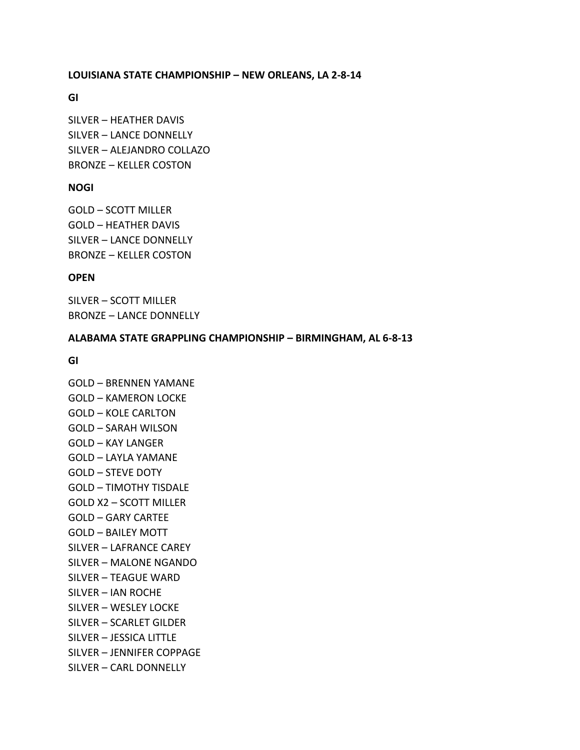**LOUISIANA STATE CHAMPIONSHIP – NEW ORLEANS, LA 2-8-14**

**GI**

SILVER – HEATHER DAVIS  
SILVER – LANCE DONNELLY  
SILVER – ALEJANDRO COLLAZO  
BRONZE – KELLER COSTON

**NOGI**

GOLD – SCOTT MILLER  
GOLD – HEATHER DAVIS  
SILVER – LANCE DONNELLY  
BRONZE – KELLER COSTON

**OPEN**

SILVER – SCOTT MILLER  
BRONZE – LANCE DONNELLY

**ALABAMA STATE GRAPPLING CHAMPIONSHIP – BIRMINGHAM, AL 6-8-13**

**GI**

GOLD – BRENNEN YAMANE  
GOLD – KAMERON LOCKE  
GOLD – KOLE CARLTON  
GOLD – SARAH WILSON  
GOLD – KAY LANGER  
GOLD – LAYLA YAMANE  
GOLD – STEVE DOTY  
GOLD – TIMOTHY TISDALE  
GOLD X2 – SCOTT MILLER  
GOLD – GARY CARTEE  
GOLD – BAILEY MOTT  
SILVER – LAFRANCE CAREY  
SILVER – MALONE NGANDO  
SILVER – TEAGUE WARD  
SILVER – IAN ROCHE  
SILVER – WESLEY LOCKE  
SILVER – SCARLET GILDER  
SILVER – JESSICA LITTLE  
SILVER – JENNIFER COPPAGE  
SILVER – CARL DONNELLY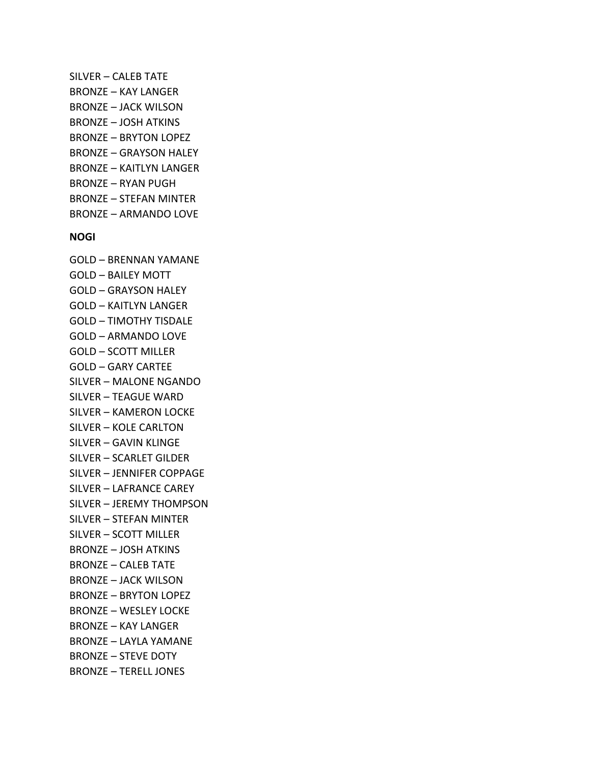SILVER – CALEB TATE
BRONZE – KAY LANGER
BRONZE – JACK WILSON
BRONZE – JOSH ATKINS
BRONZE – BRYTON LOPEZ
BRONZE – GRAYSON HALEY
BRONZE – KAITLYN LANGER
BRONZE – RYAN PUGH
BRONZE – STEFAN MINTER
BRONZE – ARMANDO LOVE

**NOGI**

GOLD – BRENNAN YAMANE
GOLD – BAILEY MOTT
GOLD – GRAYSON HALEY
GOLD – KAITLYN LANGER
GOLD – TIMOTHY TISDALE
GOLD – ARMANDO LOVE
GOLD – SCOTT MILLER
GOLD – GARY CARTEE
SILVER – MALONE NGANDO
SILVER – TEAGUE WARD
SILVER – KAMERON LOCKE
SILVER – KOLE CARLTON
SILVER – GAVIN KLINGE
SILVER – SCARLET GILDER
SILVER – JENNIFER COPPAGE
SILVER – LAFRANCE CAREY
SILVER – JEREMY THOMPSON
SILVER – STEFAN MINTER
SILVER – SCOTT MILLER
BRONZE – JOSH ATKINS
BRONZE – CALEB TATE
BRONZE – JACK WILSON
BRONZE – BRYTON LOPEZ
BRONZE – WESLEY LOCKE
BRONZE – KAY LANGER
BRONZE – LAYLA YAMANE
BRONZE – STEVE DOTY
BRONZE – TERELL JONES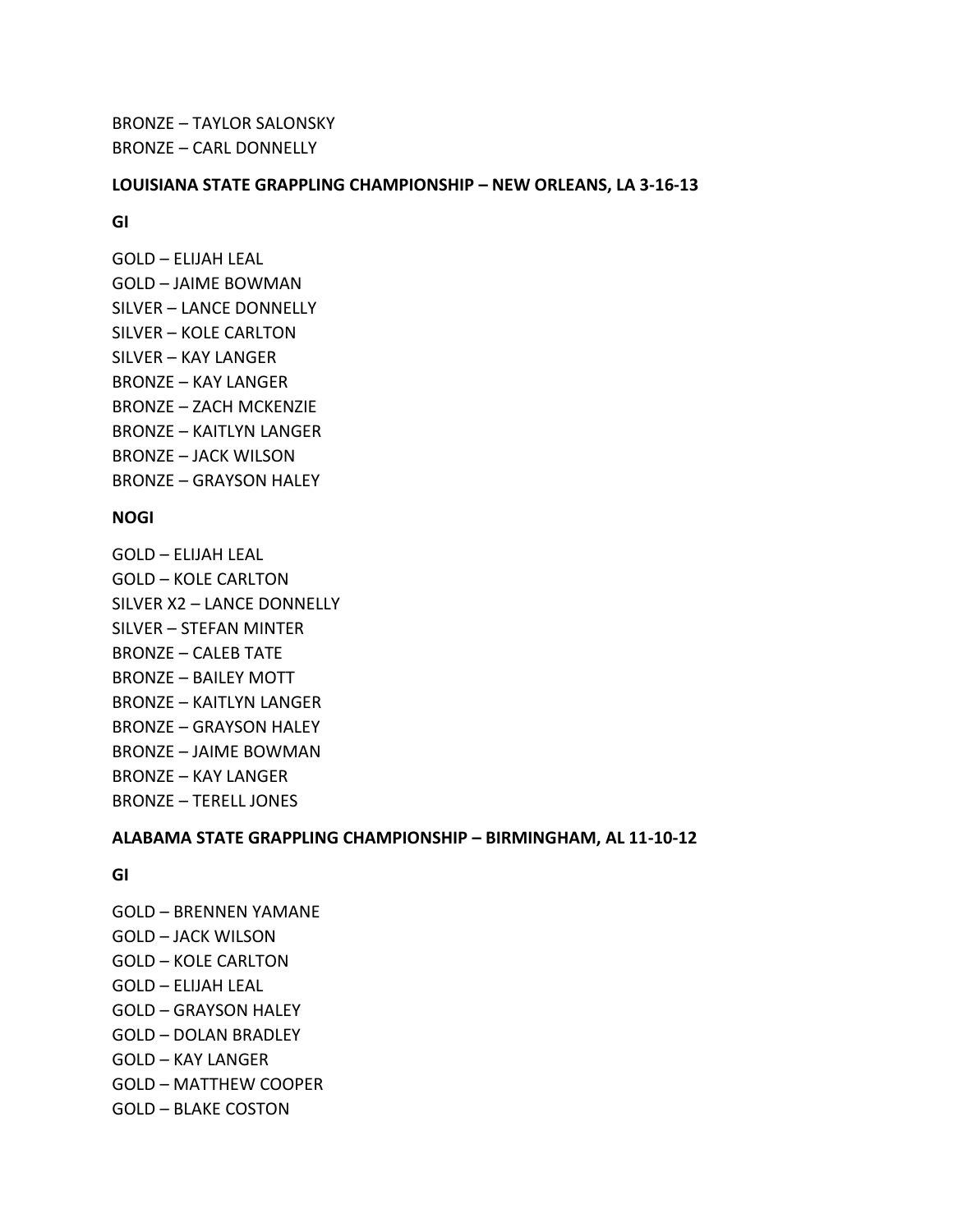BRONZE – TAYLOR SALONSKY
BRONZE – CARL DONNELLY

**LOUISIANA STATE GRAPPLING CHAMPIONSHIP – NEW ORLEANS, LA 3-16-13**

**GI**

GOLD – ELIJAH LEAL
GOLD – JAIME BOWMAN
SILVER – LANCE DONNELLY
SILVER – KOLE CARLTON
SILVER – KAY LANGER
BRONZE – KAY LANGER
BRONZE – ZACH MCKENZIE
BRONZE – KAITLYN LANGER
BRONZE – JACK WILSON
BRONZE – GRAYSON HALEY

**NOGI**

GOLD – ELIJAH LEAL
GOLD – KOLE CARLTON
SILVER X2 – LANCE DONNELLY
SILVER – STEFAN MINTER
BRONZE – CALEB TATE
BRONZE – BAILEY MOTT
BRONZE – KAITLYN LANGER
BRONZE – GRAYSON HALEY
BRONZE – JAIME BOWMAN
BRONZE – KAY LANGER
BRONZE – TERELL JONES

**ALABAMA STATE GRAPPLING CHAMPIONSHIP – BIRMINGHAM, AL 11-10-12**

**GI**

GOLD – BRENNEN YAMANE
GOLD – JACK WILSON
GOLD – KOLE CARLTON
GOLD – ELIJAH LEAL
GOLD – GRAYSON HALEY
GOLD – DOLAN BRADLEY
GOLD – KAY LANGER
GOLD – MATTHEW COOPER
GOLD – BLAKE COSTON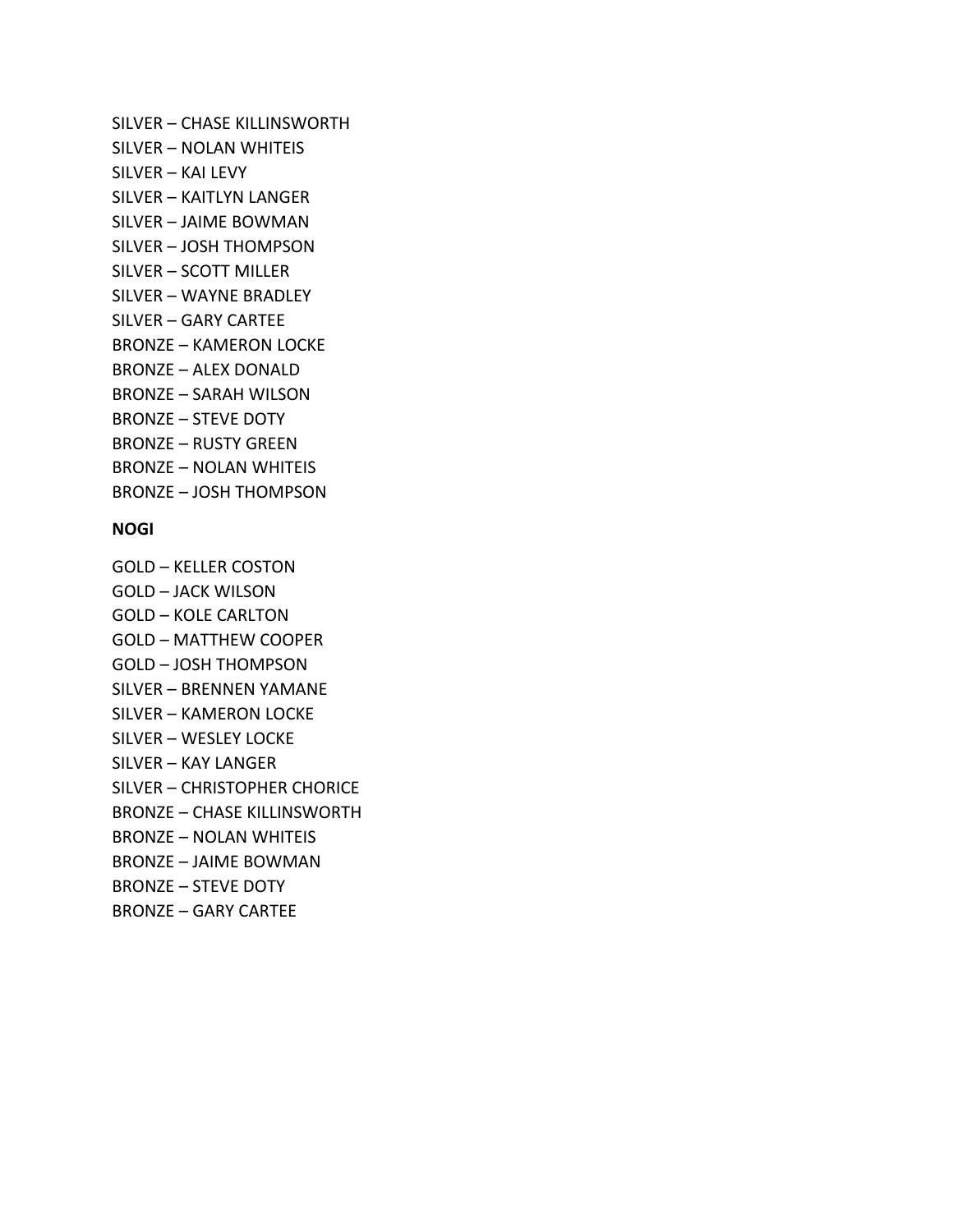SILVER – CHASE KILLINSWORTH
SILVER – NOLAN WHITEIS
SILVER – KAI LEVY
SILVER – KAITLYN LANGER
SILVER – JAIME BOWMAN
SILVER – JOSH THOMPSON
SILVER – SCOTT MILLER
SILVER – WAYNE BRADLEY
SILVER – GARY CARTEE
BRONZE – KAMERON LOCKE
BRONZE – ALEX DONALD
BRONZE – SARAH WILSON
BRONZE – STEVE DOTY
BRONZE – RUSTY GREEN
BRONZE – NOLAN WHITEIS
BRONZE – JOSH THOMPSON

**NOGI**

GOLD – KELLER COSTON
GOLD – JACK WILSON
GOLD – KOLE CARLTON
GOLD – MATTHEW COOPER
GOLD – JOSH THOMPSON
SILVER – BRENNEN YAMANE
SILVER – KAMERON LOCKE
SILVER – WESLEY LOCKE
SILVER – KAY LANGER
SILVER – CHRISTOPHER CHORICE
BRONZE – CHASE KILLINSWORTH
BRONZE – NOLAN WHITEIS
BRONZE – JAIME BOWMAN
BRONZE – STEVE DOTY
BRONZE – GARY CARTEE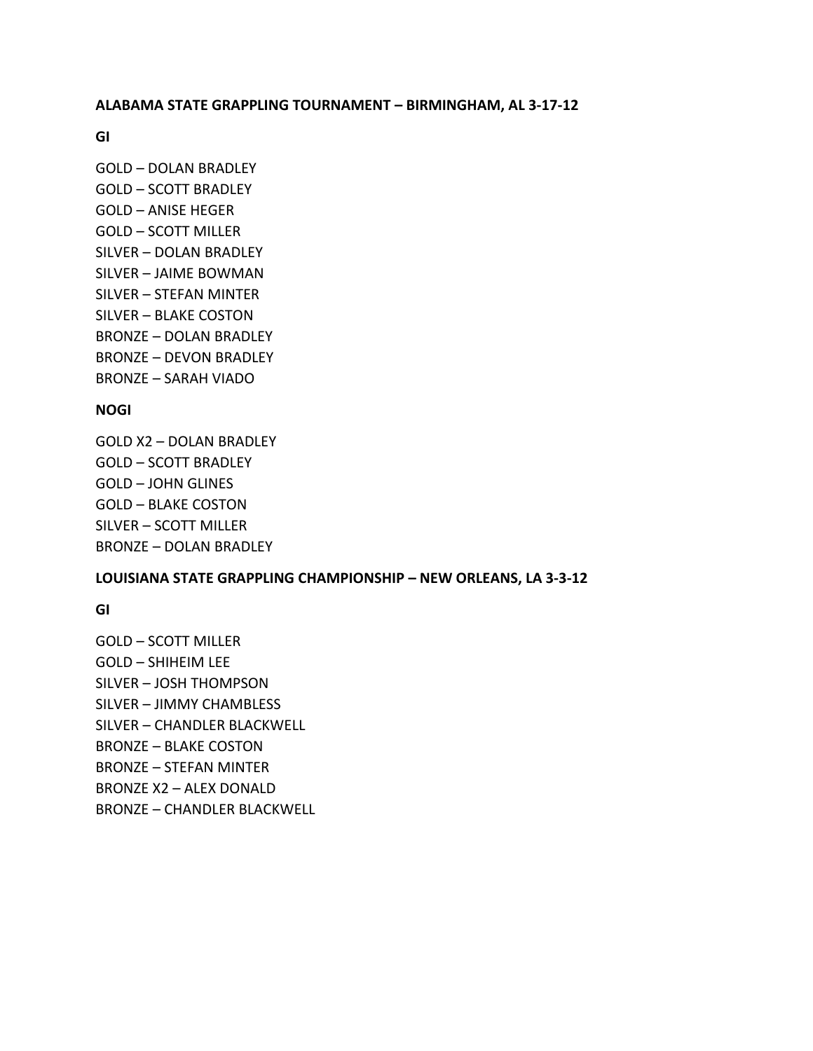**ALABAMA STATE GRAPPLING TOURNAMENT – BIRMINGHAM, AL 3-17-12**

**GI**

GOLD – DOLAN BRADLEY
GOLD – SCOTT BRADLEY
GOLD – ANISE HEGER
GOLD – SCOTT MILLER
SILVER – DOLAN BRADLEY
SILVER – JAIME BOWMAN
SILVER – STEFAN MINTER
SILVER – BLAKE COSTON
BRONZE – DOLAN BRADLEY
BRONZE – DEVON BRADLEY
BRONZE – SARAH VIADO

**NOGI**

GOLD X2 – DOLAN BRADLEY
GOLD – SCOTT BRADLEY
GOLD – JOHN GLINES
GOLD – BLAKE COSTON
SILVER – SCOTT MILLER
BRONZE – DOLAN BRADLEY

**LOUISIANA STATE GRAPPLING CHAMPIONSHIP – NEW ORLEANS, LA 3-3-12**

**GI**

GOLD – SCOTT MILLER
GOLD – SHIHEIM LEE
SILVER – JOSH THOMPSON
SILVER – JIMMY CHAMBLESS
SILVER – CHANDLER BLACKWELL
BRONZE – BLAKE COSTON
BRONZE – STEFAN MINTER
BRONZE X2 – ALEX DONALD
BRONZE – CHANDLER BLACKWELL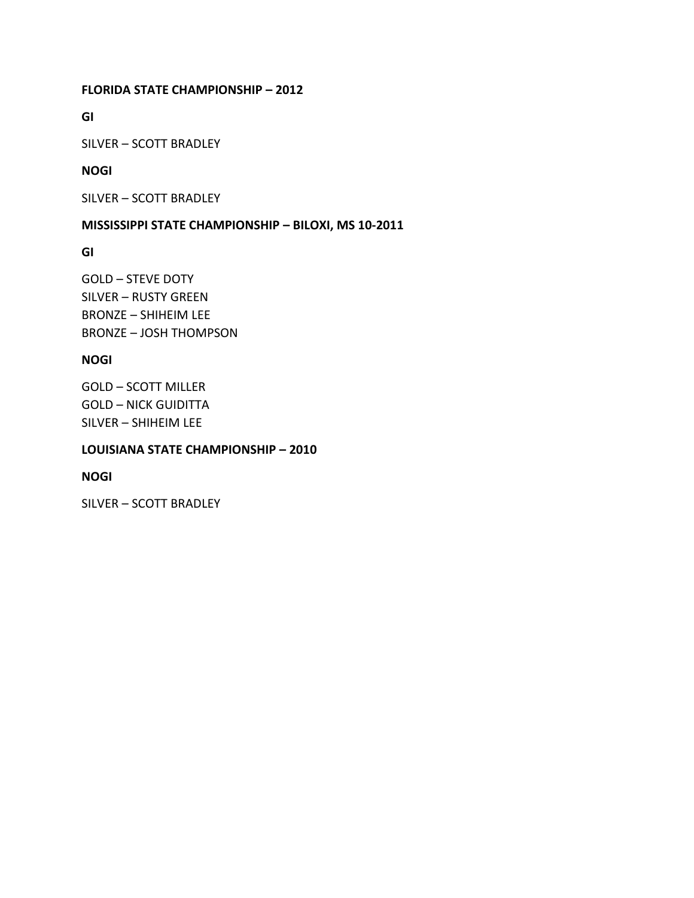**FLORIDA STATE CHAMPIONSHIP – 2012**

**GI**

SILVER – SCOTT BRADLEY

**NOGI**

SILVER – SCOTT BRADLEY

**MISSISSIPPI STATE CHAMPIONSHIP – BILOXI, MS 10-2011**

**GI**

GOLD – STEVE DOTY
SILVER – RUSTY GREEN
BRONZE – SHIHEIM LEE
BRONZE – JOSH THOMPSON

**NOGI**

GOLD – SCOTT MILLER
GOLD – NICK GUIDITTA
SILVER – SHIHEIM LEE

**LOUISIANA STATE CHAMPIONSHIP – 2010**

**NOGI**

SILVER – SCOTT BRADLEY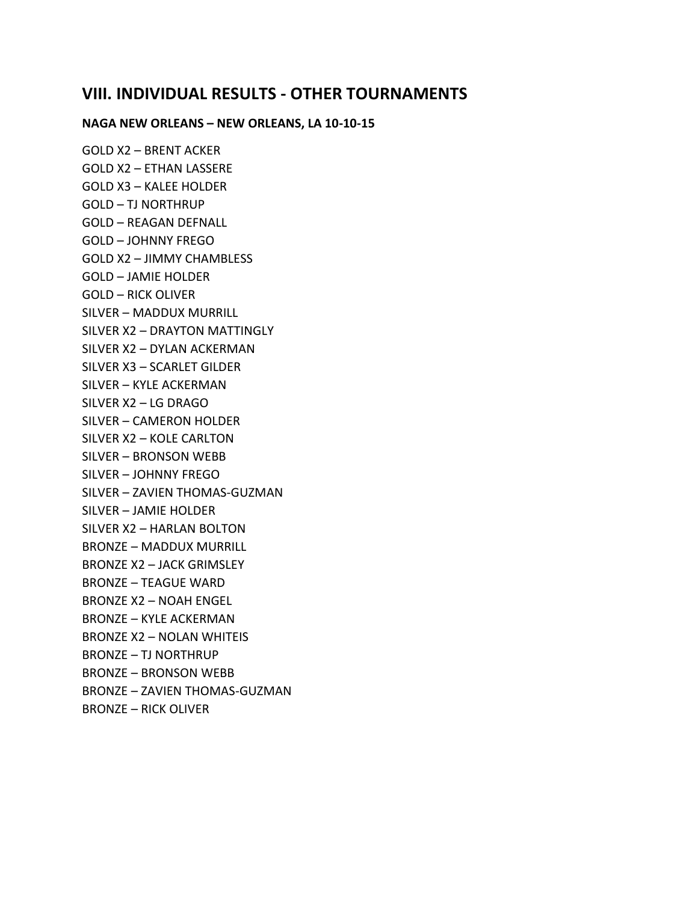## VIII. INDIVIDUAL RESULTS - OTHER TOURNAMENTS

**NAGA NEW ORLEANS – NEW ORLEANS, LA 10-10-15**

GOLD X2 – BRENT ACKER
GOLD X2 – ETHAN LASSERE
GOLD X3 – KALEE HOLDER
GOLD – TJ NORTHRUP
GOLD – REAGAN DEFNALL
GOLD – JOHNNY FREGO
GOLD X2 – JIMMY CHAMBLESS
GOLD – JAMIE HOLDER
GOLD – RICK OLIVER
SILVER – MADDUX MURRILL
SILVER X2 – DRAYTON MATTINGLY
SILVER X2 – DYLAN ACKERMAN
SILVER X3 – SCARLET GILDER
SILVER – KYLE ACKERMAN
SILVER X2 – LG DRAGO
SILVER – CAMERON HOLDER
SILVER X2 – KOLE CARLTON
SILVER – BRONSON WEBB
SILVER – JOHNNY FREGO
SILVER – ZAVIEN THOMAS-GUZMAN
SILVER – JAMIE HOLDER
SILVER X2 – HARLAN BOLTON
BRONZE – MADDUX MURRILL
BRONZE X2 – JACK GRIMSLEY
BRONZE – TEAGUE WARD
BRONZE X2 – NOAH ENGEL
BRONZE – KYLE ACKERMAN
BRONZE X2 – NOLAN WHITEIS
BRONZE – TJ NORTHRUP
BRONZE – BRONSON WEBB
BRONZE – ZAVIEN THOMAS-GUZMAN
BRONZE – RICK OLIVER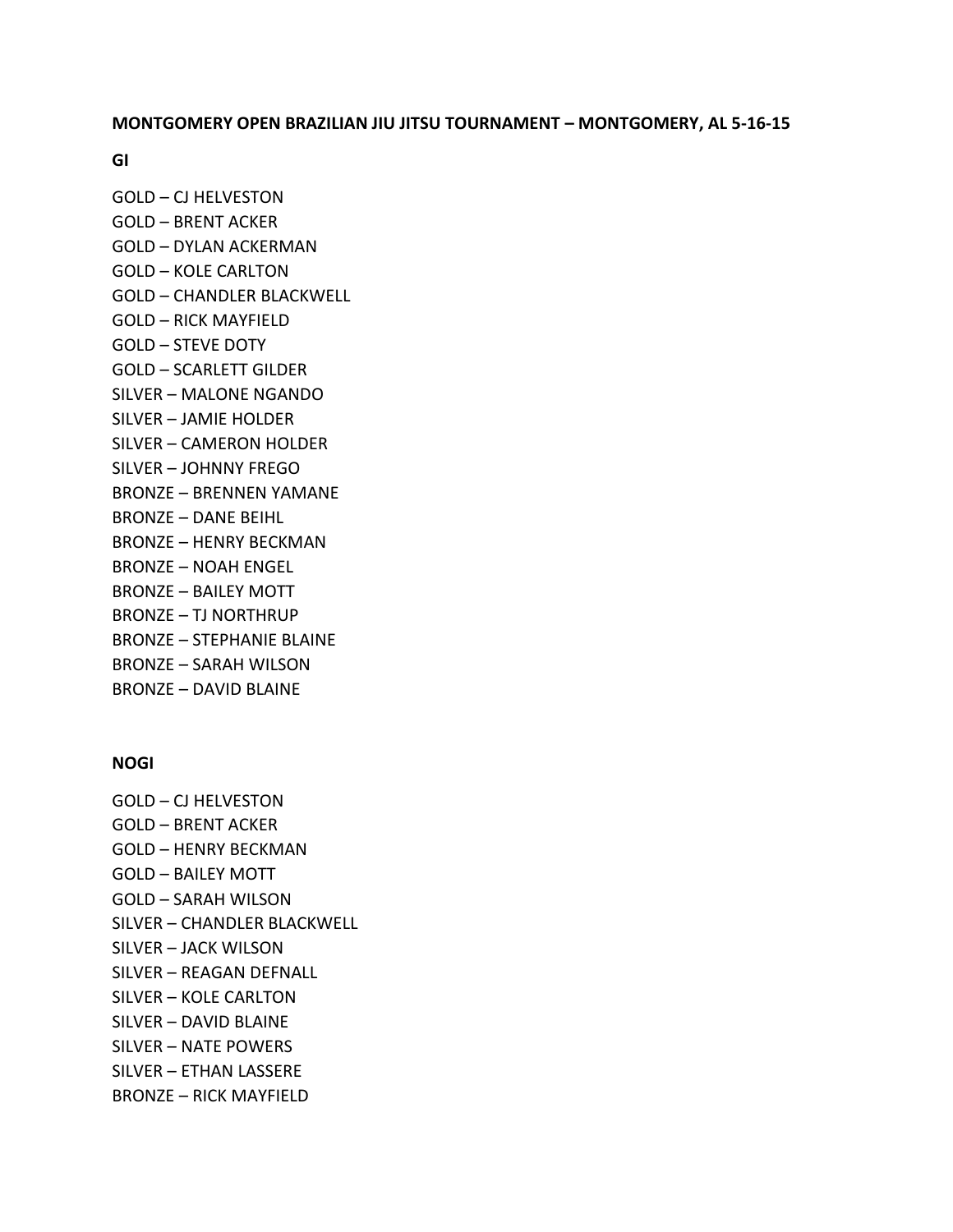**MONTGOMERY OPEN BRAZILIAN JIU JITSU TOURNAMENT – MONTGOMERY, AL 5-16-15**

**GI**

GOLD – CJ HELVESTON
GOLD – BRENT ACKER
GOLD – DYLAN ACKERMAN
GOLD – KOLE CARLTON
GOLD – CHANDLER BLACKWELL
GOLD – RICK MAYFIELD
GOLD – STEVE DOTY
GOLD – SCARLETT GILDER
SILVER – MALONE NGANDO
SILVER – JAMIE HOLDER
SILVER – CAMERON HOLDER
SILVER – JOHNNY FREGO
BRONZE – BRENNEN YAMANE
BRONZE – DANE BEIHL
BRONZE – HENRY BECKMAN
BRONZE – NOAH ENGEL
BRONZE – BAILEY MOTT
BRONZE – TJ NORTHRUP
BRONZE – STEPHANIE BLAINE
BRONZE – SARAH WILSON
BRONZE – DAVID BLAINE

**NOGI**

GOLD – CJ HELVESTON
GOLD – BRENT ACKER
GOLD – HENRY BECKMAN
GOLD – BAILEY MOTT
GOLD – SARAH WILSON
SILVER – CHANDLER BLACKWELL
SILVER – JACK WILSON
SILVER – REAGAN DEFNALL
SILVER – KOLE CARLTON
SILVER – DAVID BLAINE
SILVER – NATE POWERS
SILVER – ETHAN LASSERE
BRONZE – RICK MAYFIELD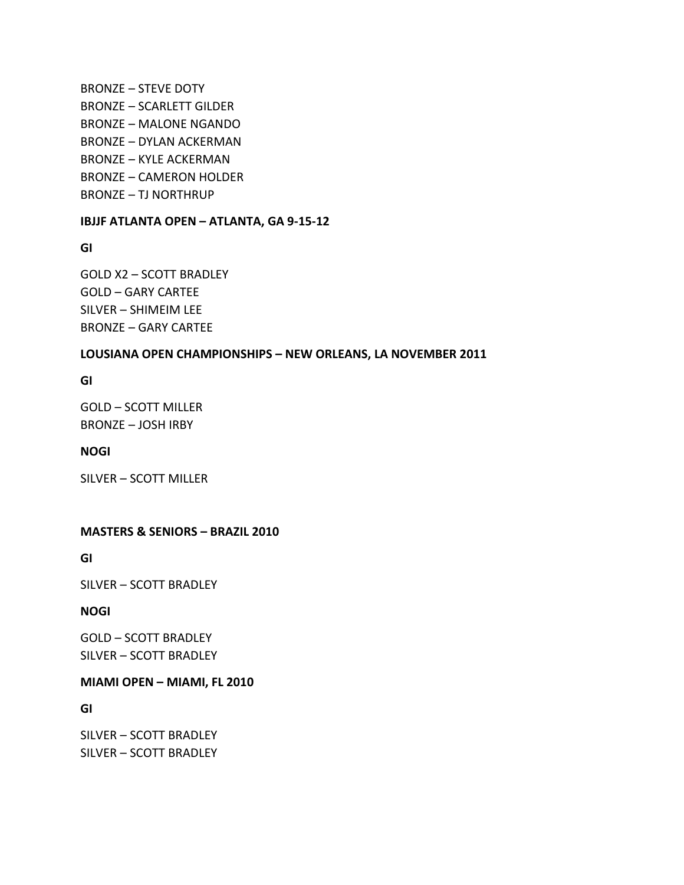BRONZE – STEVE DOTY  
BRONZE – SCARLETT GILDER  
BRONZE – MALONE NGANDO  
BRONZE – DYLAN ACKERMAN  
BRONZE – KYLE ACKERMAN  
BRONZE – CAMERON HOLDER  
BRONZE – TJ NORTHRUP

**IBJJF ATLANTA OPEN – ATLANTA, GA 9-15-12**

**GI**

GOLD X2 – SCOTT BRADLEY  
GOLD – GARY CARTEE  
SILVER – SHIMEIM LEE  
BRONZE – GARY CARTEE

**LOUSIANA OPEN CHAMPIONSHIPS – NEW ORLEANS, LA NOVEMBER 2011**

**GI**

GOLD – SCOTT MILLER  
BRONZE – JOSH IRBY

**NOGI**

SILVER – SCOTT MILLER

**MASTERS & SENIORS – BRAZIL 2010**

**GI**

SILVER – SCOTT BRADLEY

**NOGI**

GOLD – SCOTT BRADLEY  
SILVER – SCOTT BRADLEY

**MIAMI OPEN – MIAMI, FL 2010**

**GI**

SILVER – SCOTT BRADLEY  
SILVER – SCOTT BRADLEY